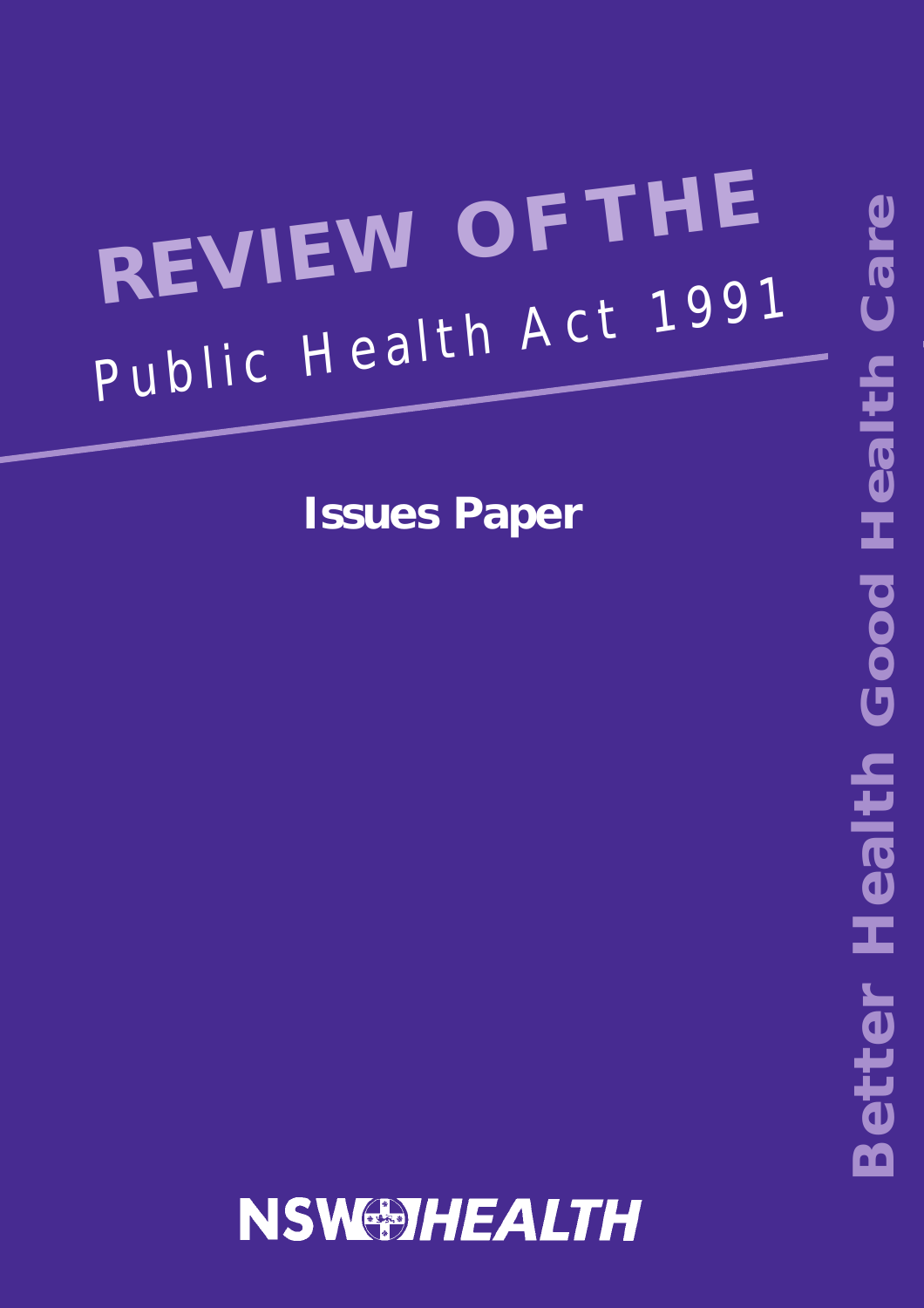# REVIEW OF THE *Public Health Act 1991*

## Issues Paper

Better Health Good Health Care

NSW HEALTH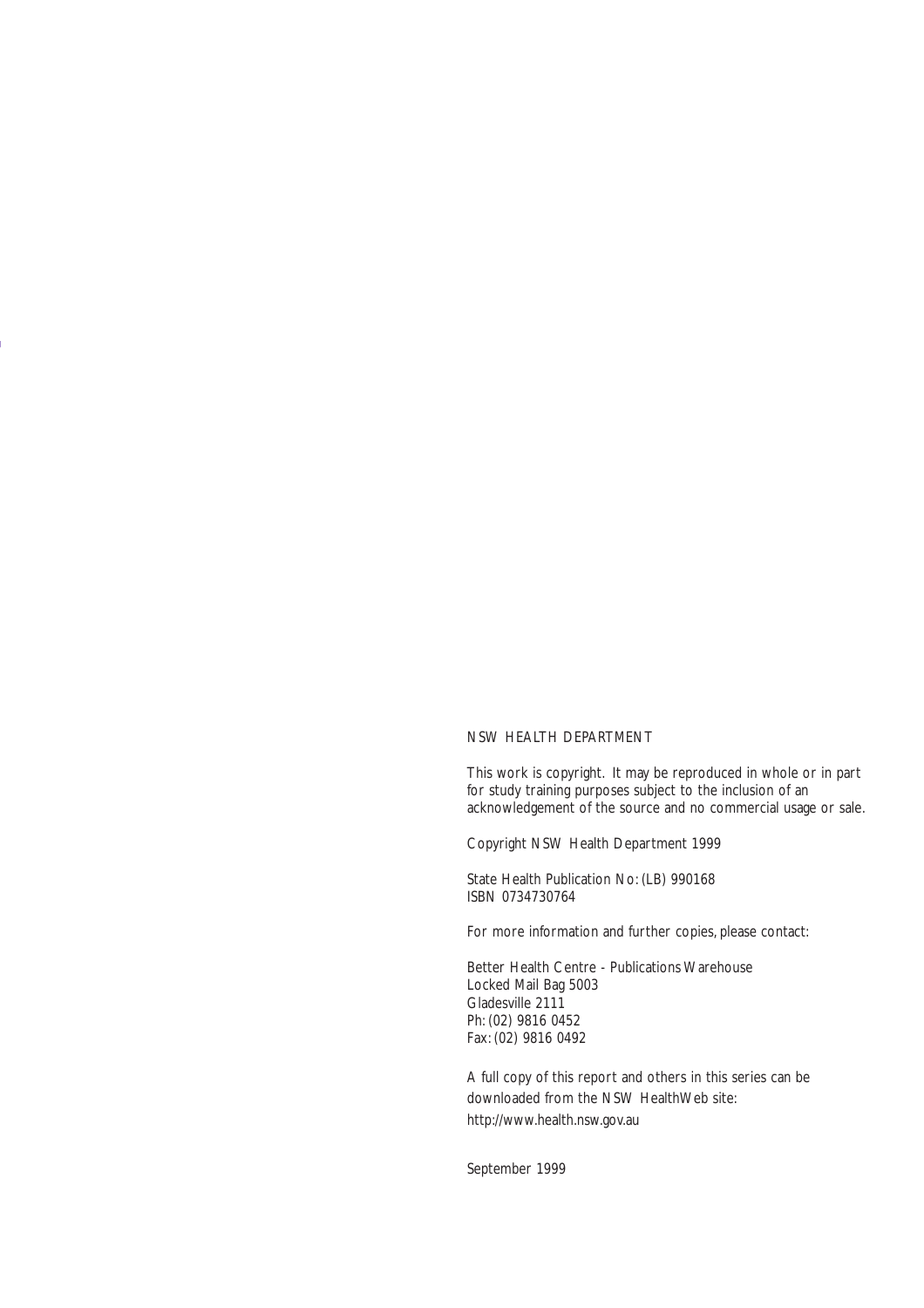NSW HEALTH DEPARTMENT

This work is copyright. It may be reproduced in whole or in part for study training purposes subject to the inclusion of an acknowledgement of the source and no commercial usage or sale.

Copyright NSW Health Department 1999

State Health Publication No: (LB) 990168
ISBN 0734730764

For more information and further copies, please contact:

Better Health Centre - Publications Warehouse
Locked Mail Bag 5003
Gladesville 2111
Ph: (02) 9816 0452
Fax: (02) 9816 0492

A full copy of this report and others in this series can be downloaded from the NSW HealthWeb site:
http://www.health.nsw.gov.au

September 1999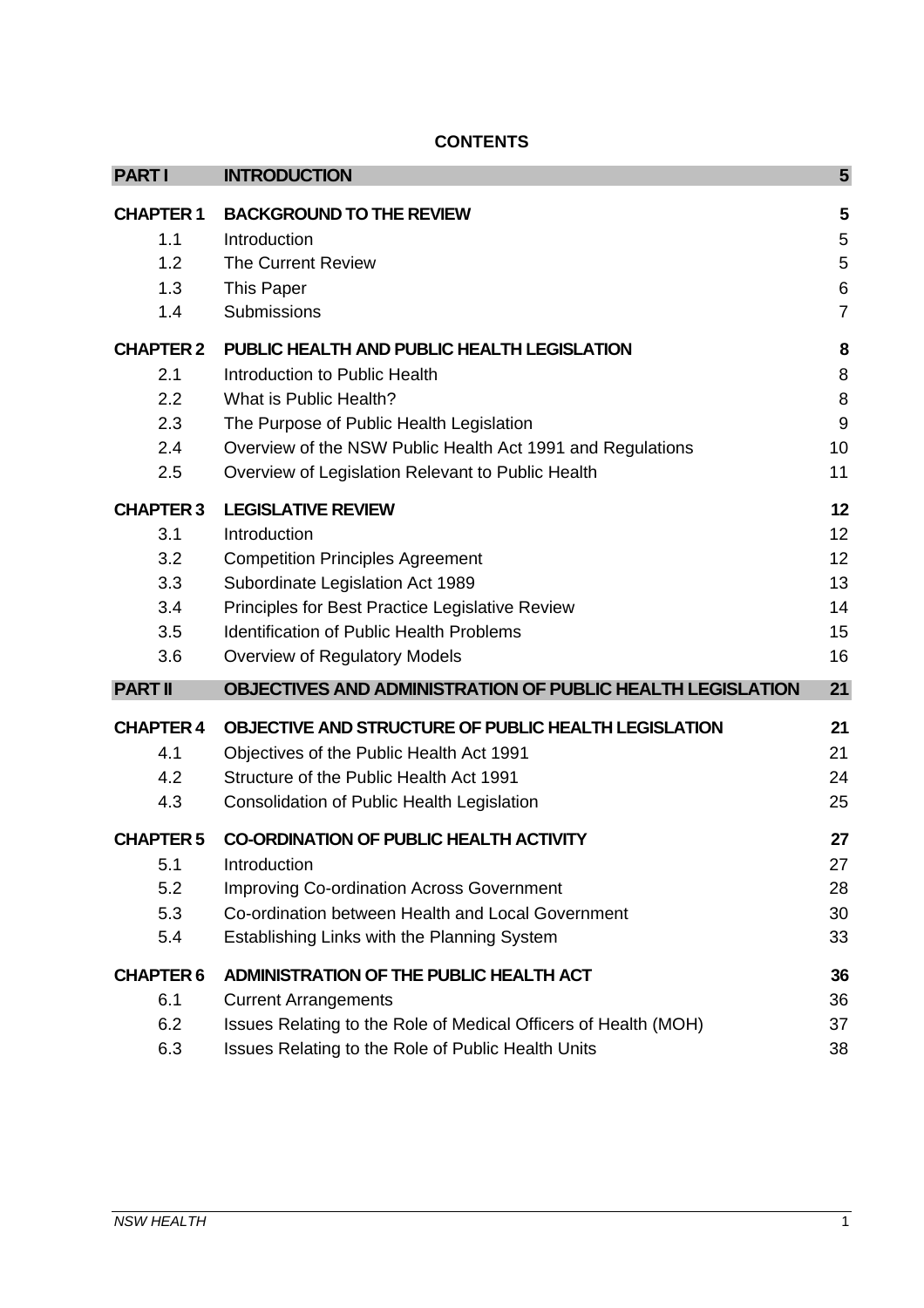**CONTENTS**

| | | |
|---|---|---|
| **PART I** | **INTRODUCTION** | **5** |
| **CHAPTER 1** | **BACKGROUND TO THE REVIEW** | **5** |
| 1.1 | Introduction | 5 |
| 1.2 | The Current Review | 5 |
| 1.3 | This Paper | 6 |
| 1.4 | Submissions | 7 |
| **CHAPTER 2** | **PUBLIC HEALTH AND PUBLIC HEALTH LEGISLATION** | **8** |
| 2.1 | Introduction to Public Health | 8 |
| 2.2 | What is Public Health? | 8 |
| 2.3 | The Purpose of Public Health Legislation | 9 |
| 2.4 | Overview of the NSW Public Health Act 1991 and Regulations | 10 |
| 2.5 | Overview of Legislation Relevant to Public Health | 11 |
| **CHAPTER 3** | **LEGISLATIVE REVIEW** | **12** |
| 3.1 | Introduction | 12 |
| 3.2 | Competition Principles Agreement | 12 |
| 3.3 | Subordinate Legislation Act 1989 | 13 |
| 3.4 | Principles for Best Practice Legislative Review | 14 |
| 3.5 | Identification of Public Health Problems | 15 |
| 3.6 | Overview of Regulatory Models | 16 |
| **PART II** | **OBJECTIVES AND ADMINISTRATION OF PUBLIC HEALTH LEGISLATION** | **21** |
| **CHAPTER 4** | **OBJECTIVE AND STRUCTURE OF PUBLIC HEALTH LEGISLATION** | **21** |
| 4.1 | Objectives of the Public Health Act 1991 | 21 |
| 4.2 | Structure of the Public Health Act 1991 | 24 |
| 4.3 | Consolidation of Public Health Legislation | 25 |
| **CHAPTER 5** | **CO-ORDINATION OF PUBLIC HEALTH ACTIVITY** | **27** |
| 5.1 | Introduction | 27 |
| 5.2 | Improving Co-ordination Across Government | 28 |
| 5.3 | Co-ordination between Health and Local Government | 30 |
| 5.4 | Establishing Links with the Planning System | 33 |
| **CHAPTER 6** | **ADMINISTRATION OF THE PUBLIC HEALTH ACT** | **36** |
| 6.1 | Current Arrangements | 36 |
| 6.2 | Issues Relating to the Role of Medical Officers of Health (MOH) | 37 |
| 6.3 | Issues Relating to the Role of Public Health Units | 38 |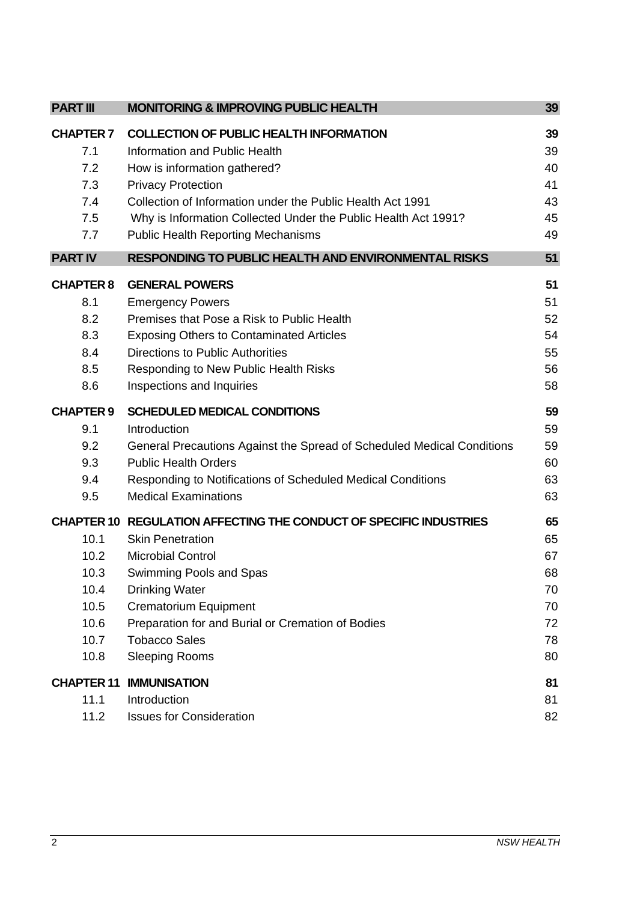| | | |
|---|---|---|
| **PART III** | **MONITORING & IMPROVING PUBLIC HEALTH** | **39** |
| **CHAPTER 7** | **COLLECTION OF PUBLIC HEALTH INFORMATION** | **39** |
| 7.1 | Information and Public Health | 39 |
| 7.2 | How is information gathered? | 40 |
| 7.3 | Privacy Protection | 41 |
| 7.4 | Collection of Information under the Public Health Act 1991 | 43 |
| 7.5 | Why is Information Collected Under the Public Health Act 1991? | 45 |
| 7.7 | Public Health Reporting Mechanisms | 49 |
| **PART IV** | **RESPONDING TO PUBLIC HEALTH AND ENVIRONMENTAL RISKS** | **51** |
| **CHAPTER 8** | **GENERAL POWERS** | **51** |
| 8.1 | Emergency Powers | 51 |
| 8.2 | Premises that Pose a Risk to Public Health | 52 |
| 8.3 | Exposing Others to Contaminated Articles | 54 |
| 8.4 | Directions to Public Authorities | 55 |
| 8.5 | Responding to New Public Health Risks | 56 |
| 8.6 | Inspections and Inquiries | 58 |
| **CHAPTER 9** | **SCHEDULED MEDICAL CONDITIONS** | **59** |
| 9.1 | Introduction | 59 |
| 9.2 | General Precautions Against the Spread of Scheduled Medical Conditions | 59 |
| 9.3 | Public Health Orders | 60 |
| 9.4 | Responding to Notifications of Scheduled Medical Conditions | 63 |
| 9.5 | Medical Examinations | 63 |
| **CHAPTER 10** | **REGULATION AFFECTING THE CONDUCT OF SPECIFIC INDUSTRIES** | **65** |
| 10.1 | Skin Penetration | 65 |
| 10.2 | Microbial Control | 67 |
| 10.3 | Swimming Pools and Spas | 68 |
| 10.4 | Drinking Water | 70 |
| 10.5 | Crematorium Equipment | 70 |
| 10.6 | Preparation for and Burial or Cremation of Bodies | 72 |
| 10.7 | Tobacco Sales | 78 |
| 10.8 | Sleeping Rooms | 80 |
| **CHAPTER 11** | **IMMUNISATION** | **81** |
| 11.1 | Introduction | 81 |
| 11.2 | Issues for Consideration | 82 |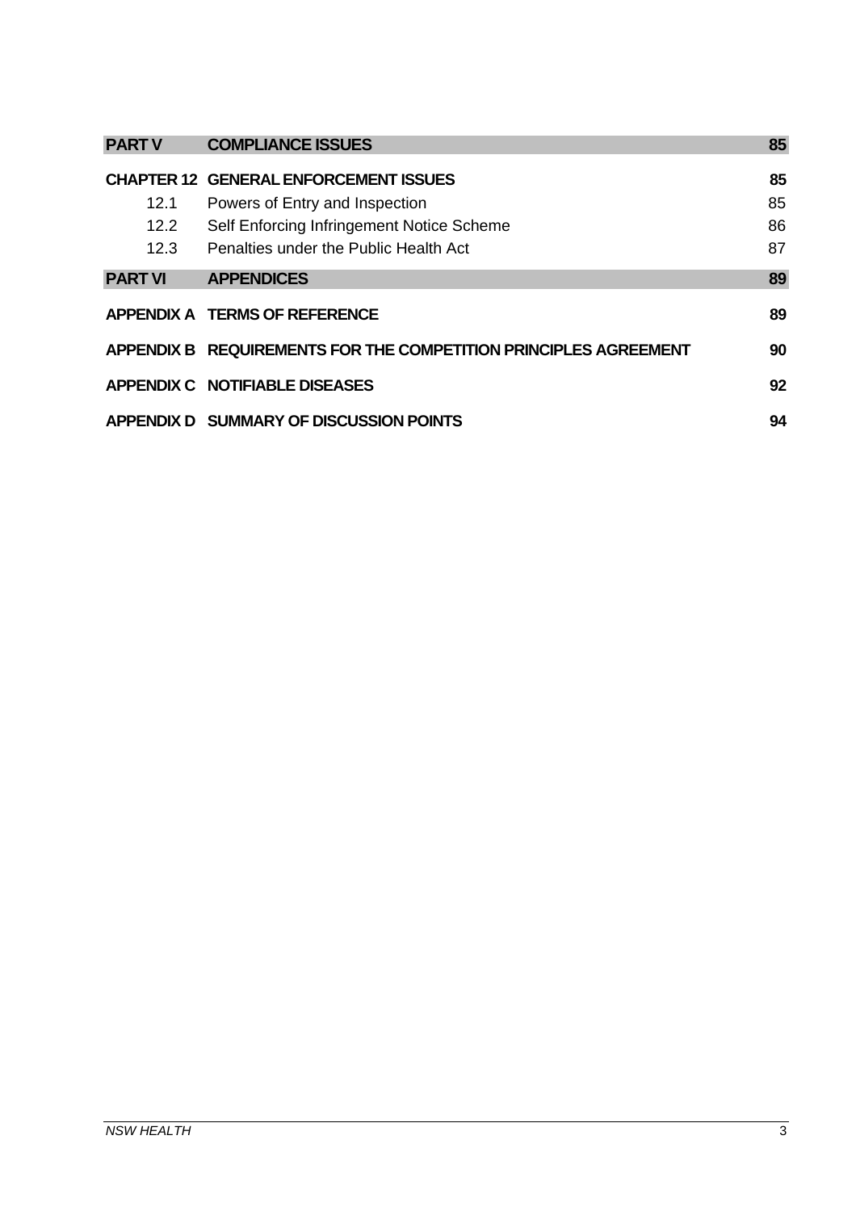| | | |
|---|---|---|
| **PART V** | **COMPLIANCE ISSUES** | **85** |
| **CHAPTER 12** | **GENERAL ENFORCEMENT ISSUES** | **85** |
| 12.1 | Powers of Entry and Inspection | 85 |
| 12.2 | Self Enforcing Infringement Notice Scheme | 86 |
| 12.3 | Penalties under the Public Health Act | 87 |
| **PART VI** | **APPENDICES** | **89** |
| **APPENDIX A** | **TERMS OF REFERENCE** | **89** |
| **APPENDIX B** | **REQUIREMENTS FOR THE COMPETITION PRINCIPLES AGREEMENT** | **90** |
| **APPENDIX C** | **NOTIFIABLE DISEASES** | **92** |
| **APPENDIX D** | **SUMMARY OF DISCUSSION POINTS** | **94** |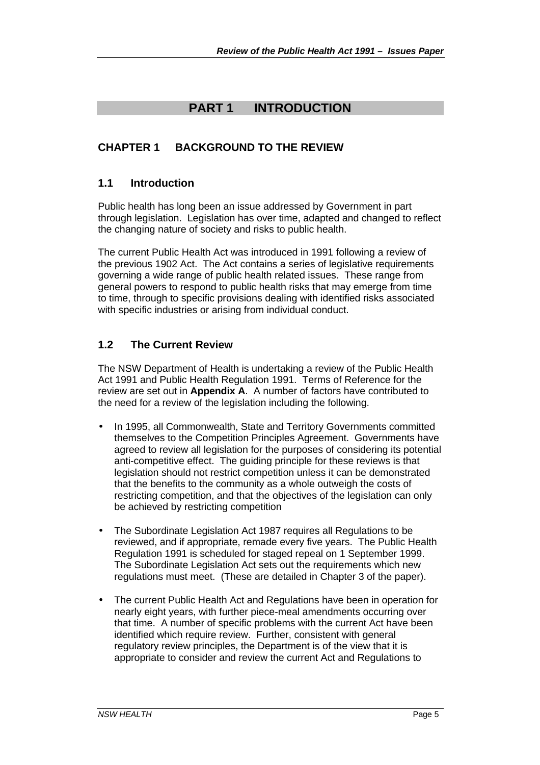# PART 1 INTRODUCTION

## CHAPTER 1 BACKGROUND TO THE REVIEW

### 1.1 Introduction

Public health has long been an issue addressed by Government in part through legislation. Legislation has over time, adapted and changed to reflect the changing nature of society and risks to public health.

The current Public Health Act was introduced in 1991 following a review of the previous 1902 Act. The Act contains a series of legislative requirements governing a wide range of public health related issues. These range from general powers to respond to public health risks that may emerge from time to time, through to specific provisions dealing with identified risks associated with specific industries or arising from individual conduct.

### 1.2 The Current Review

The NSW Department of Health is undertaking a review of the Public Health Act 1991 and Public Health Regulation 1991. Terms of Reference for the review are set out in **Appendix A**. A number of factors have contributed to the need for a review of the legislation including the following.

- In 1995, all Commonwealth, State and Territory Governments committed themselves to the Competition Principles Agreement. Governments have agreed to review all legislation for the purposes of considering its potential anti-competitive effect. The guiding principle for these reviews is that legislation should not restrict competition unless it can be demonstrated that the benefits to the community as a whole outweigh the costs of restricting competition, and that the objectives of the legislation can only be achieved by restricting competition

- The Subordinate Legislation Act 1987 requires all Regulations to be reviewed, and if appropriate, remade every five years. The Public Health Regulation 1991 is scheduled for staged repeal on 1 September 1999. The Subordinate Legislation Act sets out the requirements which new regulations must meet. (These are detailed in Chapter 3 of the paper).

- The current Public Health Act and Regulations have been in operation for nearly eight years, with further piece-meal amendments occurring over that time. A number of specific problems with the current Act have been identified which require review. Further, consistent with general regulatory review principles, the Department is of the view that it is appropriate to consider and review the current Act and Regulations to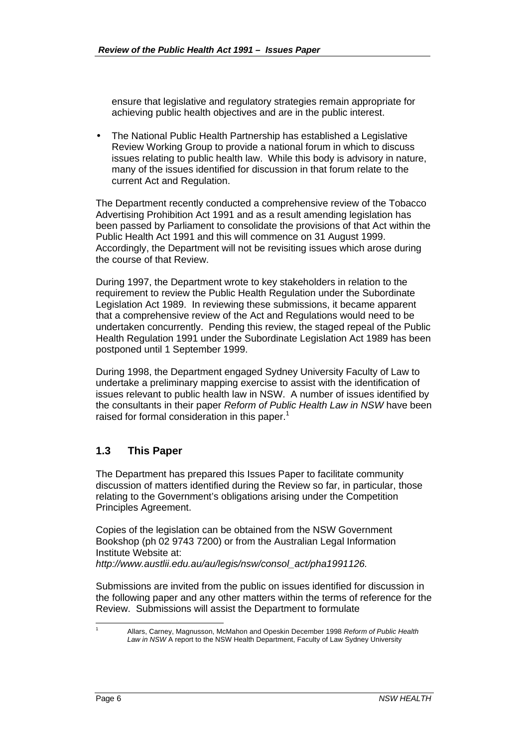ensure that legislative and regulatory strategies remain appropriate for achieving public health objectives and are in the public interest.

- The National Public Health Partnership has established a Legislative Review Working Group to provide a national forum in which to discuss issues relating to public health law. While this body is advisory in nature, many of the issues identified for discussion in that forum relate to the current Act and Regulation.

The Department recently conducted a comprehensive review of the Tobacco Advertising Prohibition Act 1991 and as a result amending legislation has been passed by Parliament to consolidate the provisions of that Act within the Public Health Act 1991 and this will commence on 31 August 1999. Accordingly, the Department will not be revisiting issues which arose during the course of that Review.

During 1997, the Department wrote to key stakeholders in relation to the requirement to review the Public Health Regulation under the Subordinate Legislation Act 1989. In reviewing these submissions, it became apparent that a comprehensive review of the Act and Regulations would need to be undertaken concurrently. Pending this review, the staged repeal of the Public Health Regulation 1991 under the Subordinate Legislation Act 1989 has been postponed until 1 September 1999.

During 1998, the Department engaged Sydney University Faculty of Law to undertake a preliminary mapping exercise to assist with the identification of issues relevant to public health law in NSW. A number of issues identified by the consultants in their paper *Reform of Public Health Law in NSW* have been raised for formal consideration in this paper.[1]

## 1.3 This Paper

The Department has prepared this Issues Paper to facilitate community discussion of matters identified during the Review so far, in particular, those relating to the Government's obligations arising under the Competition Principles Agreement.

Copies of the legislation can be obtained from the NSW Government Bookshop (ph 02 9743 7200) or from the Australian Legal Information Institute Website at:
*http://www.austlii.edu.au/au/legis/nsw/consol_act/pha1991126.*

Submissions are invited from the public on issues identified for discussion in the following paper and any other matters within the terms of reference for the Review. Submissions will assist the Department to formulate

---

[1] Allars, Carney, Magnusson, McMahon and Opeskin December 1998 *Reform of Public Health Law in NSW* A report to the NSW Health Department, Faculty of Law Sydney University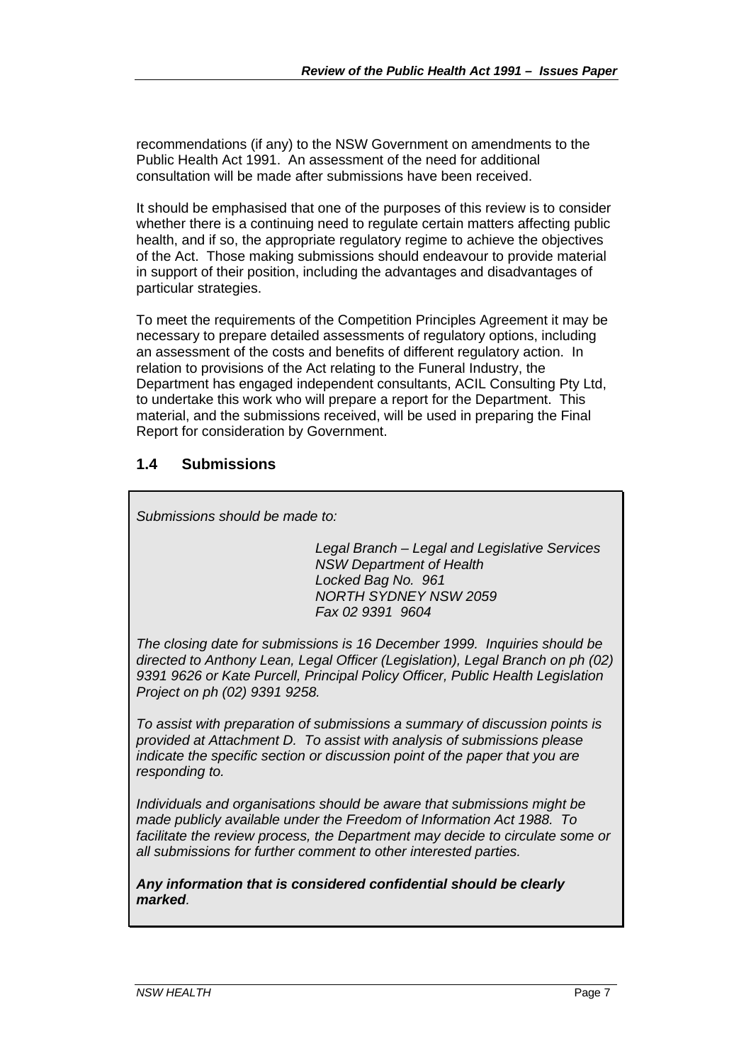recommendations (if any) to the NSW Government on amendments to the Public Health Act 1991. An assessment of the need for additional consultation will be made after submissions have been received.

It should be emphasised that one of the purposes of this review is to consider whether there is a continuing need to regulate certain matters affecting public health, and if so, the appropriate regulatory regime to achieve the objectives of the Act. Those making submissions should endeavour to provide material in support of their position, including the advantages and disadvantages of particular strategies.

To meet the requirements of the Competition Principles Agreement it may be necessary to prepare detailed assessments of regulatory options, including an assessment of the costs and benefits of different regulatory action. In relation to provisions of the Act relating to the Funeral Industry, the Department has engaged independent consultants, ACIL Consulting Pty Ltd, to undertake this work who will prepare a report for the Department. This material, and the submissions received, will be used in preparing the Final Report for consideration by Government.

## 1.4 Submissions

*Submissions should be made to:*

> *Legal Branch – Legal and Legislative Services*
> *NSW Department of Health*
> *Locked Bag No. 961*
> *NORTH SYDNEY NSW 2059*
> *Fax 02 9391 9604*

*The closing date for submissions is 16 December 1999. Inquiries should be directed to Anthony Lean, Legal Officer (Legislation), Legal Branch on ph (02) 9391 9626 or Kate Purcell, Principal Policy Officer, Public Health Legislation Project on ph (02) 9391 9258.*

*To assist with preparation of submissions a summary of discussion points is provided at Attachment D. To assist with analysis of submissions please indicate the specific section or discussion point of the paper that you are responding to.*

*Individuals and organisations should be aware that submissions might be made publicly available under the Freedom of Information Act 1988. To facilitate the review process, the Department may decide to circulate some or all submissions for further comment to other interested parties.*

***Any information that is considered confidential should be clearly marked**.*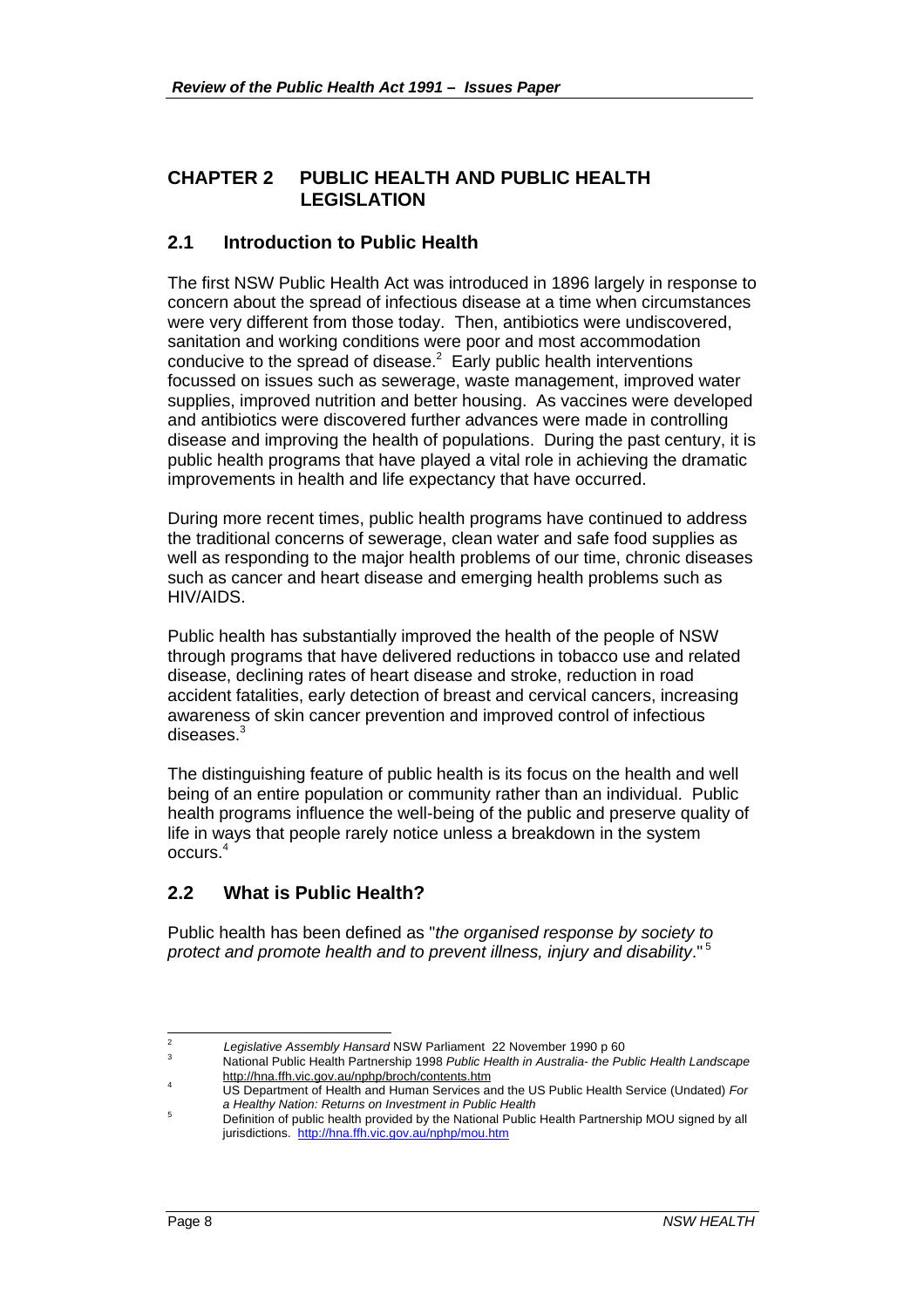## CHAPTER 2 PUBLIC HEALTH AND PUBLIC HEALTH LEGISLATION

### 2.1 Introduction to Public Health

The first NSW Public Health Act was introduced in 1896 largely in response to concern about the spread of infectious disease at a time when circumstances were very different from those today. Then, antibiotics were undiscovered, sanitation and working conditions were poor and most accommodation conducive to the spread of disease.[2] Early public health interventions focussed on issues such as sewerage, waste management, improved water supplies, improved nutrition and better housing. As vaccines were developed and antibiotics were discovered further advances were made in controlling disease and improving the health of populations. During the past century, it is public health programs that have played a vital role in achieving the dramatic improvements in health and life expectancy that have occurred.

During more recent times, public health programs have continued to address the traditional concerns of sewerage, clean water and safe food supplies as well as responding to the major health problems of our time, chronic diseases such as cancer and heart disease and emerging health problems such as HIV/AIDS.

Public health has substantially improved the health of the people of NSW through programs that have delivered reductions in tobacco use and related disease, declining rates of heart disease and stroke, reduction in road accident fatalities, early detection of breast and cervical cancers, increasing awareness of skin cancer prevention and improved control of infectious diseases.[3]

The distinguishing feature of public health is its focus on the health and well being of an entire population or community rather than an individual. Public health programs influence the well-being of the public and preserve quality of life in ways that people rarely notice unless a breakdown in the system occurs.[4]

### 2.2 What is Public Health?

Public health has been defined as "*the organised response by society to protect and promote health and to prevent illness, injury and disability*."[5]

---

[2] *Legislative Assembly Hansard* NSW Parliament 22 November 1990 p 60

[3] National Public Health Partnership 1998 *Public Health in Australia- the Public Health Landscape* http://hna.ffh.vic.gov.au/nphp/broch/contents.htm

[4] US Department of Health and Human Services and the US Public Health Service (Undated) *For a Healthy Nation: Returns on Investment in Public Health*

[5] Definition of public health provided by the National Public Health Partnership MOU signed by all jurisdictions. http://hna.ffh.vic.gov.au/nphp/mou.htm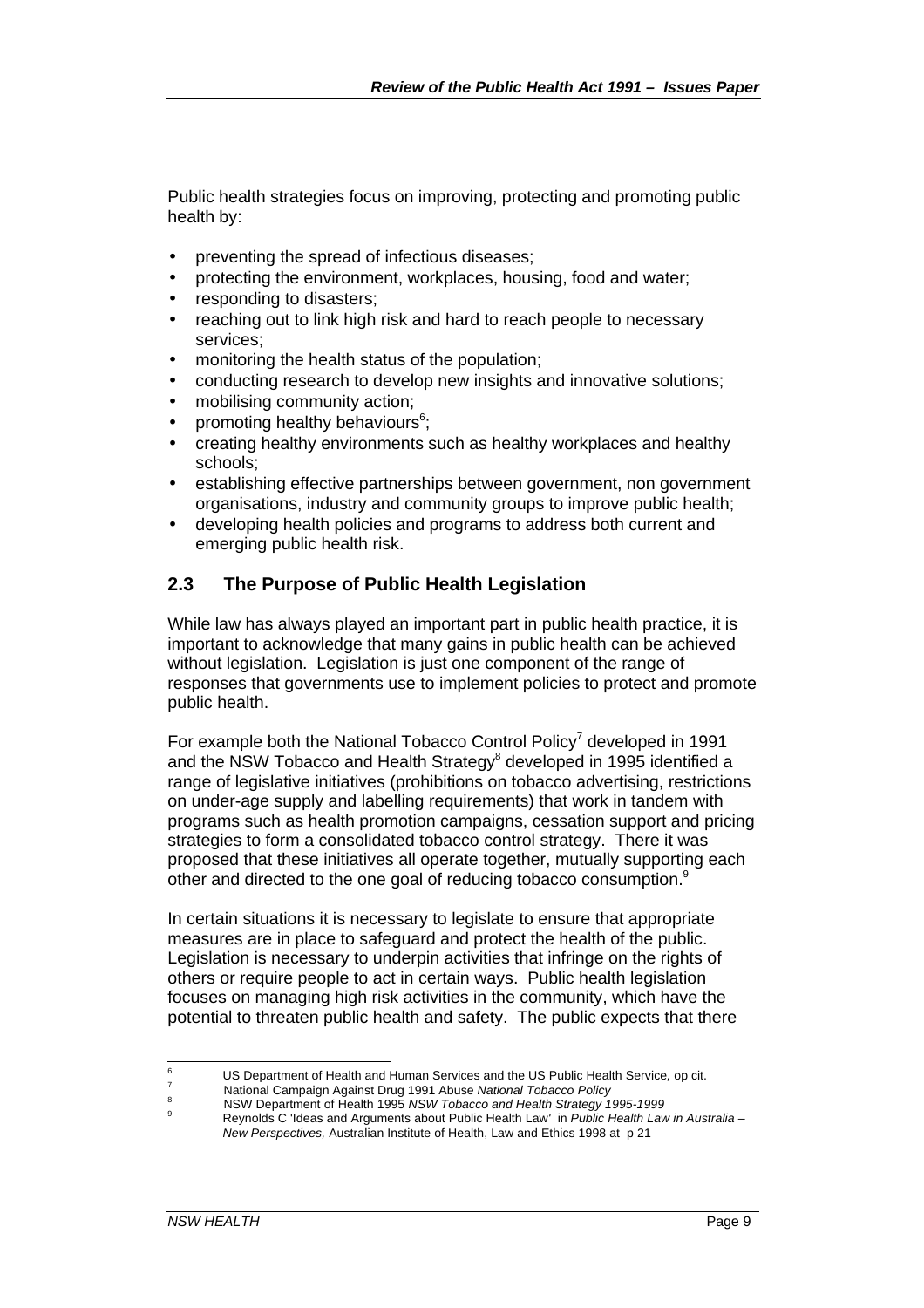Public health strategies focus on improving, protecting and promoting public health by:

- preventing the spread of infectious diseases;
- protecting the environment, workplaces, housing, food and water;
- responding to disasters;
- reaching out to link high risk and hard to reach people to necessary services;
- monitoring the health status of the population;
- conducting research to develop new insights and innovative solutions;
- mobilising community action;
- promoting healthy behaviours[6];
- creating healthy environments such as healthy workplaces and healthy schools;
- establishing effective partnerships between government, non government organisations, industry and community groups to improve public health;
- developing health policies and programs to address both current and emerging public health risk.

## 2.3 The Purpose of Public Health Legislation

While law has always played an important part in public health practice, it is important to acknowledge that many gains in public health can be achieved without legislation. Legislation is just one component of the range of responses that governments use to implement policies to protect and promote public health.

For example both the National Tobacco Control Policy[7] developed in 1991 and the NSW Tobacco and Health Strategy[8] developed in 1995 identified a range of legislative initiatives (prohibitions on tobacco advertising, restrictions on under-age supply and labelling requirements) that work in tandem with programs such as health promotion campaigns, cessation support and pricing strategies to form a consolidated tobacco control strategy. There it was proposed that these initiatives all operate together, mutually supporting each other and directed to the one goal of reducing tobacco consumption.[9]

In certain situations it is necessary to legislate to ensure that appropriate measures are in place to safeguard and protect the health of the public. Legislation is necessary to underpin activities that infringe on the rights of others or require people to act in certain ways. Public health legislation focuses on managing high risk activities in the community, which have the potential to threaten public health and safety. The public expects that there

---

[6] US Department of Health and Human Services and the US Public Health Service, op cit.

[7] National Campaign Against Drug 1991 Abuse *National Tobacco Policy*

[8] NSW Department of Health 1995 *NSW Tobacco and Health Strategy 1995-1999*

[9] Reynolds C 'Ideas and Arguments about Public Health Law' in *Public Health Law in Australia – New Perspectives,* Australian Institute of Health, Law and Ethics 1998 at p 21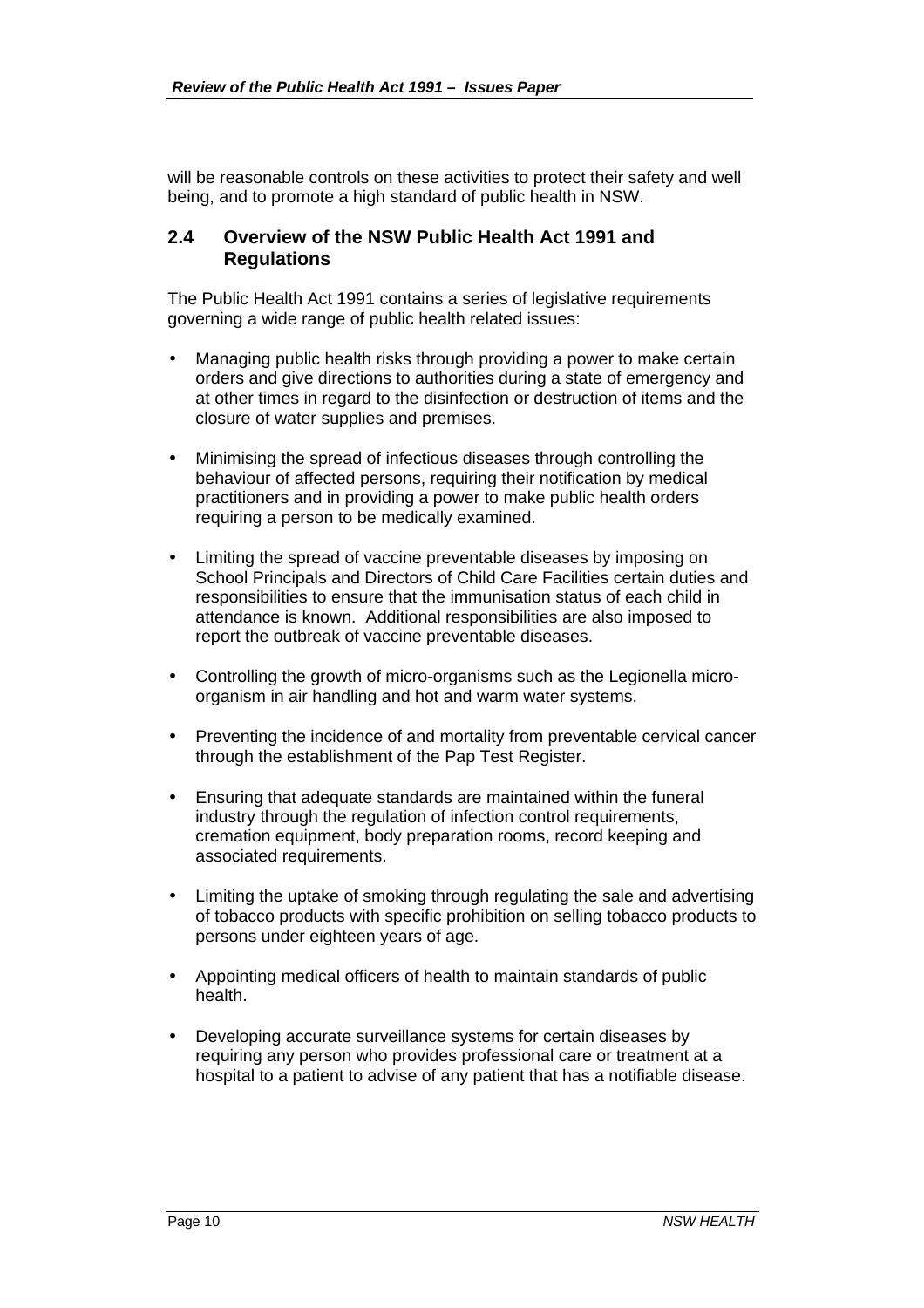will be reasonable controls on these activities to protect their safety and well being, and to promote a high standard of public health in NSW.

## 2.4 Overview of the NSW Public Health Act 1991 and Regulations

The Public Health Act 1991 contains a series of legislative requirements governing a wide range of public health related issues:

- Managing public health risks through providing a power to make certain orders and give directions to authorities during a state of emergency and at other times in regard to the disinfection or destruction of items and the closure of water supplies and premises.
- Minimising the spread of infectious diseases through controlling the behaviour of affected persons, requiring their notification by medical practitioners and in providing a power to make public health orders requiring a person to be medically examined.
- Limiting the spread of vaccine preventable diseases by imposing on School Principals and Directors of Child Care Facilities certain duties and responsibilities to ensure that the immunisation status of each child in attendance is known. Additional responsibilities are also imposed to report the outbreak of vaccine preventable diseases.
- Controlling the growth of micro-organisms such as the Legionella micro-organism in air handling and hot and warm water systems.
- Preventing the incidence of and mortality from preventable cervical cancer through the establishment of the Pap Test Register.
- Ensuring that adequate standards are maintained within the funeral industry through the regulation of infection control requirements, cremation equipment, body preparation rooms, record keeping and associated requirements.
- Limiting the uptake of smoking through regulating the sale and advertising of tobacco products with specific prohibition on selling tobacco products to persons under eighteen years of age.
- Appointing medical officers of health to maintain standards of public health.
- Developing accurate surveillance systems for certain diseases by requiring any person who provides professional care or treatment at a hospital to a patient to advise of any patient that has a notifiable disease.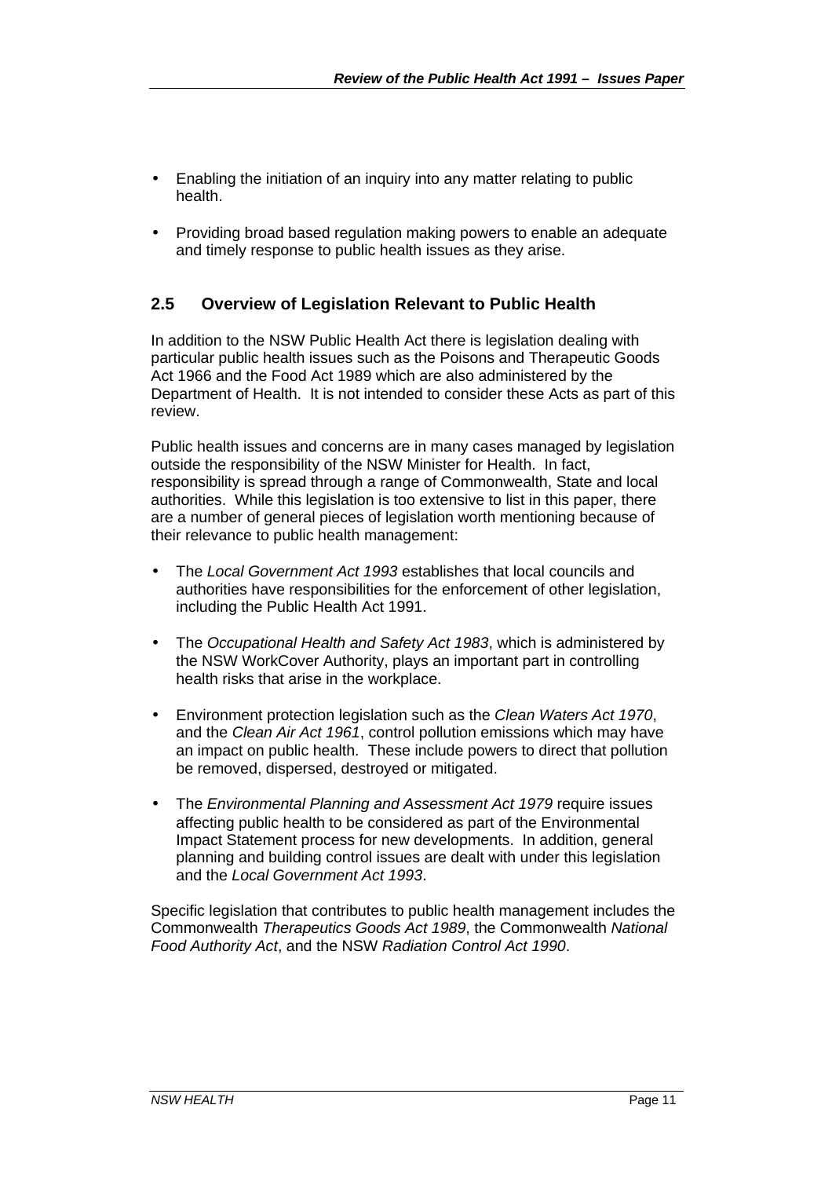- Enabling the initiation of an inquiry into any matter relating to public health.

- Providing broad based regulation making powers to enable an adequate and timely response to public health issues as they arise.

## 2.5 Overview of Legislation Relevant to Public Health

In addition to the NSW Public Health Act there is legislation dealing with particular public health issues such as the Poisons and Therapeutic Goods Act 1966 and the Food Act 1989 which are also administered by the Department of Health. It is not intended to consider these Acts as part of this review.

Public health issues and concerns are in many cases managed by legislation outside the responsibility of the NSW Minister for Health. In fact, responsibility is spread through a range of Commonwealth, State and local authorities. While this legislation is too extensive to list in this paper, there are a number of general pieces of legislation worth mentioning because of their relevance to public health management:

- The *Local Government Act 1993* establishes that local councils and authorities have responsibilities for the enforcement of other legislation, including the Public Health Act 1991.

- The *Occupational Health and Safety Act 1983*, which is administered by the NSW WorkCover Authority, plays an important part in controlling health risks that arise in the workplace.

- Environment protection legislation such as the *Clean Waters Act 1970*, and the *Clean Air Act 1961*, control pollution emissions which may have an impact on public health. These include powers to direct that pollution be removed, dispersed, destroyed or mitigated.

- The *Environmental Planning and Assessment Act 1979* require issues affecting public health to be considered as part of the Environmental Impact Statement process for new developments. In addition, general planning and building control issues are dealt with under this legislation and the *Local Government Act 1993*.

Specific legislation that contributes to public health management includes the Commonwealth *Therapeutics Goods Act 1989*, the Commonwealth *National Food Authority Act*, and the NSW *Radiation Control Act 1990*.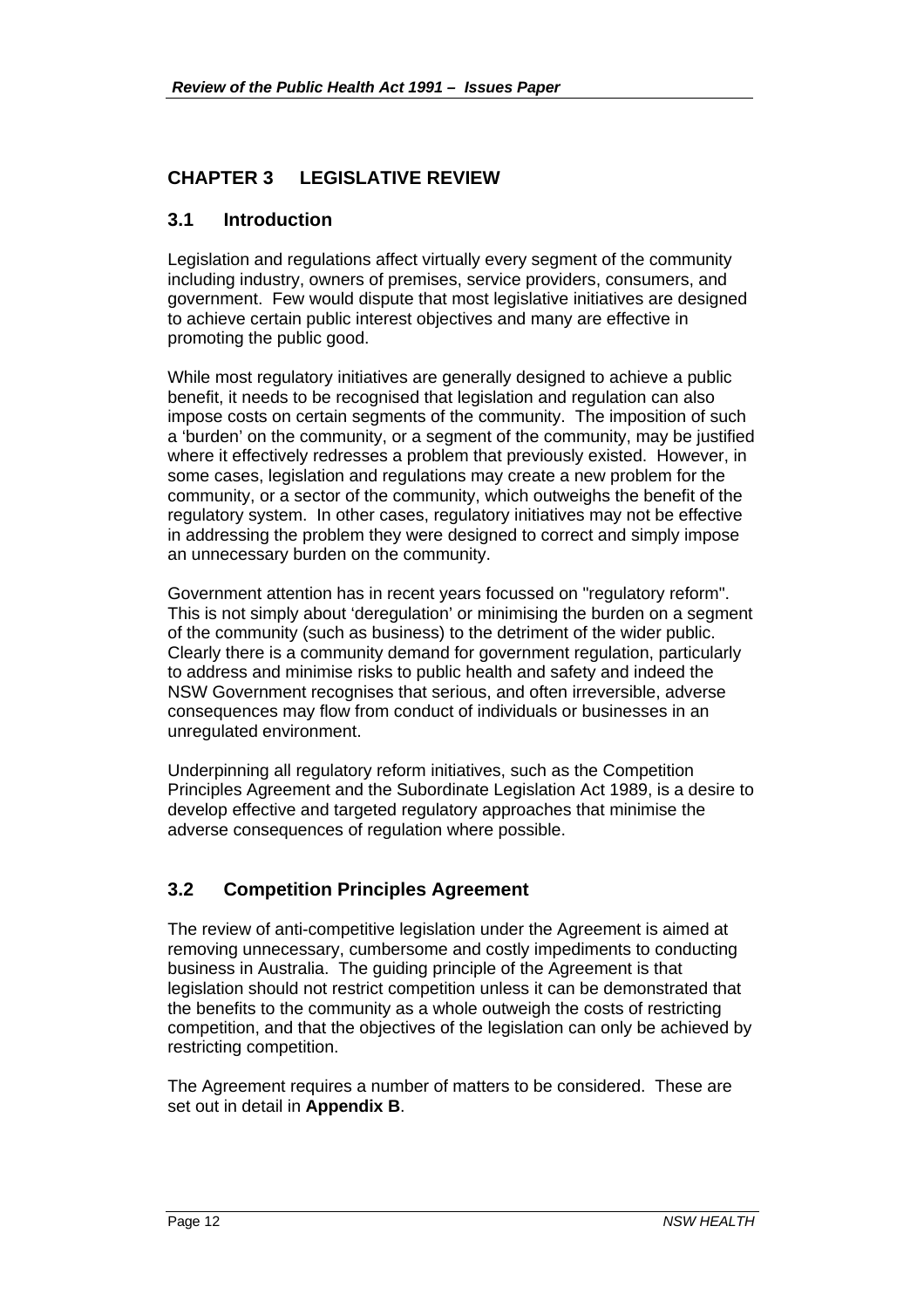## CHAPTER 3 LEGISLATIVE REVIEW

### 3.1 Introduction

Legislation and regulations affect virtually every segment of the community including industry, owners of premises, service providers, consumers, and government. Few would dispute that most legislative initiatives are designed to achieve certain public interest objectives and many are effective in promoting the public good.

While most regulatory initiatives are generally designed to achieve a public benefit, it needs to be recognised that legislation and regulation can also impose costs on certain segments of the community. The imposition of such a 'burden' on the community, or a segment of the community, may be justified where it effectively redresses a problem that previously existed. However, in some cases, legislation and regulations may create a new problem for the community, or a sector of the community, which outweighs the benefit of the regulatory system. In other cases, regulatory initiatives may not be effective in addressing the problem they were designed to correct and simply impose an unnecessary burden on the community.

Government attention has in recent years focussed on "regulatory reform". This is not simply about 'deregulation' or minimising the burden on a segment of the community (such as business) to the detriment of the wider public. Clearly there is a community demand for government regulation, particularly to address and minimise risks to public health and safety and indeed the NSW Government recognises that serious, and often irreversible, adverse consequences may flow from conduct of individuals or businesses in an unregulated environment.

Underpinning all regulatory reform initiatives, such as the Competition Principles Agreement and the Subordinate Legislation Act 1989, is a desire to develop effective and targeted regulatory approaches that minimise the adverse consequences of regulation where possible.

### 3.2 Competition Principles Agreement

The review of anti-competitive legislation under the Agreement is aimed at removing unnecessary, cumbersome and costly impediments to conducting business in Australia. The guiding principle of the Agreement is that legislation should not restrict competition unless it can be demonstrated that the benefits to the community as a whole outweigh the costs of restricting competition, and that the objectives of the legislation can only be achieved by restricting competition.

The Agreement requires a number of matters to be considered. These are set out in detail in **Appendix B**.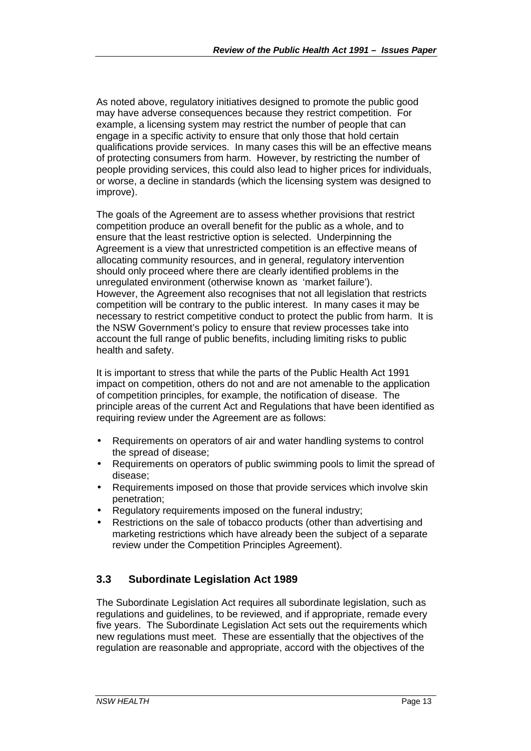As noted above, regulatory initiatives designed to promote the public good may have adverse consequences because they restrict competition. For example, a licensing system may restrict the number of people that can engage in a specific activity to ensure that only those that hold certain qualifications provide services. In many cases this will be an effective means of protecting consumers from harm. However, by restricting the number of people providing services, this could also lead to higher prices for individuals, or worse, a decline in standards (which the licensing system was designed to improve).

The goals of the Agreement are to assess whether provisions that restrict competition produce an overall benefit for the public as a whole, and to ensure that the least restrictive option is selected. Underpinning the Agreement is a view that unrestricted competition is an effective means of allocating community resources, and in general, regulatory intervention should only proceed where there are clearly identified problems in the unregulated environment (otherwise known as 'market failure'). However, the Agreement also recognises that not all legislation that restricts competition will be contrary to the public interest. In many cases it may be necessary to restrict competitive conduct to protect the public from harm. It is the NSW Government's policy to ensure that review processes take into account the full range of public benefits, including limiting risks to public health and safety.

It is important to stress that while the parts of the Public Health Act 1991 impact on competition, others do not and are not amenable to the application of competition principles, for example, the notification of disease. The principle areas of the current Act and Regulations that have been identified as requiring review under the Agreement are as follows:

- Requirements on operators of air and water handling systems to control the spread of disease;
- Requirements on operators of public swimming pools to limit the spread of disease;
- Requirements imposed on those that provide services which involve skin penetration;
- Regulatory requirements imposed on the funeral industry;
- Restrictions on the sale of tobacco products (other than advertising and marketing restrictions which have already been the subject of a separate review under the Competition Principles Agreement).

### 3.3 Subordinate Legislation Act 1989

The Subordinate Legislation Act requires all subordinate legislation, such as regulations and guidelines, to be reviewed, and if appropriate, remade every five years. The Subordinate Legislation Act sets out the requirements which new regulations must meet. These are essentially that the objectives of the regulation are reasonable and appropriate, accord with the objectives of the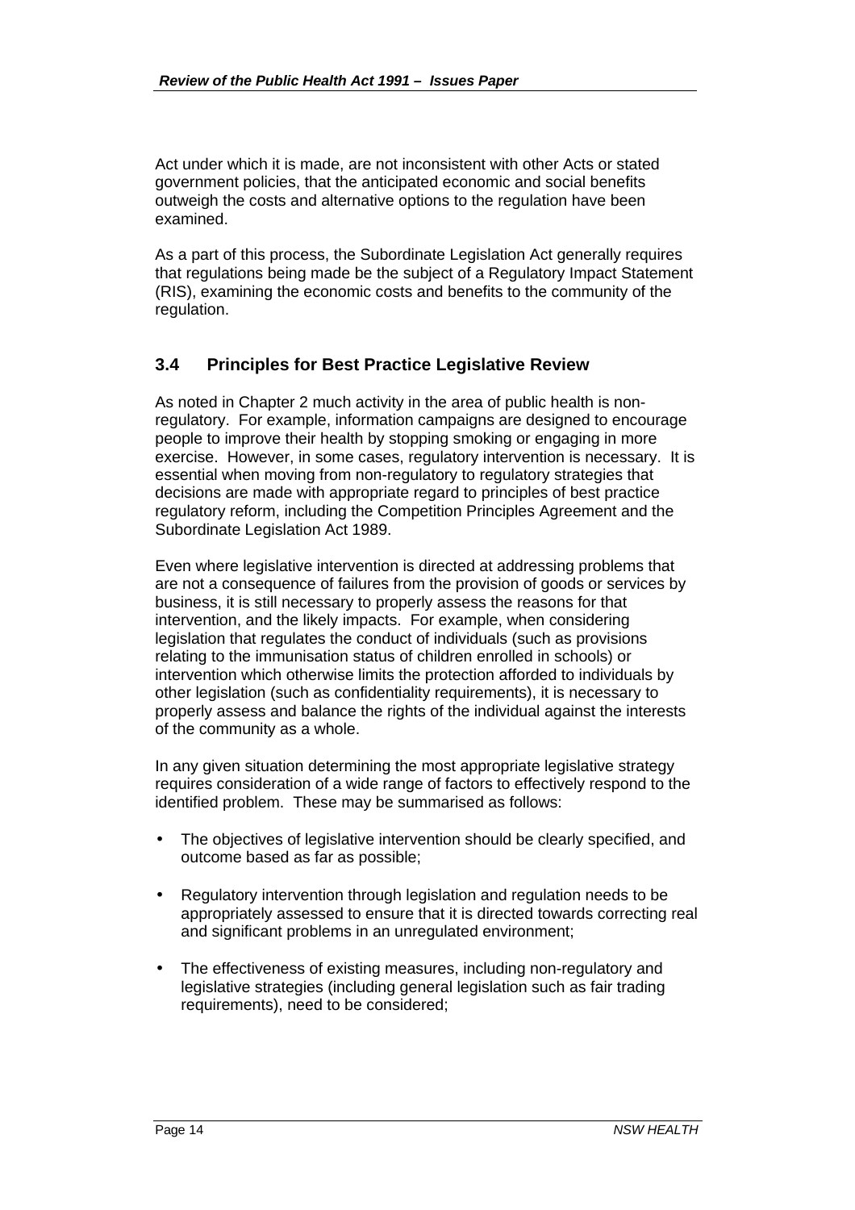Act under which it is made, are not inconsistent with other Acts or stated government policies, that the anticipated economic and social benefits outweigh the costs and alternative options to the regulation have been examined.

As a part of this process, the Subordinate Legislation Act generally requires that regulations being made be the subject of a Regulatory Impact Statement (RIS), examining the economic costs and benefits to the community of the regulation.

### 3.4 Principles for Best Practice Legislative Review

As noted in Chapter 2 much activity in the area of public health is non-regulatory. For example, information campaigns are designed to encourage people to improve their health by stopping smoking or engaging in more exercise. However, in some cases, regulatory intervention is necessary. It is essential when moving from non-regulatory to regulatory strategies that decisions are made with appropriate regard to principles of best practice regulatory reform, including the Competition Principles Agreement and the Subordinate Legislation Act 1989.

Even where legislative intervention is directed at addressing problems that are not a consequence of failures from the provision of goods or services by business, it is still necessary to properly assess the reasons for that intervention, and the likely impacts. For example, when considering legislation that regulates the conduct of individuals (such as provisions relating to the immunisation status of children enrolled in schools) or intervention which otherwise limits the protection afforded to individuals by other legislation (such as confidentiality requirements), it is necessary to properly assess and balance the rights of the individual against the interests of the community as a whole.

In any given situation determining the most appropriate legislative strategy requires consideration of a wide range of factors to effectively respond to the identified problem. These may be summarised as follows:

- The objectives of legislative intervention should be clearly specified, and outcome based as far as possible;
- Regulatory intervention through legislation and regulation needs to be appropriately assessed to ensure that it is directed towards correcting real and significant problems in an unregulated environment;
- The effectiveness of existing measures, including non-regulatory and legislative strategies (including general legislation such as fair trading requirements), need to be considered;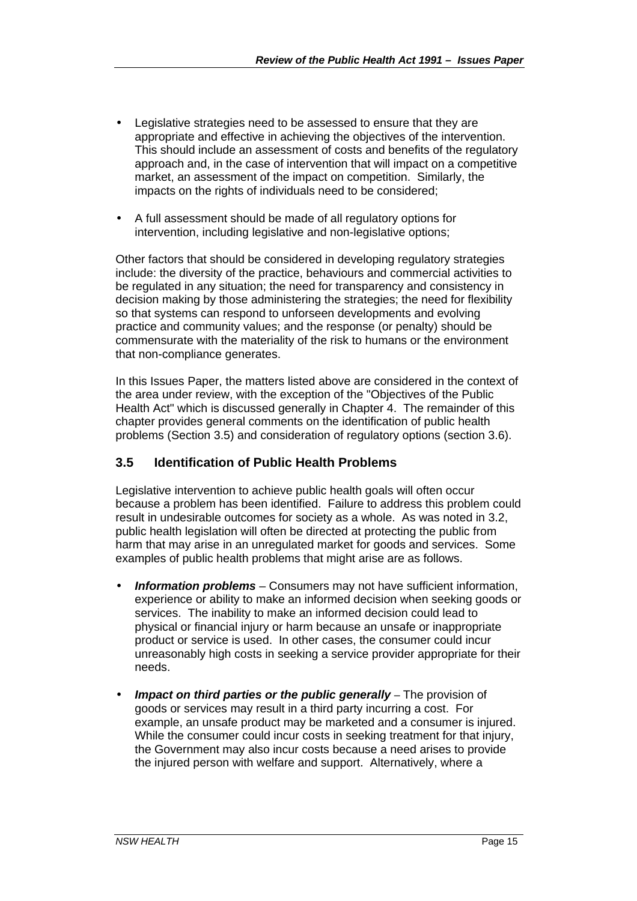- Legislative strategies need to be assessed to ensure that they are appropriate and effective in achieving the objectives of the intervention. This should include an assessment of costs and benefits of the regulatory approach and, in the case of intervention that will impact on a competitive market, an assessment of the impact on competition. Similarly, the impacts on the rights of individuals need to be considered;
- A full assessment should be made of all regulatory options for intervention, including legislative and non-legislative options;

Other factors that should be considered in developing regulatory strategies include: the diversity of the practice, behaviours and commercial activities to be regulated in any situation; the need for transparency and consistency in decision making by those administering the strategies; the need for flexibility so that systems can respond to unforseen developments and evolving practice and community values; and the response (or penalty) should be commensurate with the materiality of the risk to humans or the environment that non-compliance generates.

In this Issues Paper, the matters listed above are considered in the context of the area under review, with the exception of the "Objectives of the Public Health Act" which is discussed generally in Chapter 4. The remainder of this chapter provides general comments on the identification of public health problems (Section 3.5) and consideration of regulatory options (section 3.6).

### 3.5 Identification of Public Health Problems

Legislative intervention to achieve public health goals will often occur because a problem has been identified. Failure to address this problem could result in undesirable outcomes for society as a whole. As was noted in 3.2, public health legislation will often be directed at protecting the public from harm that may arise in an unregulated market for goods and services. Some examples of public health problems that might arise are as follows.

- ***Information problems*** – Consumers may not have sufficient information, experience or ability to make an informed decision when seeking goods or services. The inability to make an informed decision could lead to physical or financial injury or harm because an unsafe or inappropriate product or service is used. In other cases, the consumer could incur unreasonably high costs in seeking a service provider appropriate for their needs.
- ***Impact on third parties or the public generally*** – The provision of goods or services may result in a third party incurring a cost. For example, an unsafe product may be marketed and a consumer is injured. While the consumer could incur costs in seeking treatment for that injury, the Government may also incur costs because a need arises to provide the injured person with welfare and support. Alternatively, where a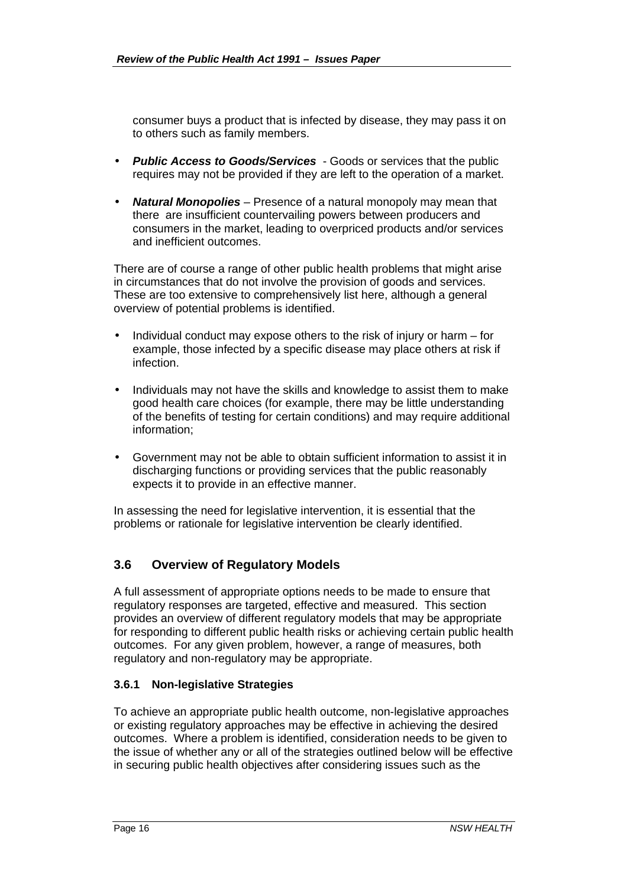consumer buys a product that is infected by disease, they may pass it on to others such as family members.

- ***Public Access to Goods/Services*** - Goods or services that the public requires may not be provided if they are left to the operation of a market.
- ***Natural Monopolies*** – Presence of a natural monopoly may mean that there are insufficient countervailing powers between producers and consumers in the market, leading to overpriced products and/or services and inefficient outcomes.

There are of course a range of other public health problems that might arise in circumstances that do not involve the provision of goods and services. These are too extensive to comprehensively list here, although a general overview of potential problems is identified.

- Individual conduct may expose others to the risk of injury or harm – for example, those infected by a specific disease may place others at risk if infection.
- Individuals may not have the skills and knowledge to assist them to make good health care choices (for example, there may be little understanding of the benefits of testing for certain conditions) and may require additional information;
- Government may not be able to obtain sufficient information to assist it in discharging functions or providing services that the public reasonably expects it to provide in an effective manner.

In assessing the need for legislative intervention, it is essential that the problems or rationale for legislative intervention be clearly identified.

## 3.6 Overview of Regulatory Models

A full assessment of appropriate options needs to be made to ensure that regulatory responses are targeted, effective and measured. This section provides an overview of different regulatory models that may be appropriate for responding to different public health risks or achieving certain public health outcomes. For any given problem, however, a range of measures, both regulatory and non-regulatory may be appropriate.

### 3.6.1 Non-legislative Strategies

To achieve an appropriate public health outcome, non-legislative approaches or existing regulatory approaches may be effective in achieving the desired outcomes. Where a problem is identified, consideration needs to be given to the issue of whether any or all of the strategies outlined below will be effective in securing public health objectives after considering issues such as the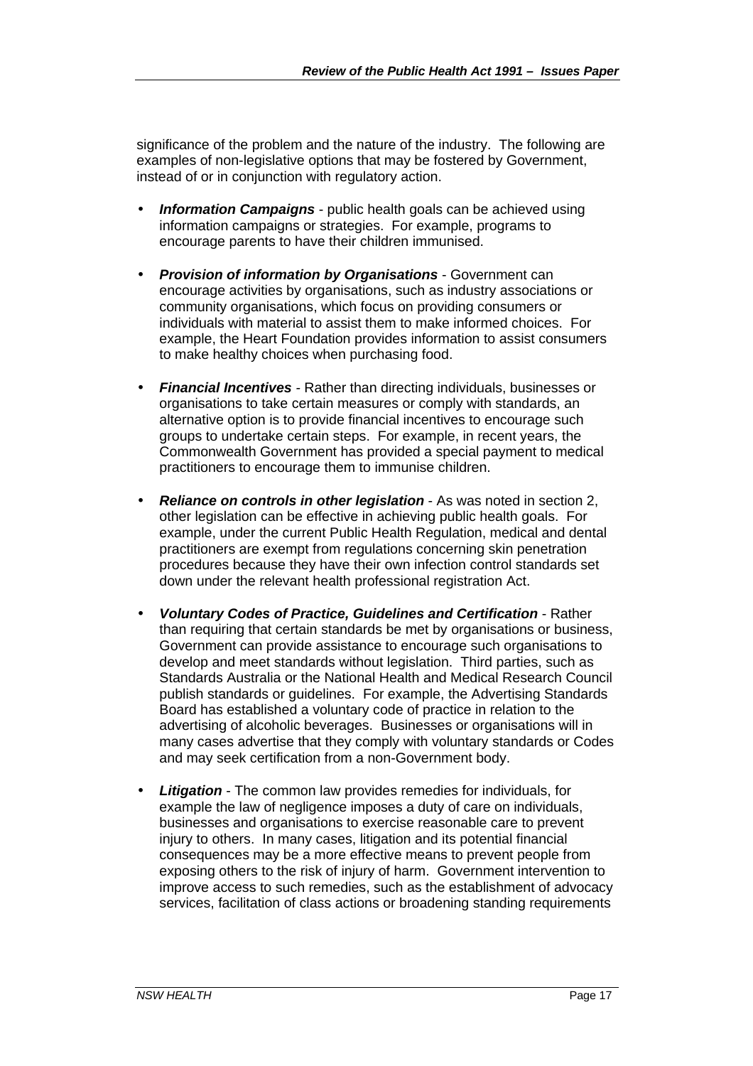significance of the problem and the nature of the industry. The following are examples of non-legislative options that may be fostered by Government, instead of or in conjunction with regulatory action.

- ***Information Campaigns*** - public health goals can be achieved using information campaigns or strategies. For example, programs to encourage parents to have their children immunised.

- ***Provision of information by Organisations*** - Government can encourage activities by organisations, such as industry associations or community organisations, which focus on providing consumers or individuals with material to assist them to make informed choices. For example, the Heart Foundation provides information to assist consumers to make healthy choices when purchasing food.

- ***Financial Incentives*** - Rather than directing individuals, businesses or organisations to take certain measures or comply with standards, an alternative option is to provide financial incentives to encourage such groups to undertake certain steps. For example, in recent years, the Commonwealth Government has provided a special payment to medical practitioners to encourage them to immunise children.

- ***Reliance on controls in other legislation*** - As was noted in section 2, other legislation can be effective in achieving public health goals. For example, under the current Public Health Regulation, medical and dental practitioners are exempt from regulations concerning skin penetration procedures because they have their own infection control standards set down under the relevant health professional registration Act.

- ***Voluntary Codes of Practice, Guidelines and Certification*** - Rather than requiring that certain standards be met by organisations or business, Government can provide assistance to encourage such organisations to develop and meet standards without legislation. Third parties, such as Standards Australia or the National Health and Medical Research Council publish standards or guidelines. For example, the Advertising Standards Board has established a voluntary code of practice in relation to the advertising of alcoholic beverages. Businesses or organisations will in many cases advertise that they comply with voluntary standards or Codes and may seek certification from a non-Government body.

- ***Litigation*** - The common law provides remedies for individuals, for example the law of negligence imposes a duty of care on individuals, businesses and organisations to exercise reasonable care to prevent injury to others. In many cases, litigation and its potential financial consequences may be a more effective means to prevent people from exposing others to the risk of injury of harm. Government intervention to improve access to such remedies, such as the establishment of advocacy services, facilitation of class actions or broadening standing requirements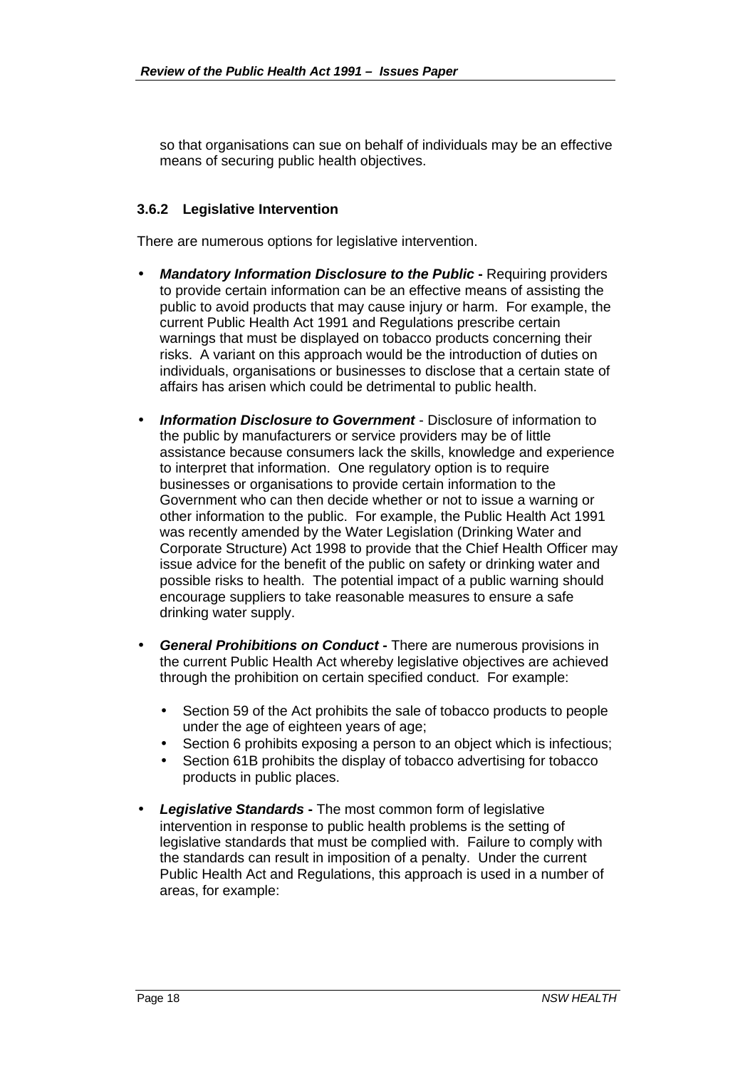so that organisations can sue on behalf of individuals may be an effective means of securing public health objectives.

### 3.6.2 Legislative Intervention

There are numerous options for legislative intervention.

- ***Mandatory Information Disclosure to the Public*** **-** Requiring providers to provide certain information can be an effective means of assisting the public to avoid products that may cause injury or harm. For example, the current Public Health Act 1991 and Regulations prescribe certain warnings that must be displayed on tobacco products concerning their risks. A variant on this approach would be the introduction of duties on individuals, organisations or businesses to disclose that a certain state of affairs has arisen which could be detrimental to public health.

- ***Information Disclosure to Government*** - Disclosure of information to the public by manufacturers or service providers may be of little assistance because consumers lack the skills, knowledge and experience to interpret that information. One regulatory option is to require businesses or organisations to provide certain information to the Government who can then decide whether or not to issue a warning or other information to the public. For example, the Public Health Act 1991 was recently amended by the Water Legislation (Drinking Water and Corporate Structure) Act 1998 to provide that the Chief Health Officer may issue advice for the benefit of the public on safety or drinking water and possible risks to health. The potential impact of a public warning should encourage suppliers to take reasonable measures to ensure a safe drinking water supply.

- ***General Prohibitions on Conduct*** **-** There are numerous provisions in the current Public Health Act whereby legislative objectives are achieved through the prohibition on certain specified conduct. For example:

  - Section 59 of the Act prohibits the sale of tobacco products to people under the age of eighteen years of age;
  - Section 6 prohibits exposing a person to an object which is infectious;
  - Section 61B prohibits the display of tobacco advertising for tobacco products in public places.

- ***Legislative Standards*** **-** The most common form of legislative intervention in response to public health problems is the setting of legislative standards that must be complied with. Failure to comply with the standards can result in imposition of a penalty. Under the current Public Health Act and Regulations, this approach is used in a number of areas, for example: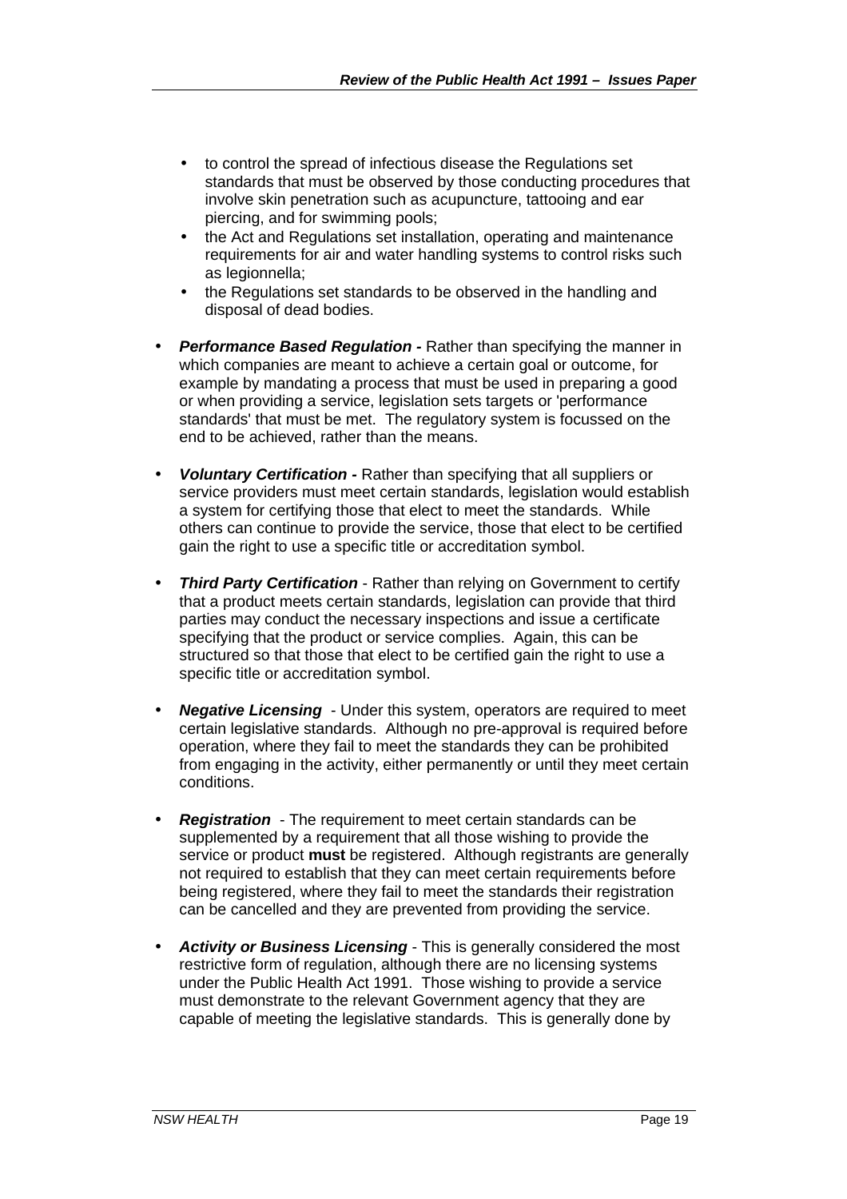- to control the spread of infectious disease the Regulations set standards that must be observed by those conducting procedures that involve skin penetration such as acupuncture, tattooing and ear piercing, and for swimming pools;
  - the Act and Regulations set installation, operating and maintenance requirements for air and water handling systems to control risks such as legionnella;
  - the Regulations set standards to be observed in the handling and disposal of dead bodies.

- ***Performance Based Regulation -*** Rather than specifying the manner in which companies are meant to achieve a certain goal or outcome, for example by mandating a process that must be used in preparing a good or when providing a service, legislation sets targets or 'performance standards' that must be met. The regulatory system is focussed on the end to be achieved, rather than the means.

- ***Voluntary Certification -*** Rather than specifying that all suppliers or service providers must meet certain standards, legislation would establish a system for certifying those that elect to meet the standards. While others can continue to provide the service, those that elect to be certified gain the right to use a specific title or accreditation symbol.

- ***Third Party Certification*** - Rather than relying on Government to certify that a product meets certain standards, legislation can provide that third parties may conduct the necessary inspections and issue a certificate specifying that the product or service complies. Again, this can be structured so that those that elect to be certified gain the right to use a specific title or accreditation symbol.

- ***Negative Licensing*** - Under this system, operators are required to meet certain legislative standards. Although no pre-approval is required before operation, where they fail to meet the standards they can be prohibited from engaging in the activity, either permanently or until they meet certain conditions.

- ***Registration*** - The requirement to meet certain standards can be supplemented by a requirement that all those wishing to provide the service or product **must** be registered. Although registrants are generally not required to establish that they can meet certain requirements before being registered, where they fail to meet the standards their registration can be cancelled and they are prevented from providing the service.

- ***Activity or Business Licensing*** - This is generally considered the most restrictive form of regulation, although there are no licensing systems under the Public Health Act 1991. Those wishing to provide a service must demonstrate to the relevant Government agency that they are capable of meeting the legislative standards. This is generally done by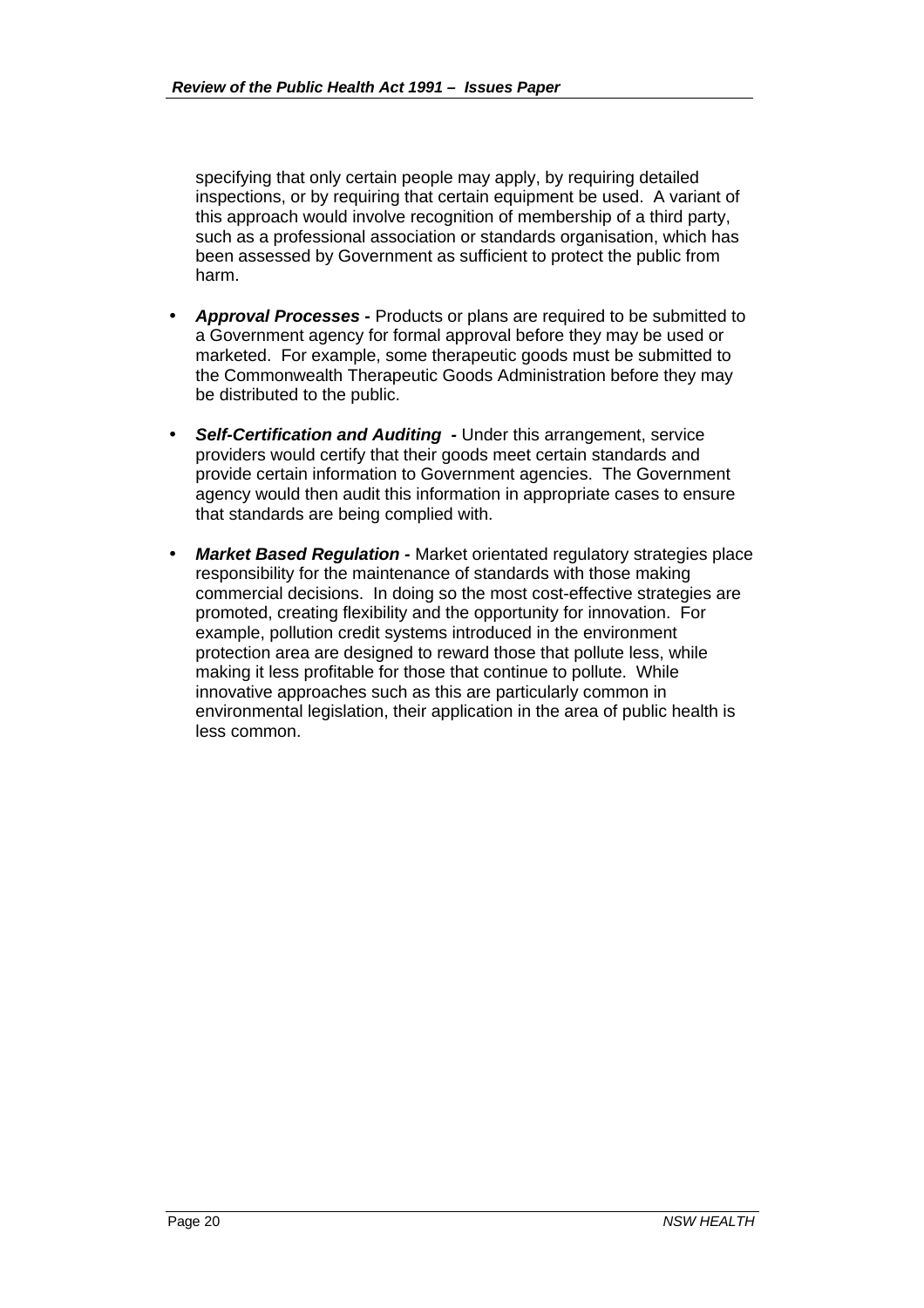specifying that only certain people may apply, by requiring detailed inspections, or by requiring that certain equipment be used. A variant of this approach would involve recognition of membership of a third party, such as a professional association or standards organisation, which has been assessed by Government as sufficient to protect the public from harm.

- ***Approval Processes -*** Products or plans are required to be submitted to a Government agency for formal approval before they may be used or marketed. For example, some therapeutic goods must be submitted to the Commonwealth Therapeutic Goods Administration before they may be distributed to the public.

- ***Self-Certification and Auditing -*** Under this arrangement, service providers would certify that their goods meet certain standards and provide certain information to Government agencies. The Government agency would then audit this information in appropriate cases to ensure that standards are being complied with.

- ***Market Based Regulation -*** Market orientated regulatory strategies place responsibility for the maintenance of standards with those making commercial decisions. In doing so the most cost-effective strategies are promoted, creating flexibility and the opportunity for innovation. For example, pollution credit systems introduced in the environment protection area are designed to reward those that pollute less, while making it less profitable for those that continue to pollute. While innovative approaches such as this are particularly common in environmental legislation, their application in the area of public health is less common.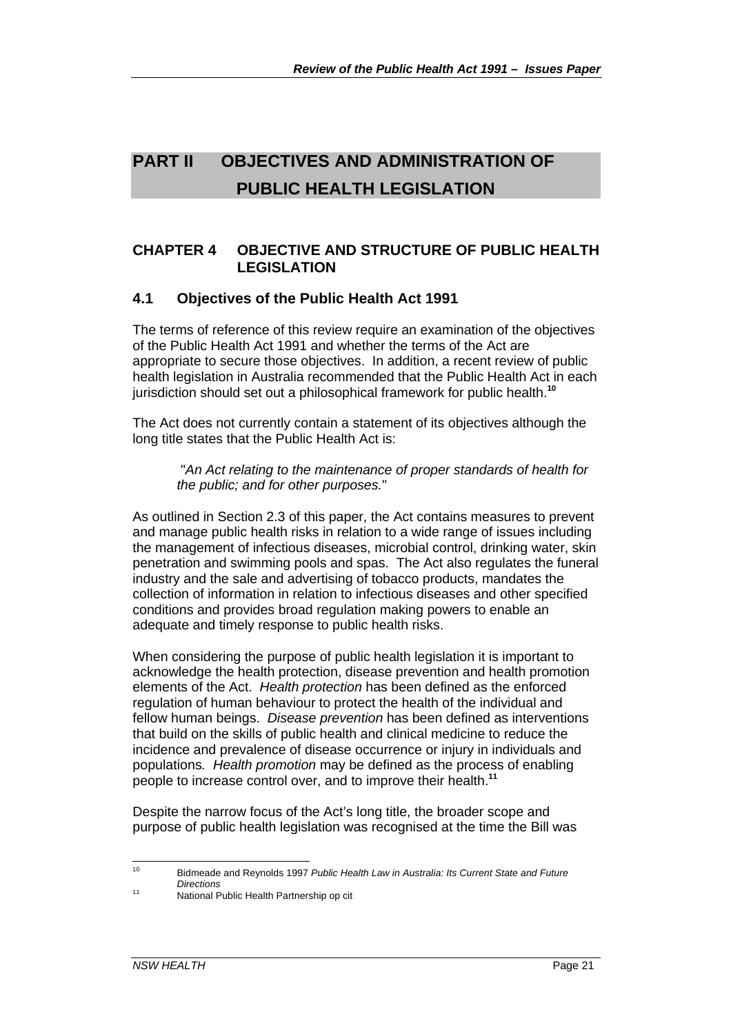# PART II OBJECTIVES AND ADMINISTRATION OF PUBLIC HEALTH LEGISLATION

## CHAPTER 4 OBJECTIVE AND STRUCTURE OF PUBLIC HEALTH LEGISLATION

### 4.1 Objectives of the Public Health Act 1991

The terms of reference of this review require an examination of the objectives of the Public Health Act 1991 and whether the terms of the Act are appropriate to secure those objectives. In addition, a recent review of public health legislation in Australia recommended that the Public Health Act in each jurisdiction should set out a philosophical framework for public health.[10]

The Act does not currently contain a statement of its objectives although the long title states that the Public Health Act is:

> "*An Act relating to the maintenance of proper standards of health for the public; and for other purposes.*"

As outlined in Section 2.3 of this paper, the Act contains measures to prevent and manage public health risks in relation to a wide range of issues including the management of infectious diseases, microbial control, drinking water, skin penetration and swimming pools and spas. The Act also regulates the funeral industry and the sale and advertising of tobacco products, mandates the collection of information in relation to infectious diseases and other specified conditions and provides broad regulation making powers to enable an adequate and timely response to public health risks.

When considering the purpose of public health legislation it is important to acknowledge the health protection, disease prevention and health promotion elements of the Act. *Health protection* has been defined as the enforced regulation of human behaviour to protect the health of the individual and fellow human beings. *Disease prevention* has been defined as interventions that build on the skills of public health and clinical medicine to reduce the incidence and prevalence of disease occurrence or injury in individuals and populations. *Health promotion* may be defined as the process of enabling people to increase control over, and to improve their health.[11]

Despite the narrow focus of the Act's long title, the broader scope and purpose of public health legislation was recognised at the time the Bill was

---

[10] Bidmeade and Reynolds 1997 *Public Health Law in Australia: Its Current State and Future Directions*

[11] National Public Health Partnership op cit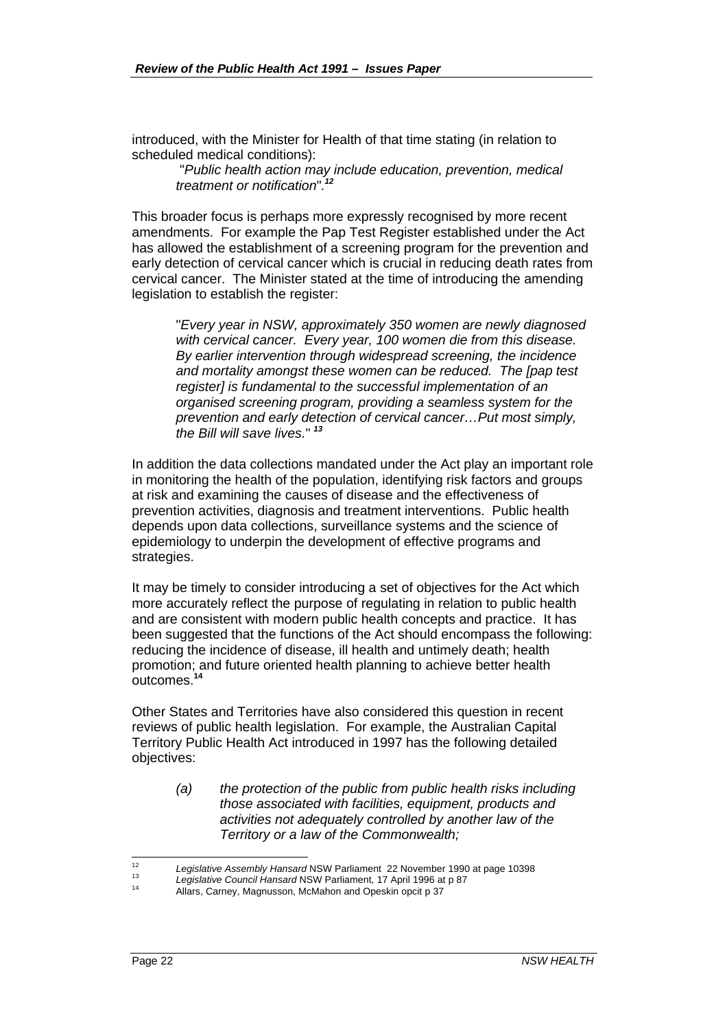introduced, with the Minister for Health of that time stating (in relation to scheduled medical conditions):

> "*Public health action may include education, prevention, medical treatment or notification*".[12]

This broader focus is perhaps more expressly recognised by more recent amendments. For example the Pap Test Register established under the Act has allowed the establishment of a screening program for the prevention and early detection of cervical cancer which is crucial in reducing death rates from cervical cancer. The Minister stated at the time of introducing the amending legislation to establish the register:

> "*Every year in NSW, approximately 350 women are newly diagnosed with cervical cancer. Every year, 100 women die from this disease. By earlier intervention through widespread screening, the incidence and mortality amongst these women can be reduced. The [pap test register] is fundamental to the successful implementation of an organised screening program, providing a seamless system for the prevention and early detection of cervical cancer…Put most simply, the Bill will save lives.*" [13]

In addition the data collections mandated under the Act play an important role in monitoring the health of the population, identifying risk factors and groups at risk and examining the causes of disease and the effectiveness of prevention activities, diagnosis and treatment interventions. Public health depends upon data collections, surveillance systems and the science of epidemiology to underpin the development of effective programs and strategies.

It may be timely to consider introducing a set of objectives for the Act which more accurately reflect the purpose of regulating in relation to public health and are consistent with modern public health concepts and practice. It has been suggested that the functions of the Act should encompass the following: reducing the incidence of disease, ill health and untimely death; health promotion; and future oriented health planning to achieve better health outcomes.[14]

Other States and Territories have also considered this question in recent reviews of public health legislation. For example, the Australian Capital Territory Public Health Act introduced in 1997 has the following detailed objectives:

> *(a) the protection of the public from public health risks including those associated with facilities, equipment, products and activities not adequately controlled by another law of the Territory or a law of the Commonwealth;*

---

[12] *Legislative Assembly Hansard* NSW Parliament 22 November 1990 at page 10398

[13] *Legislative Council Hansard* NSW Parliament, 17 April 1996 at p 87

[14] Allars, Carney, Magnusson, McMahon and Opeskin opcit p 37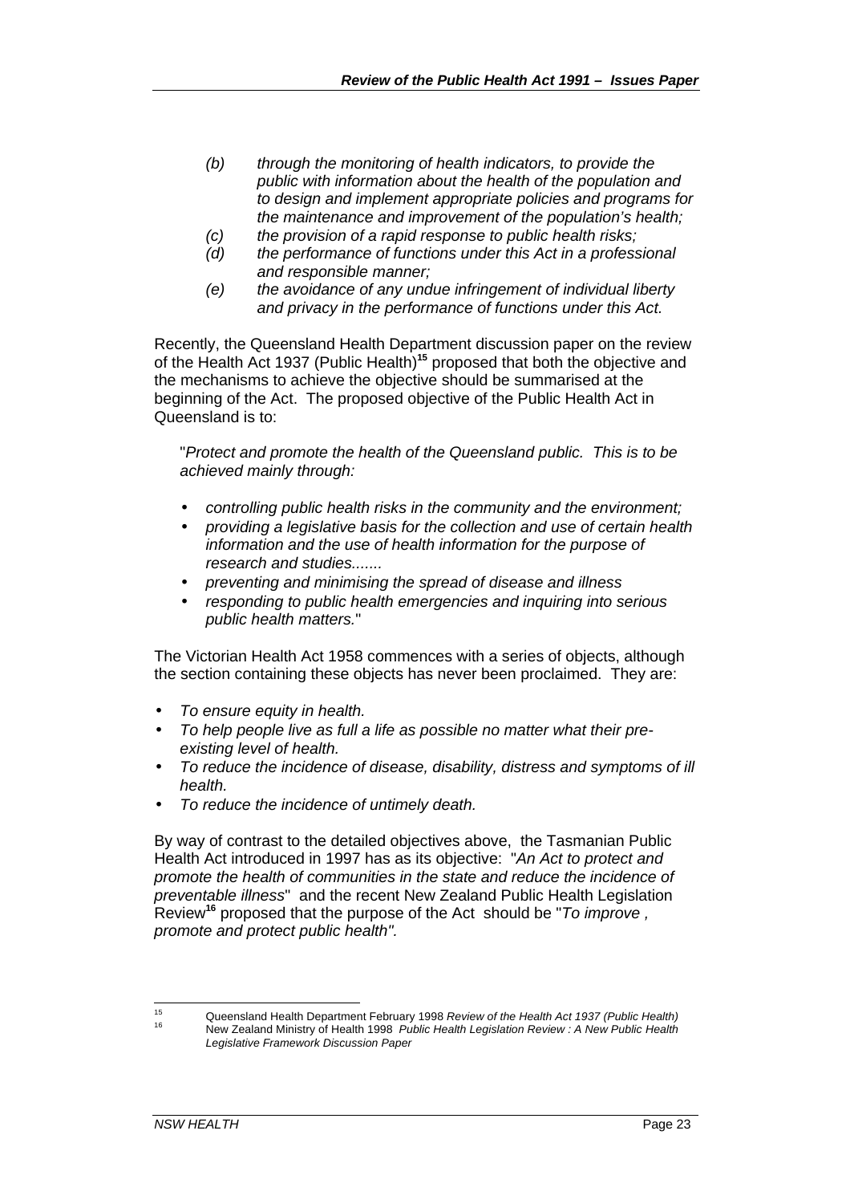*(b) through the monitoring of health indicators, to provide the public with information about the health of the population and to design and implement appropriate policies and programs for the maintenance and improvement of the population's health;*

*(c) the provision of a rapid response to public health risks;*

*(d) the performance of functions under this Act in a professional and responsible manner;*

*(e) the avoidance of any undue infringement of individual liberty and privacy in the performance of functions under this Act.*

Recently, the Queensland Health Department discussion paper on the review of the Health Act 1937 (Public Health)[15] proposed that both the objective and the mechanisms to achieve the objective should be summarised at the beginning of the Act. The proposed objective of the Public Health Act in Queensland is to:

> "*Protect and promote the health of the Queensland public. This is to be achieved mainly through:*
>
> - *controlling public health risks in the community and the environment;*
> - *providing a legislative basis for the collection and use of certain health information and the use of health information for the purpose of research and studies.......*
> - *preventing and minimising the spread of disease and illness*
> - *responding to public health emergencies and inquiring into serious public health matters.*"

The Victorian Health Act 1958 commences with a series of objects, although the section containing these objects has never been proclaimed. They are:

- *To ensure equity in health.*
- *To help people live as full a life as possible no matter what their pre-existing level of health.*
- *To reduce the incidence of disease, disability, distress and symptoms of ill health.*
- *To reduce the incidence of untimely death.*

By way of contrast to the detailed objectives above, the Tasmanian Public Health Act introduced in 1997 has as its objective: "*An Act to protect and promote the health of communities in the state and reduce the incidence of preventable illness*" and the recent New Zealand Public Health Legislation Review[16] proposed that the purpose of the Act should be "*To improve , promote and protect public health".*

---

[15] Queensland Health Department February 1998 *Review of the Health Act 1937 (Public Health)*

[16] New Zealand Ministry of Health 1998 *Public Health Legislation Review : A New Public Health Legislative Framework Discussion Paper*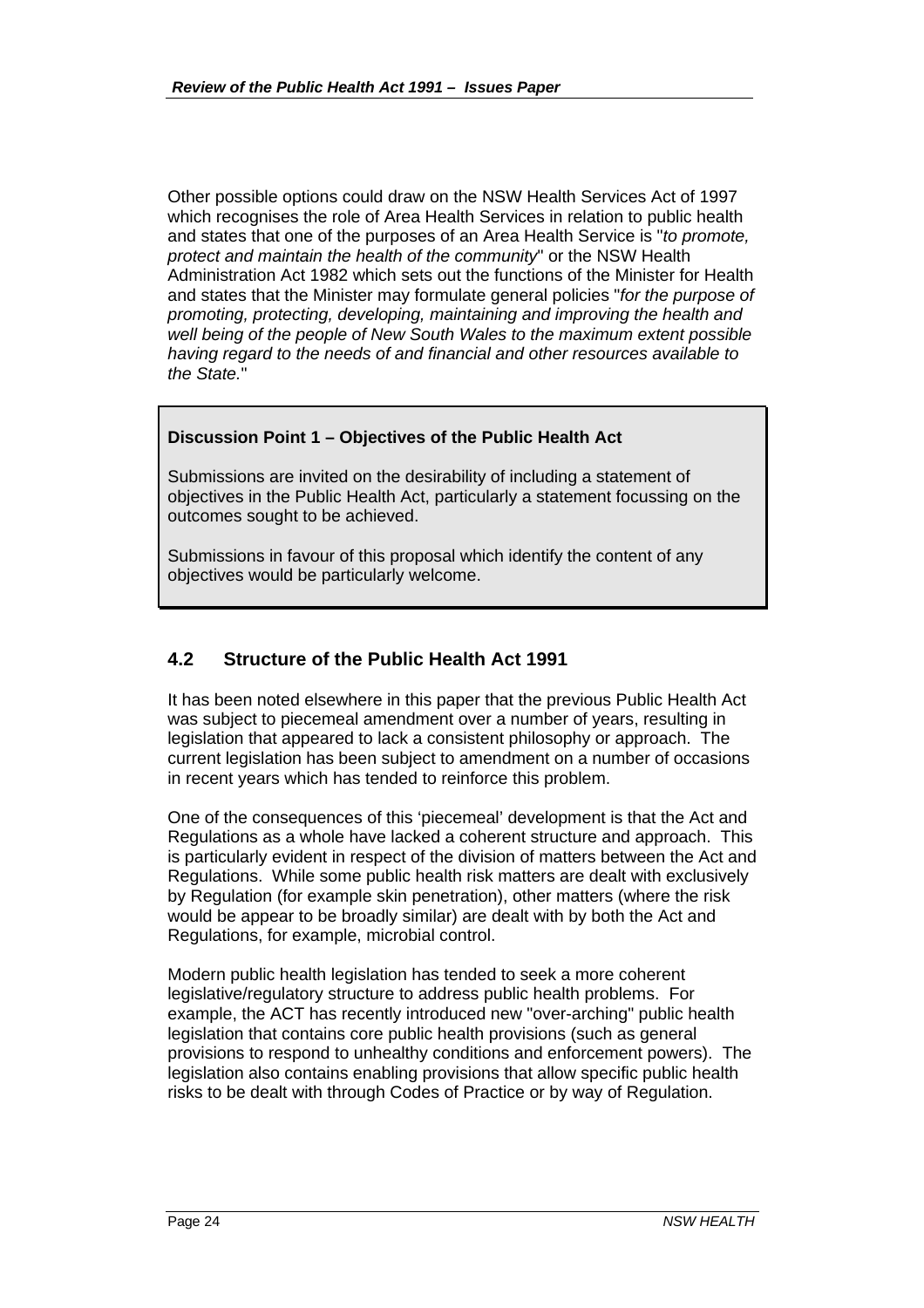Other possible options could draw on the NSW Health Services Act of 1997 which recognises the role of Area Health Services in relation to public health and states that one of the purposes of an Area Health Service is "*to promote, protect and maintain the health of the community*" or the NSW Health Administration Act 1982 which sets out the functions of the Minister for Health and states that the Minister may formulate general policies "*for the purpose of promoting, protecting, developing, maintaining and improving the health and well being of the people of New South Wales to the maximum extent possible having regard to the needs of and financial and other resources available to the State.*"

> **Discussion Point 1 – Objectives of the Public Health Act**
>
> Submissions are invited on the desirability of including a statement of objectives in the Public Health Act, particularly a statement focussing on the outcomes sought to be achieved.
>
> Submissions in favour of this proposal which identify the content of any objectives would be particularly welcome.

## 4.2 Structure of the Public Health Act 1991

It has been noted elsewhere in this paper that the previous Public Health Act was subject to piecemeal amendment over a number of years, resulting in legislation that appeared to lack a consistent philosophy or approach. The current legislation has been subject to amendment on a number of occasions in recent years which has tended to reinforce this problem.

One of the consequences of this 'piecemeal' development is that the Act and Regulations as a whole have lacked a coherent structure and approach. This is particularly evident in respect of the division of matters between the Act and Regulations. While some public health risk matters are dealt with exclusively by Regulation (for example skin penetration), other matters (where the risk would be appear to be broadly similar) are dealt with by both the Act and Regulations, for example, microbial control.

Modern public health legislation has tended to seek a more coherent legislative/regulatory structure to address public health problems. For example, the ACT has recently introduced new "over-arching" public health legislation that contains core public health provisions (such as general provisions to respond to unhealthy conditions and enforcement powers). The legislation also contains enabling provisions that allow specific public health risks to be dealt with through Codes of Practice or by way of Regulation.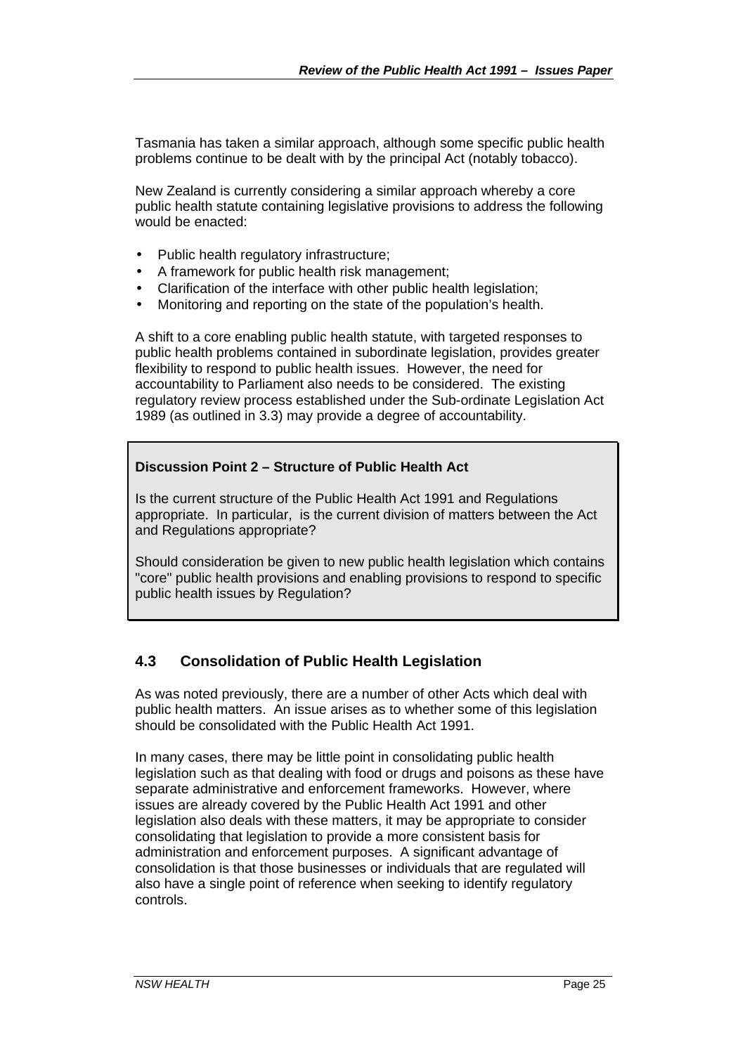Tasmania has taken a similar approach, although some specific public health problems continue to be dealt with by the principal Act (notably tobacco).

New Zealand is currently considering a similar approach whereby a core public health statute containing legislative provisions to address the following would be enacted:

- Public health regulatory infrastructure;
- A framework for public health risk management;
- Clarification of the interface with other public health legislation;
- Monitoring and reporting on the state of the population's health.

A shift to a core enabling public health statute, with targeted responses to public health problems contained in subordinate legislation, provides greater flexibility to respond to public health issues. However, the need for accountability to Parliament also needs to be considered. The existing regulatory review process established under the Sub-ordinate Legislation Act 1989 (as outlined in 3.3) may provide a degree of accountability.

> **Discussion Point 2 – Structure of Public Health Act**
>
> Is the current structure of the Public Health Act 1991 and Regulations appropriate. In particular, is the current division of matters between the Act and Regulations appropriate?
>
> Should consideration be given to new public health legislation which contains "core" public health provisions and enabling provisions to respond to specific public health issues by Regulation?

## 4.3 Consolidation of Public Health Legislation

As was noted previously, there are a number of other Acts which deal with public health matters. An issue arises as to whether some of this legislation should be consolidated with the Public Health Act 1991.

In many cases, there may be little point in consolidating public health legislation such as that dealing with food or drugs and poisons as these have separate administrative and enforcement frameworks. However, where issues are already covered by the Public Health Act 1991 and other legislation also deals with these matters, it may be appropriate to consider consolidating that legislation to provide a more consistent basis for administration and enforcement purposes. A significant advantage of consolidation is that those businesses or individuals that are regulated will also have a single point of reference when seeking to identify regulatory controls.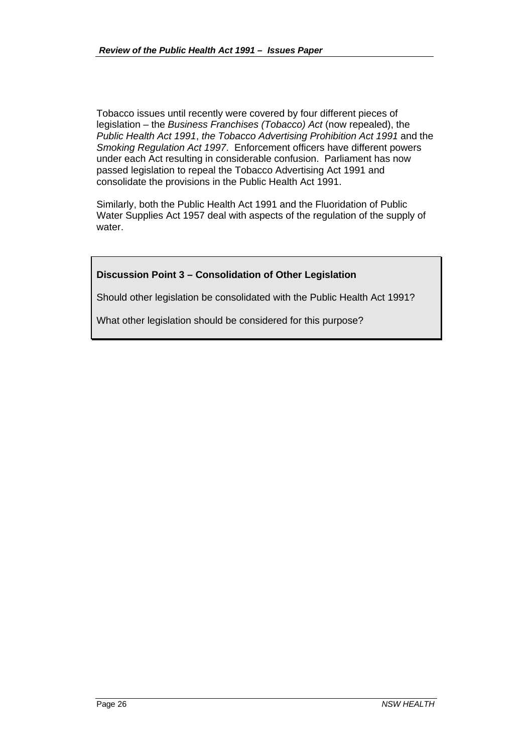Tobacco issues until recently were covered by four different pieces of legislation – the *Business Franchises (Tobacco) Act* (now repealed), the *Public Health Act 1991*, *the Tobacco Advertising Prohibition Act 1991* and the *Smoking Regulation Act 1997*. Enforcement officers have different powers under each Act resulting in considerable confusion. Parliament has now passed legislation to repeal the Tobacco Advertising Act 1991 and consolidate the provisions in the Public Health Act 1991.

Similarly, both the Public Health Act 1991 and the Fluoridation of Public Water Supplies Act 1957 deal with aspects of the regulation of the supply of water.

> **Discussion Point 3 – Consolidation of Other Legislation**
>
> Should other legislation be consolidated with the Public Health Act 1991?
>
> What other legislation should be considered for this purpose?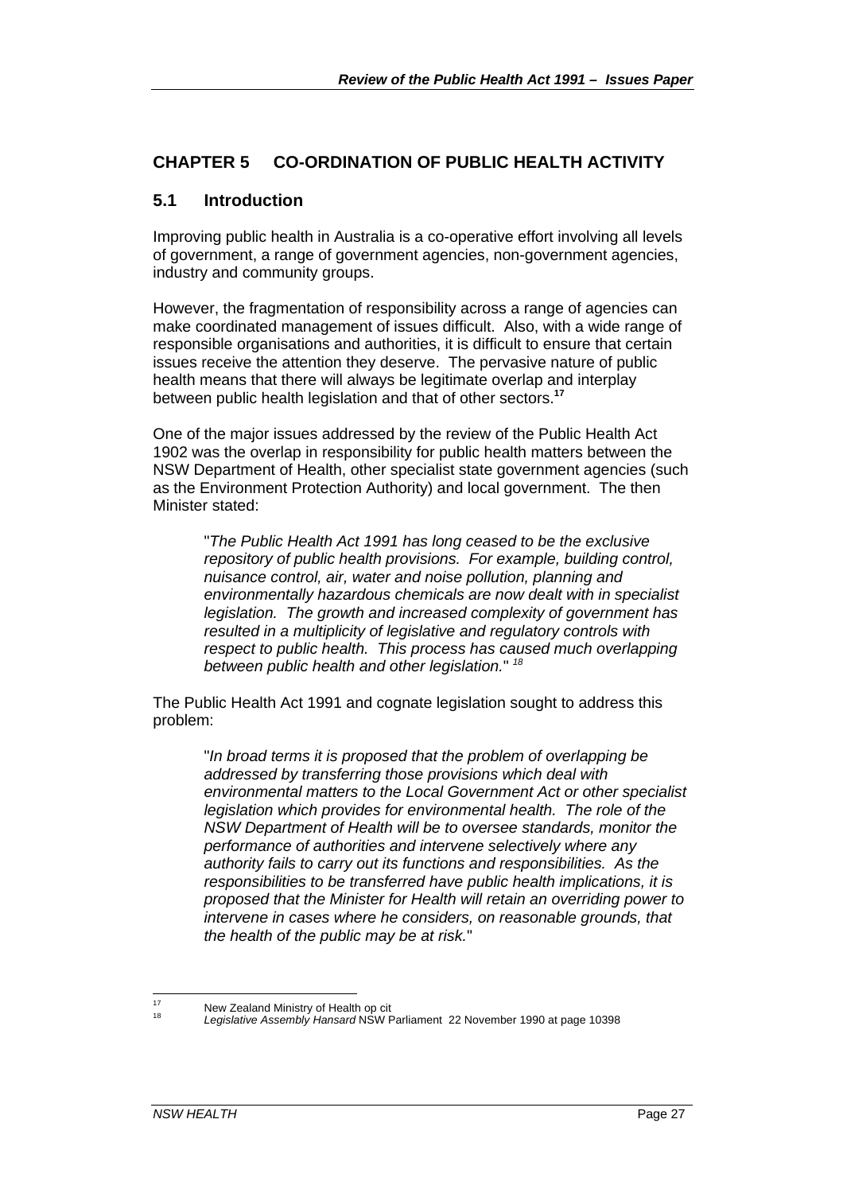# CHAPTER 5 CO-ORDINATION OF PUBLIC HEALTH ACTIVITY

## 5.1 Introduction

Improving public health in Australia is a co-operative effort involving all levels of government, a range of government agencies, non-government agencies, industry and community groups.

However, the fragmentation of responsibility across a range of agencies can make coordinated management of issues difficult. Also, with a wide range of responsible organisations and authorities, it is difficult to ensure that certain issues receive the attention they deserve. The pervasive nature of public health means that there will always be legitimate overlap and interplay between public health legislation and that of other sectors.[17]

One of the major issues addressed by the review of the Public Health Act 1902 was the overlap in responsibility for public health matters between the NSW Department of Health, other specialist state government agencies (such as the Environment Protection Authority) and local government. The then Minister stated:

> "*The Public Health Act 1991 has long ceased to be the exclusive repository of public health provisions. For example, building control, nuisance control, air, water and noise pollution, planning and environmentally hazardous chemicals are now dealt with in specialist legislation. The growth and increased complexity of government has resulted in a multiplicity of legislative and regulatory controls with respect to public health. This process has caused much overlapping between public health and other legislation.*" [18]

The Public Health Act 1991 and cognate legislation sought to address this problem:

> "*In broad terms it is proposed that the problem of overlapping be addressed by transferring those provisions which deal with environmental matters to the Local Government Act or other specialist legislation which provides for environmental health. The role of the NSW Department of Health will be to oversee standards, monitor the performance of authorities and intervene selectively where any authority fails to carry out its functions and responsibilities. As the responsibilities to be transferred have public health implications, it is proposed that the Minister for Health will retain an overriding power to intervene in cases where he considers, on reasonable grounds, that the health of the public may be at risk.*"

---

[17] New Zealand Ministry of Health op cit

[18] *Legislative Assembly Hansard* NSW Parliament 22 November 1990 at page 10398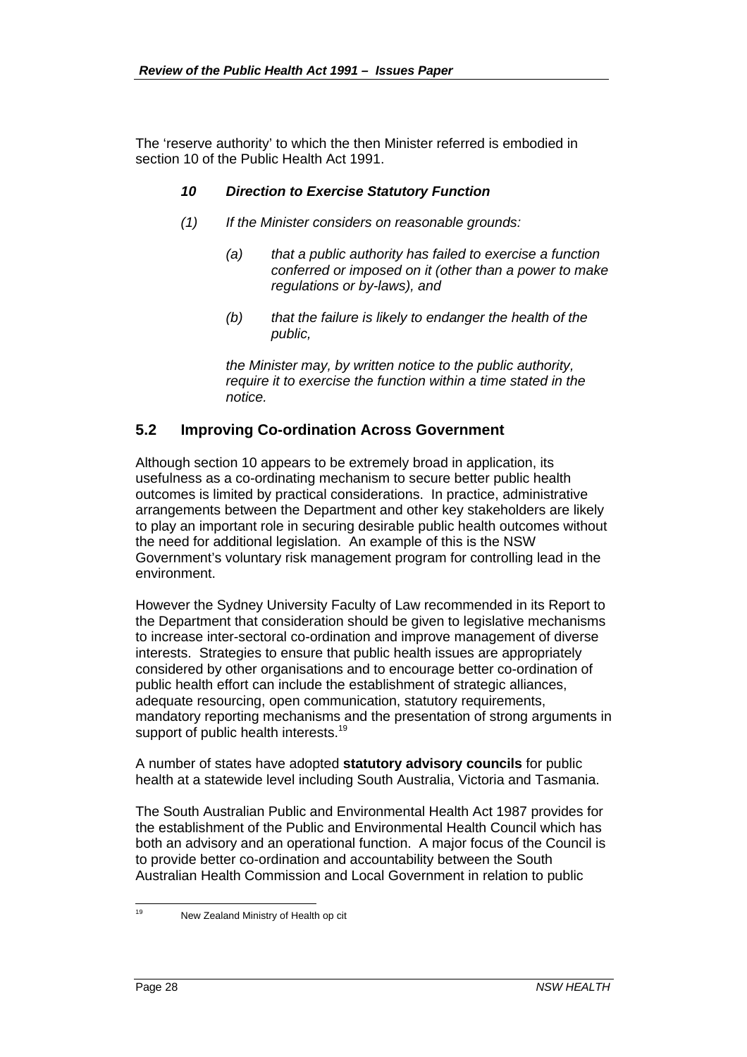The 'reserve authority' to which the then Minister referred is embodied in section 10 of the Public Health Act 1991.

> ***10 Direction to Exercise Statutory Function***
>
> *(1) If the Minister considers on reasonable grounds:*
>
> > *(a) that a public authority has failed to exercise a function conferred or imposed on it (other than a power to make regulations or by-laws), and*
> >
> > *(b) that the failure is likely to endanger the health of the public,*
>
> *the Minister may, by written notice to the public authority, require it to exercise the function within a time stated in the notice.*

## 5.2 Improving Co-ordination Across Government

Although section 10 appears to be extremely broad in application, its usefulness as a co-ordinating mechanism to secure better public health outcomes is limited by practical considerations. In practice, administrative arrangements between the Department and other key stakeholders are likely to play an important role in securing desirable public health outcomes without the need for additional legislation. An example of this is the NSW Government's voluntary risk management program for controlling lead in the environment.

However the Sydney University Faculty of Law recommended in its Report to the Department that consideration should be given to legislative mechanisms to increase inter-sectoral co-ordination and improve management of diverse interests. Strategies to ensure that public health issues are appropriately considered by other organisations and to encourage better co-ordination of public health effort can include the establishment of strategic alliances, adequate resourcing, open communication, statutory requirements, mandatory reporting mechanisms and the presentation of strong arguments in support of public health interests.[19]

A number of states have adopted **statutory advisory councils** for public health at a statewide level including South Australia, Victoria and Tasmania.

The South Australian Public and Environmental Health Act 1987 provides for the establishment of the Public and Environmental Health Council which has both an advisory and an operational function. A major focus of the Council is to provide better co-ordination and accountability between the South Australian Health Commission and Local Government in relation to public

[19] New Zealand Ministry of Health op cit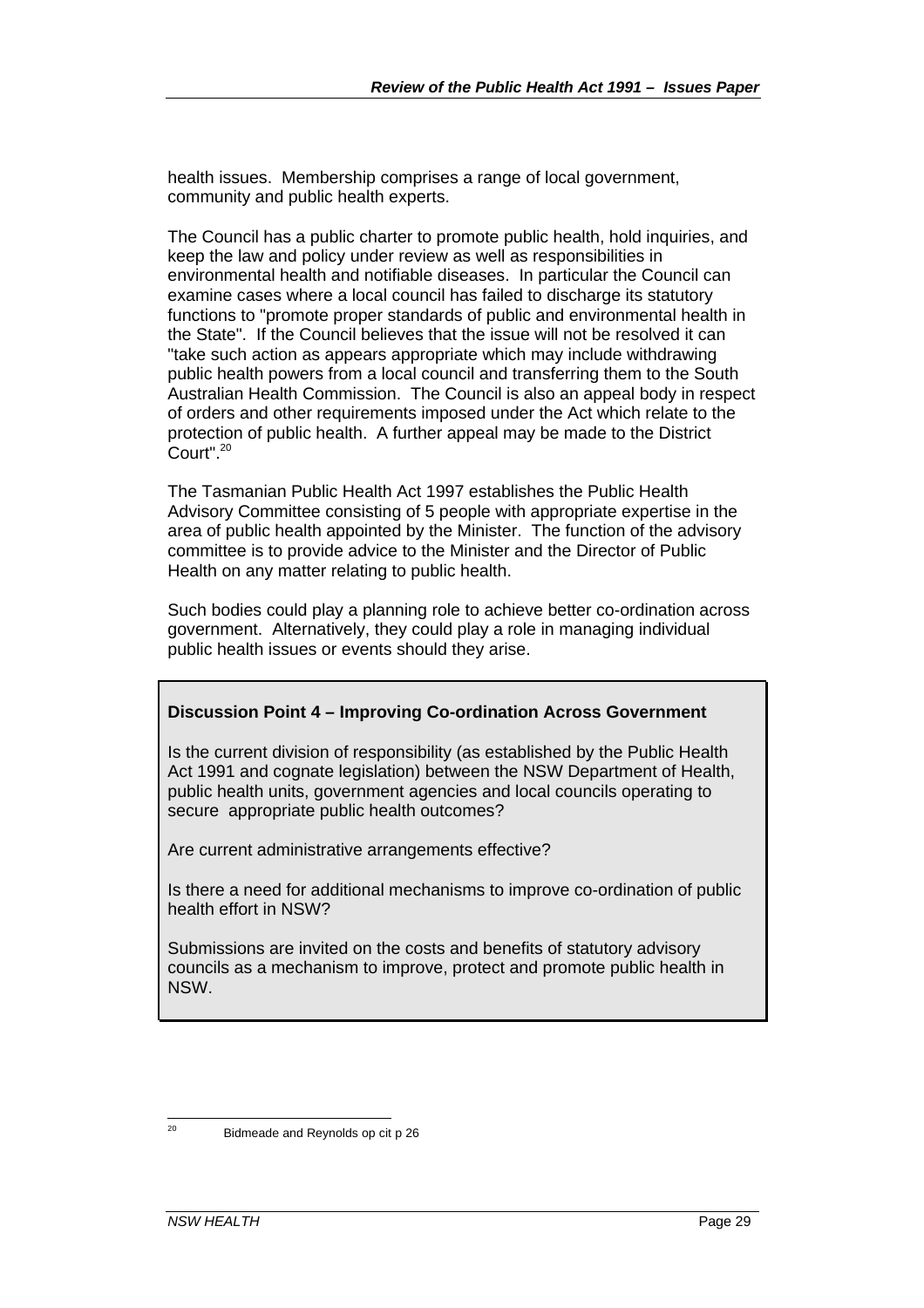health issues. Membership comprises a range of local government, community and public health experts.

The Council has a public charter to promote public health, hold inquiries, and keep the law and policy under review as well as responsibilities in environmental health and notifiable diseases. In particular the Council can examine cases where a local council has failed to discharge its statutory functions to "promote proper standards of public and environmental health in the State". If the Council believes that the issue will not be resolved it can "take such action as appears appropriate which may include withdrawing public health powers from a local council and transferring them to the South Australian Health Commission. The Council is also an appeal body in respect of orders and other requirements imposed under the Act which relate to the protection of public health. A further appeal may be made to the District Court".[20]

The Tasmanian Public Health Act 1997 establishes the Public Health Advisory Committee consisting of 5 people with appropriate expertise in the area of public health appointed by the Minister. The function of the advisory committee is to provide advice to the Minister and the Director of Public Health on any matter relating to public health.

Such bodies could play a planning role to achieve better co-ordination across government. Alternatively, they could play a role in managing individual public health issues or events should they arise.

**Discussion Point 4 – Improving Co-ordination Across Government**

Is the current division of responsibility (as established by the Public Health Act 1991 and cognate legislation) between the NSW Department of Health, public health units, government agencies and local councils operating to secure appropriate public health outcomes?

Are current administrative arrangements effective?

Is there a need for additional mechanisms to improve co-ordination of public health effort in NSW?

Submissions are invited on the costs and benefits of statutory advisory councils as a mechanism to improve, protect and promote public health in NSW.

---

[20] Bidmeade and Reynolds op cit p 26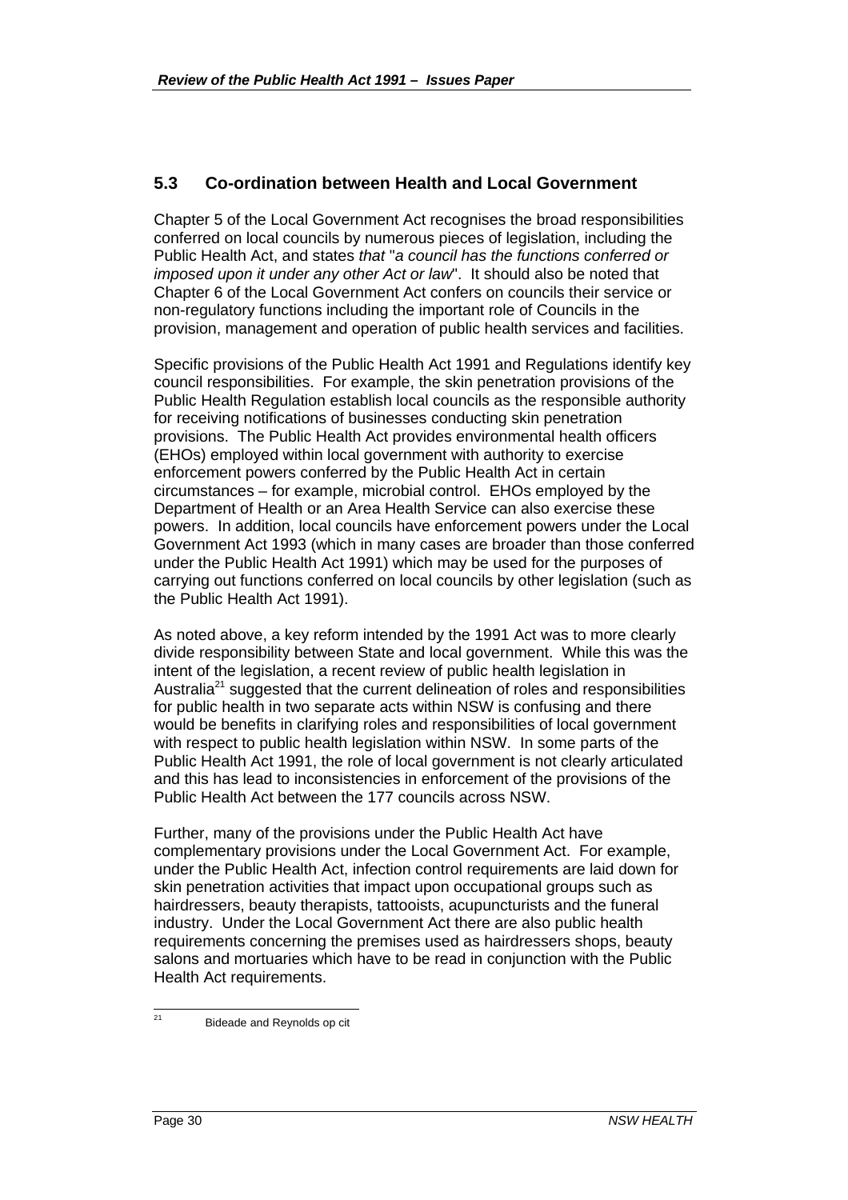## 5.3 Co-ordination between Health and Local Government

Chapter 5 of the Local Government Act recognises the broad responsibilities conferred on local councils by numerous pieces of legislation, including the Public Health Act, and states *that "a council has the functions conferred or imposed upon it under any other Act or law*". It should also be noted that Chapter 6 of the Local Government Act confers on councils their service or non-regulatory functions including the important role of Councils in the provision, management and operation of public health services and facilities.

Specific provisions of the Public Health Act 1991 and Regulations identify key council responsibilities. For example, the skin penetration provisions of the Public Health Regulation establish local councils as the responsible authority for receiving notifications of businesses conducting skin penetration provisions. The Public Health Act provides environmental health officers (EHOs) employed within local government with authority to exercise enforcement powers conferred by the Public Health Act in certain circumstances – for example, microbial control. EHOs employed by the Department of Health or an Area Health Service can also exercise these powers. In addition, local councils have enforcement powers under the Local Government Act 1993 (which in many cases are broader than those conferred under the Public Health Act 1991) which may be used for the purposes of carrying out functions conferred on local councils by other legislation (such as the Public Health Act 1991).

As noted above, a key reform intended by the 1991 Act was to more clearly divide responsibility between State and local government. While this was the intent of the legislation, a recent review of public health legislation in Australia[21] suggested that the current delineation of roles and responsibilities for public health in two separate acts within NSW is confusing and there would be benefits in clarifying roles and responsibilities of local government with respect to public health legislation within NSW. In some parts of the Public Health Act 1991, the role of local government is not clearly articulated and this has lead to inconsistencies in enforcement of the provisions of the Public Health Act between the 177 councils across NSW.

Further, many of the provisions under the Public Health Act have complementary provisions under the Local Government Act. For example, under the Public Health Act, infection control requirements are laid down for skin penetration activities that impact upon occupational groups such as hairdressers, beauty therapists, tattooists, acupuncturists and the funeral industry. Under the Local Government Act there are also public health requirements concerning the premises used as hairdressers shops, beauty salons and mortuaries which have to be read in conjunction with the Public Health Act requirements.

---

[21] Bideade and Reynolds op cit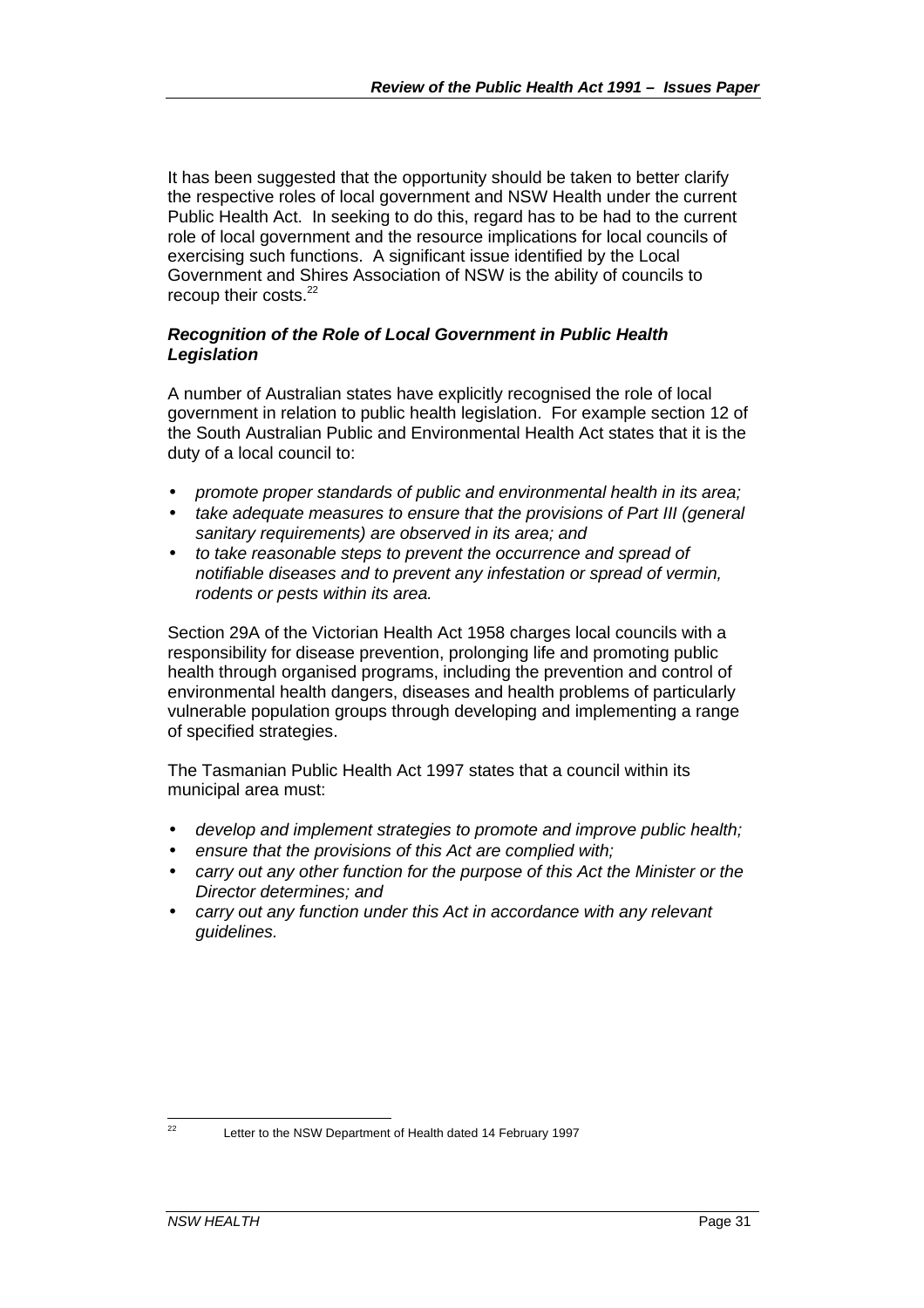It has been suggested that the opportunity should be taken to better clarify the respective roles of local government and NSW Health under the current Public Health Act. In seeking to do this, regard has to be had to the current role of local government and the resource implications for local councils of exercising such functions. A significant issue identified by the Local Government and Shires Association of NSW is the ability of councils to recoup their costs.[22]

***Recognition of the Role of Local Government in Public Health Legislation***

A number of Australian states have explicitly recognised the role of local government in relation to public health legislation. For example section 12 of the South Australian Public and Environmental Health Act states that it is the duty of a local council to:

- *promote proper standards of public and environmental health in its area;*
- *take adequate measures to ensure that the provisions of Part III (general sanitary requirements) are observed in its area; and*
- *to take reasonable steps to prevent the occurrence and spread of notifiable diseases and to prevent any infestation or spread of vermin, rodents or pests within its area.*

Section 29A of the Victorian Health Act 1958 charges local councils with a responsibility for disease prevention, prolonging life and promoting public health through organised programs, including the prevention and control of environmental health dangers, diseases and health problems of particularly vulnerable population groups through developing and implementing a range of specified strategies.

The Tasmanian Public Health Act 1997 states that a council within its municipal area must:

- *develop and implement strategies to promote and improve public health;*
- *ensure that the provisions of this Act are complied with;*
- *carry out any other function for the purpose of this Act the Minister or the Director determines; and*
- *carry out any function under this Act in accordance with any relevant guidelines.*

---

[22] Letter to the NSW Department of Health dated 14 February 1997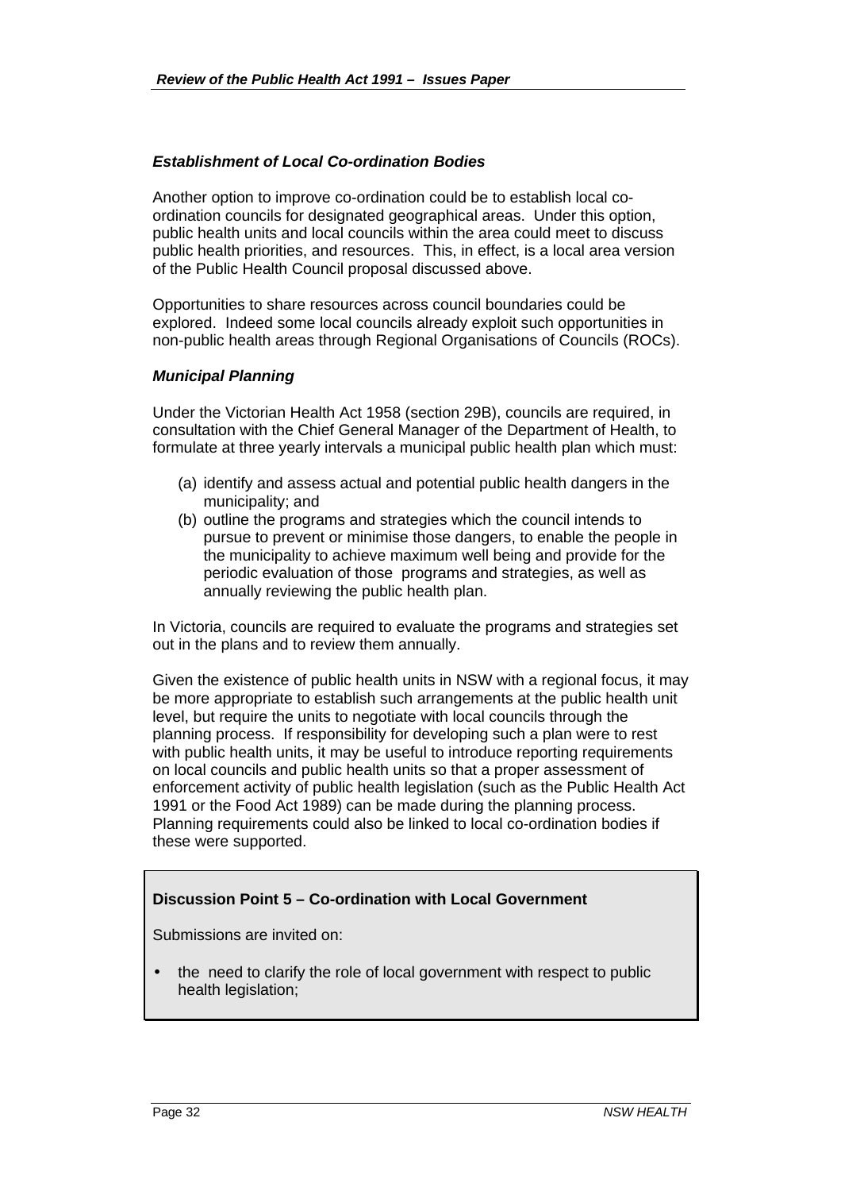### *Establishment of Local Co-ordination Bodies*

Another option to improve co-ordination could be to establish local co-ordination councils for designated geographical areas. Under this option, public health units and local councils within the area could meet to discuss public health priorities, and resources. This, in effect, is a local area version of the Public Health Council proposal discussed above.

Opportunities to share resources across council boundaries could be explored. Indeed some local councils already exploit such opportunities in non-public health areas through Regional Organisations of Councils (ROCs).

### *Municipal Planning*

Under the Victorian Health Act 1958 (section 29B), councils are required, in consultation with the Chief General Manager of the Department of Health, to formulate at three yearly intervals a municipal public health plan which must:

(a) identify and assess actual and potential public health dangers in the municipality; and
(b) outline the programs and strategies which the council intends to pursue to prevent or minimise those dangers, to enable the people in the municipality to achieve maximum well being and provide for the periodic evaluation of those programs and strategies, as well as annually reviewing the public health plan.

In Victoria, councils are required to evaluate the programs and strategies set out in the plans and to review them annually.

Given the existence of public health units in NSW with a regional focus, it may be more appropriate to establish such arrangements at the public health unit level, but require the units to negotiate with local councils through the planning process. If responsibility for developing such a plan were to rest with public health units, it may be useful to introduce reporting requirements on local councils and public health units so that a proper assessment of enforcement activity of public health legislation (such as the Public Health Act 1991 or the Food Act 1989) can be made during the planning process. Planning requirements could also be linked to local co-ordination bodies if these were supported.

**Discussion Point 5 – Co-ordination with Local Government**

Submissions are invited on:

- the need to clarify the role of local government with respect to public health legislation;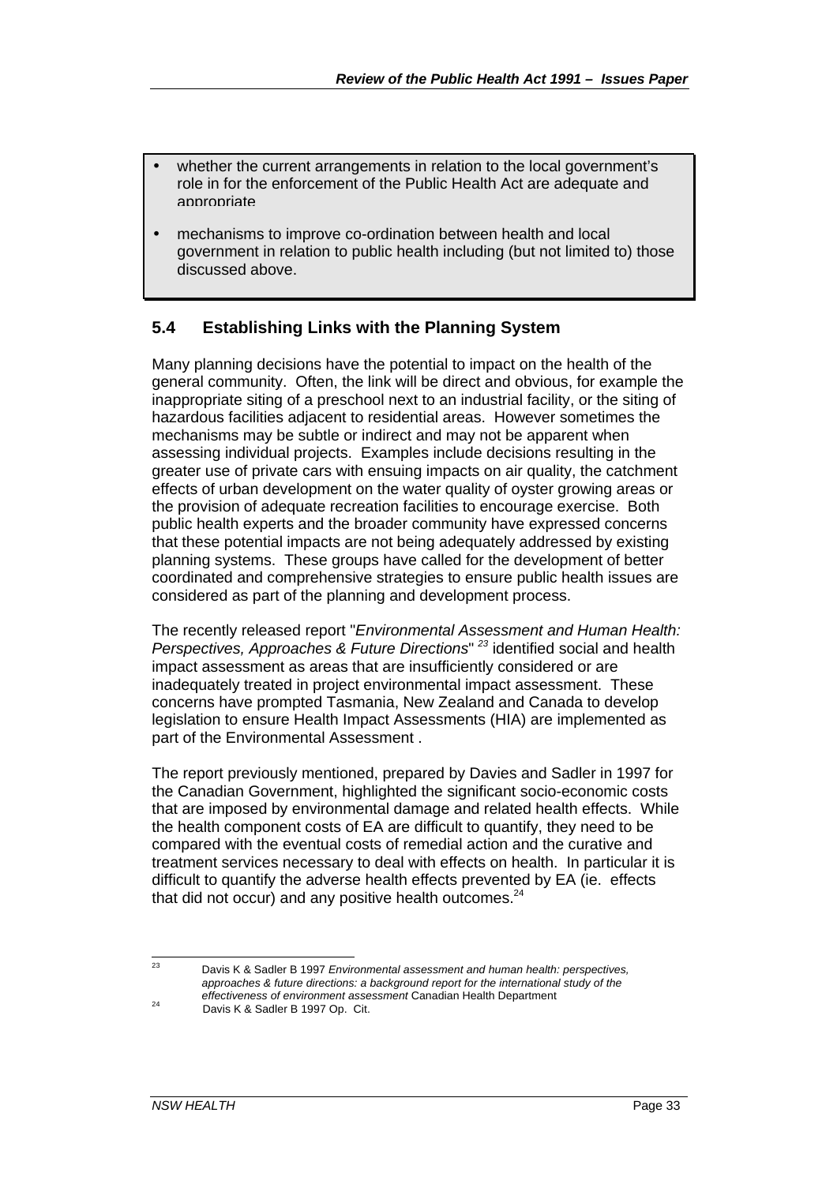- whether the current arrangements in relation to the local government's role in for the enforcement of the Public Health Act are adequate and appropriate
- mechanisms to improve co-ordination between health and local government in relation to public health including (but not limited to) those discussed above.

## 5.4 Establishing Links with the Planning System

Many planning decisions have the potential to impact on the health of the general community. Often, the link will be direct and obvious, for example the inappropriate siting of a preschool next to an industrial facility, or the siting of hazardous facilities adjacent to residential areas. However sometimes the mechanisms may be subtle or indirect and may not be apparent when assessing individual projects. Examples include decisions resulting in the greater use of private cars with ensuing impacts on air quality, the catchment effects of urban development on the water quality of oyster growing areas or the provision of adequate recreation facilities to encourage exercise. Both public health experts and the broader community have expressed concerns that these potential impacts are not being adequately addressed by existing planning systems. These groups have called for the development of better coordinated and comprehensive strategies to ensure public health issues are considered as part of the planning and development process.

The recently released report "*Environmental Assessment and Human Health: Perspectives, Approaches & Future Directions*" [23] identified social and health impact assessment as areas that are insufficiently considered or are inadequately treated in project environmental impact assessment. These concerns have prompted Tasmania, New Zealand and Canada to develop legislation to ensure Health Impact Assessments (HIA) are implemented as part of the Environmental Assessment .

The report previously mentioned, prepared by Davies and Sadler in 1997 for the Canadian Government, highlighted the significant socio-economic costs that are imposed by environmental damage and related health effects. While the health component costs of EA are difficult to quantify, they need to be compared with the eventual costs of remedial action and the curative and treatment services necessary to deal with effects on health. In particular it is difficult to quantify the adverse health effects prevented by EA (ie. effects that did not occur) and any positive health outcomes.[24]

---

[23] Davis K & Sadler B 1997 *Environmental assessment and human health: perspectives, approaches & future directions: a background report for the international study of the effectiveness of environment assessment* Canadian Health Department

[24] Davis K & Sadler B 1997 Op. Cit.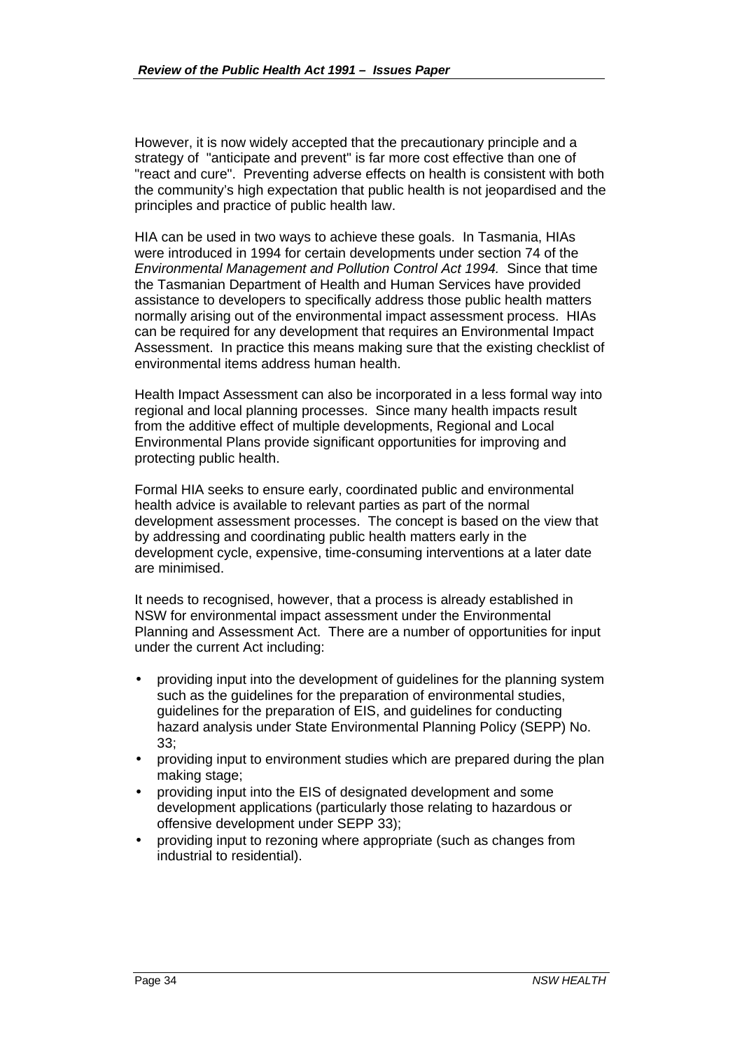However, it is now widely accepted that the precautionary principle and a strategy of "anticipate and prevent" is far more cost effective than one of "react and cure". Preventing adverse effects on health is consistent with both the community's high expectation that public health is not jeopardised and the principles and practice of public health law.

HIA can be used in two ways to achieve these goals. In Tasmania, HIAs were introduced in 1994 for certain developments under section 74 of the *Environmental Management and Pollution Control Act 1994.* Since that time the Tasmanian Department of Health and Human Services have provided assistance to developers to specifically address those public health matters normally arising out of the environmental impact assessment process. HIAs can be required for any development that requires an Environmental Impact Assessment. In practice this means making sure that the existing checklist of environmental items address human health.

Health Impact Assessment can also be incorporated in a less formal way into regional and local planning processes. Since many health impacts result from the additive effect of multiple developments, Regional and Local Environmental Plans provide significant opportunities for improving and protecting public health.

Formal HIA seeks to ensure early, coordinated public and environmental health advice is available to relevant parties as part of the normal development assessment processes. The concept is based on the view that by addressing and coordinating public health matters early in the development cycle, expensive, time-consuming interventions at a later date are minimised.

It needs to recognised, however, that a process is already established in NSW for environmental impact assessment under the Environmental Planning and Assessment Act. There are a number of opportunities for input under the current Act including:

- providing input into the development of guidelines for the planning system such as the guidelines for the preparation of environmental studies, guidelines for the preparation of EIS, and guidelines for conducting hazard analysis under State Environmental Planning Policy (SEPP) No. 33;
- providing input to environment studies which are prepared during the plan making stage;
- providing input into the EIS of designated development and some development applications (particularly those relating to hazardous or offensive development under SEPP 33);
- providing input to rezoning where appropriate (such as changes from industrial to residential).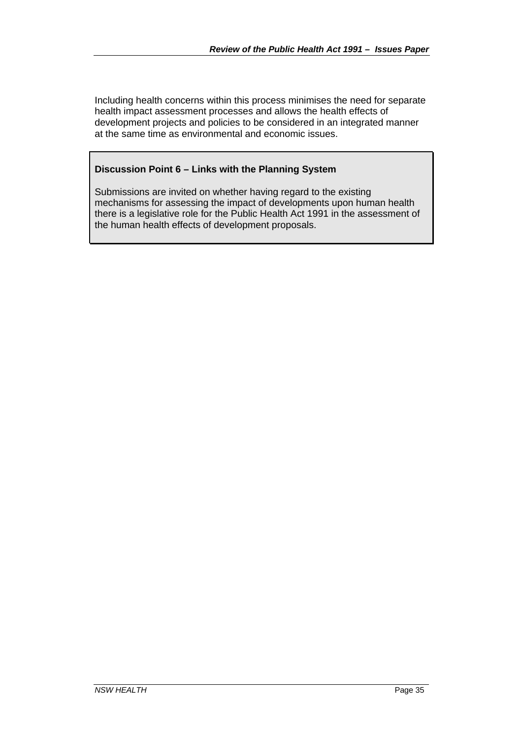Including health concerns within this process minimises the need for separate health impact assessment processes and allows the health effects of development projects and policies to be considered in an integrated manner at the same time as environmental and economic issues.

**Discussion Point 6 – Links with the Planning System**

Submissions are invited on whether having regard to the existing mechanisms for assessing the impact of developments upon human health there is a legislative role for the Public Health Act 1991 in the assessment of the human health effects of development proposals.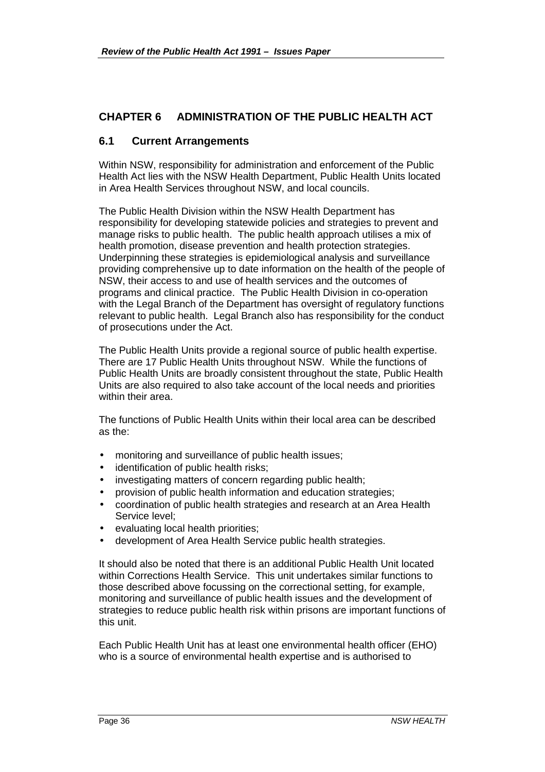## CHAPTER 6 ADMINISTRATION OF THE PUBLIC HEALTH ACT

### 6.1 Current Arrangements

Within NSW, responsibility for administration and enforcement of the Public Health Act lies with the NSW Health Department, Public Health Units located in Area Health Services throughout NSW, and local councils.

The Public Health Division within the NSW Health Department has responsibility for developing statewide policies and strategies to prevent and manage risks to public health. The public health approach utilises a mix of health promotion, disease prevention and health protection strategies. Underpinning these strategies is epidemiological analysis and surveillance providing comprehensive up to date information on the health of the people of NSW, their access to and use of health services and the outcomes of programs and clinical practice. The Public Health Division in co-operation with the Legal Branch of the Department has oversight of regulatory functions relevant to public health. Legal Branch also has responsibility for the conduct of prosecutions under the Act.

The Public Health Units provide a regional source of public health expertise. There are 17 Public Health Units throughout NSW. While the functions of Public Health Units are broadly consistent throughout the state, Public Health Units are also required to also take account of the local needs and priorities within their area.

The functions of Public Health Units within their local area can be described as the:

- monitoring and surveillance of public health issues;
- identification of public health risks;
- investigating matters of concern regarding public health;
- provision of public health information and education strategies;
- coordination of public health strategies and research at an Area Health Service level;
- evaluating local health priorities;
- development of Area Health Service public health strategies.

It should also be noted that there is an additional Public Health Unit located within Corrections Health Service. This unit undertakes similar functions to those described above focussing on the correctional setting, for example, monitoring and surveillance of public health issues and the development of strategies to reduce public health risk within prisons are important functions of this unit.

Each Public Health Unit has at least one environmental health officer (EHO) who is a source of environmental health expertise and is authorised to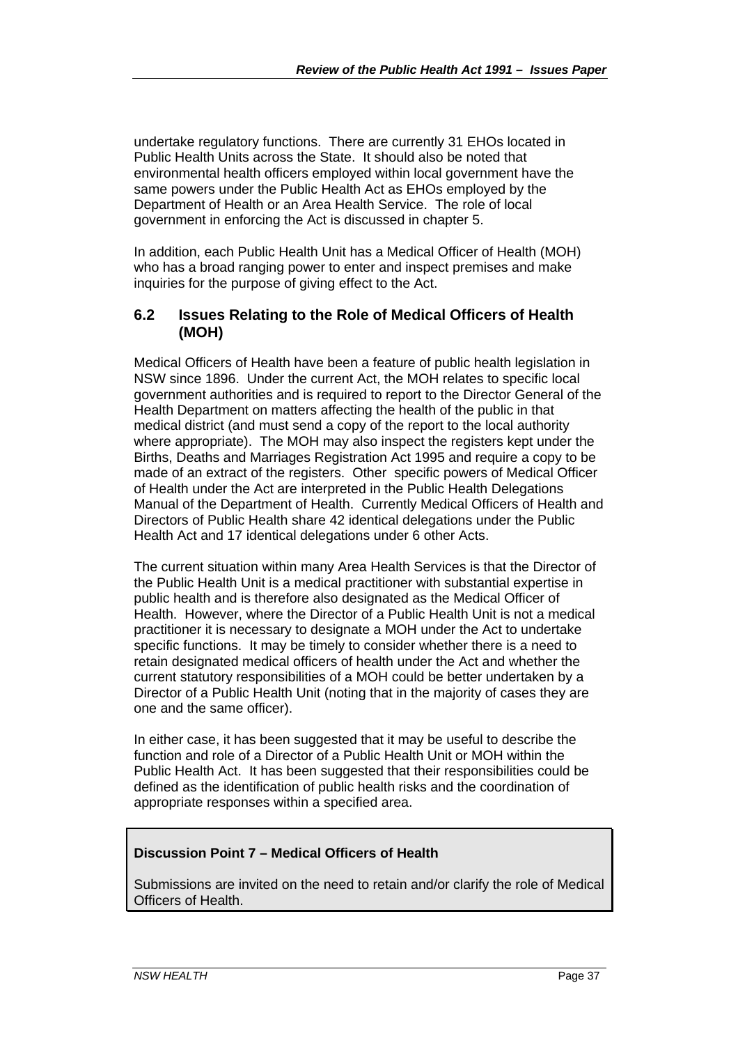undertake regulatory functions. There are currently 31 EHOs located in Public Health Units across the State. It should also be noted that environmental health officers employed within local government have the same powers under the Public Health Act as EHOs employed by the Department of Health or an Area Health Service. The role of local government in enforcing the Act is discussed in chapter 5.

In addition, each Public Health Unit has a Medical Officer of Health (MOH) who has a broad ranging power to enter and inspect premises and make inquiries for the purpose of giving effect to the Act.

## 6.2 Issues Relating to the Role of Medical Officers of Health (MOH)

Medical Officers of Health have been a feature of public health legislation in NSW since 1896. Under the current Act, the MOH relates to specific local government authorities and is required to report to the Director General of the Health Department on matters affecting the health of the public in that medical district (and must send a copy of the report to the local authority where appropriate). The MOH may also inspect the registers kept under the Births, Deaths and Marriages Registration Act 1995 and require a copy to be made of an extract of the registers. Other specific powers of Medical Officer of Health under the Act are interpreted in the Public Health Delegations Manual of the Department of Health. Currently Medical Officers of Health and Directors of Public Health share 42 identical delegations under the Public Health Act and 17 identical delegations under 6 other Acts.

The current situation within many Area Health Services is that the Director of the Public Health Unit is a medical practitioner with substantial expertise in public health and is therefore also designated as the Medical Officer of Health. However, where the Director of a Public Health Unit is not a medical practitioner it is necessary to designate a MOH under the Act to undertake specific functions. It may be timely to consider whether there is a need to retain designated medical officers of health under the Act and whether the current statutory responsibilities of a MOH could be better undertaken by a Director of a Public Health Unit (noting that in the majority of cases they are one and the same officer).

In either case, it has been suggested that it may be useful to describe the function and role of a Director of a Public Health Unit or MOH within the Public Health Act. It has been suggested that their responsibilities could be defined as the identification of public health risks and the coordination of appropriate responses within a specified area.

**Discussion Point 7 – Medical Officers of Health**

Submissions are invited on the need to retain and/or clarify the role of Medical Officers of Health.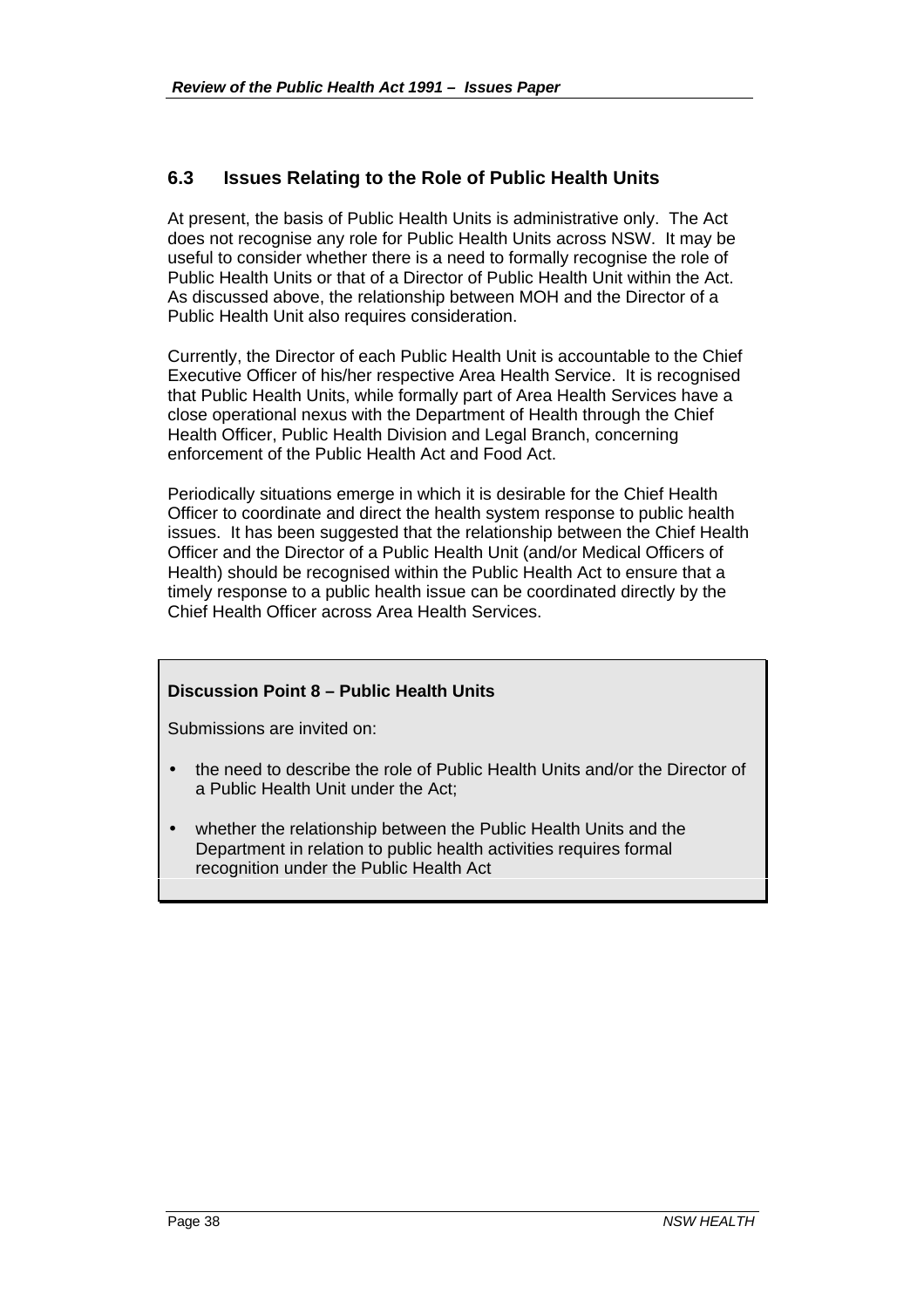## 6.3 Issues Relating to the Role of Public Health Units

At present, the basis of Public Health Units is administrative only. The Act does not recognise any role for Public Health Units across NSW. It may be useful to consider whether there is a need to formally recognise the role of Public Health Units or that of a Director of Public Health Unit within the Act. As discussed above, the relationship between MOH and the Director of a Public Health Unit also requires consideration.

Currently, the Director of each Public Health Unit is accountable to the Chief Executive Officer of his/her respective Area Health Service. It is recognised that Public Health Units, while formally part of Area Health Services have a close operational nexus with the Department of Health through the Chief Health Officer, Public Health Division and Legal Branch, concerning enforcement of the Public Health Act and Food Act.

Periodically situations emerge in which it is desirable for the Chief Health Officer to coordinate and direct the health system response to public health issues. It has been suggested that the relationship between the Chief Health Officer and the Director of a Public Health Unit (and/or Medical Officers of Health) should be recognised within the Public Health Act to ensure that a timely response to a public health issue can be coordinated directly by the Chief Health Officer across Area Health Services.

**Discussion Point 8 – Public Health Units**

Submissions are invited on:

- the need to describe the role of Public Health Units and/or the Director of a Public Health Unit under the Act;
- whether the relationship between the Public Health Units and the Department in relation to public health activities requires formal recognition under the Public Health Act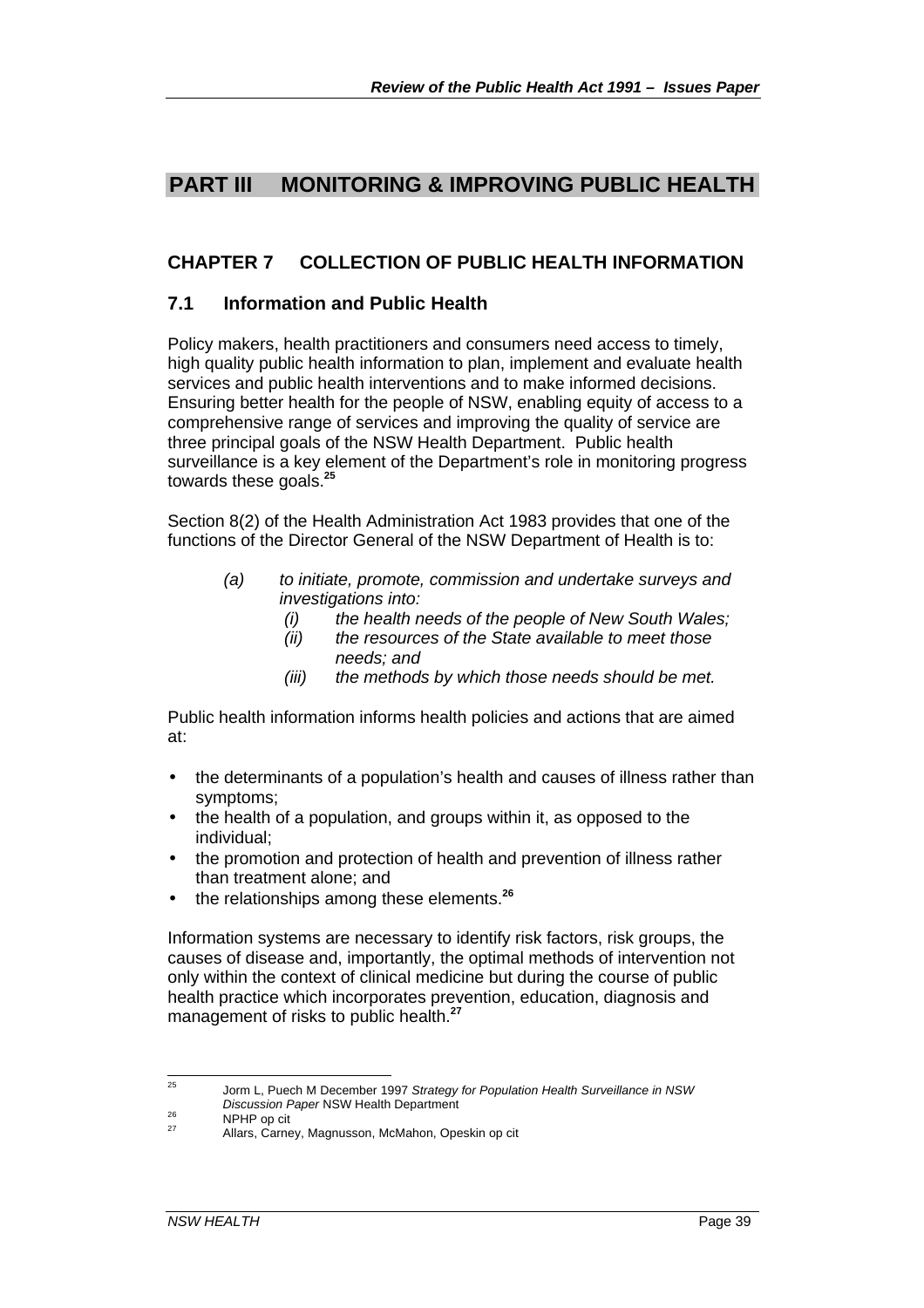# PART III MONITORING & IMPROVING PUBLIC HEALTH

## CHAPTER 7 COLLECTION OF PUBLIC HEALTH INFORMATION

### 7.1 Information and Public Health

Policy makers, health practitioners and consumers need access to timely, high quality public health information to plan, implement and evaluate health services and public health interventions and to make informed decisions. Ensuring better health for the people of NSW, enabling equity of access to a comprehensive range of services and improving the quality of service are three principal goals of the NSW Health Department. Public health surveillance is a key element of the Department's role in monitoring progress towards these goals.[25]

Section 8(2) of the Health Administration Act 1983 provides that one of the functions of the Director General of the NSW Department of Health is to:

> *(a) to initiate, promote, commission and undertake surveys and investigations into:*
>
> *(i) the health needs of the people of New South Wales;*
>
> *(ii) the resources of the State available to meet those needs; and*
>
> *(iii) the methods by which those needs should be met.*

Public health information informs health policies and actions that are aimed at:

- the determinants of a population's health and causes of illness rather than symptoms;
- the health of a population, and groups within it, as opposed to the individual;
- the promotion and protection of health and prevention of illness rather than treatment alone; and
- the relationships among these elements.[26]

Information systems are necessary to identify risk factors, risk groups, the causes of disease and, importantly, the optimal methods of intervention not only within the context of clinical medicine but during the course of public health practice which incorporates prevention, education, diagnosis and management of risks to public health.[27]

---

[25] Jorm L, Puech M December 1997 *Strategy for Population Health Surveillance in NSW Discussion Paper* NSW Health Department

[26] NPHP op cit

[27] Allars, Carney, Magnusson, McMahon, Opeskin op cit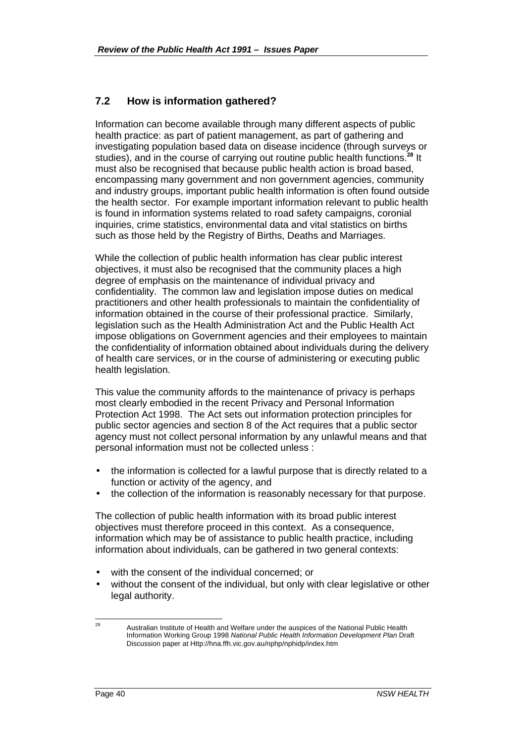## 7.2 How is information gathered?

Information can become available through many different aspects of public health practice: as part of patient management, as part of gathering and investigating population based data on disease incidence (through surveys or studies), and in the course of carrying out routine public health functions.[28] It must also be recognised that because public health action is broad based, encompassing many government and non government agencies, community and industry groups, important public health information is often found outside the health sector. For example important information relevant to public health is found in information systems related to road safety campaigns, coronial inquiries, crime statistics, environmental data and vital statistics on births such as those held by the Registry of Births, Deaths and Marriages.

While the collection of public health information has clear public interest objectives, it must also be recognised that the community places a high degree of emphasis on the maintenance of individual privacy and confidentiality. The common law and legislation impose duties on medical practitioners and other health professionals to maintain the confidentiality of information obtained in the course of their professional practice. Similarly, legislation such as the Health Administration Act and the Public Health Act impose obligations on Government agencies and their employees to maintain the confidentiality of information obtained about individuals during the delivery of health care services, or in the course of administering or executing public health legislation.

This value the community affords to the maintenance of privacy is perhaps most clearly embodied in the recent Privacy and Personal Information Protection Act 1998. The Act sets out information protection principles for public sector agencies and section 8 of the Act requires that a public sector agency must not collect personal information by any unlawful means and that personal information must not be collected unless :

- the information is collected for a lawful purpose that is directly related to a function or activity of the agency, and
- the collection of the information is reasonably necessary for that purpose.

The collection of public health information with its broad public interest objectives must therefore proceed in this context. As a consequence, information which may be of assistance to public health practice, including information about individuals, can be gathered in two general contexts:

- with the consent of the individual concerned; or
- without the consent of the individual, but only with clear legislative or other legal authority.

---

[28] Australian Institute of Health and Welfare under the auspices of the National Public Health Information Working Group 1998 *National Public Health Information Development Plan* Draft Discussion paper at Http://hna.ffh.vic.gov.au/nphp/nphidp/index.htm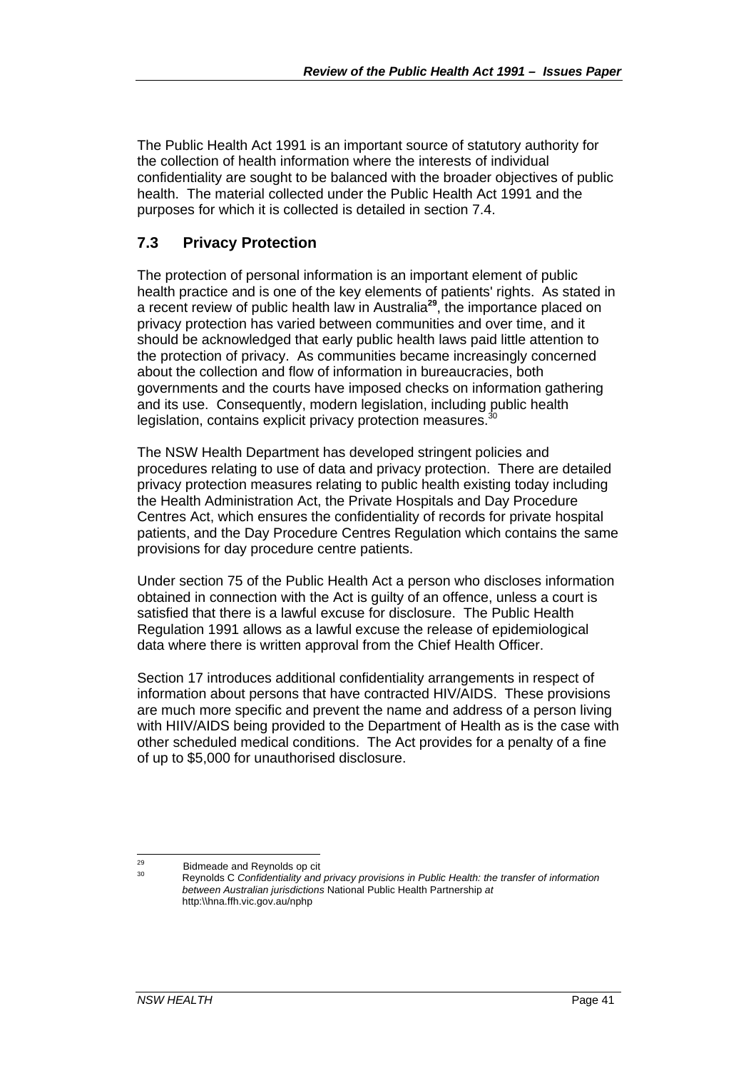The Public Health Act 1991 is an important source of statutory authority for the collection of health information where the interests of individual confidentiality are sought to be balanced with the broader objectives of public health. The material collected under the Public Health Act 1991 and the purposes for which it is collected is detailed in section 7.4.

## 7.3 Privacy Protection

The protection of personal information is an important element of public health practice and is one of the key elements of patients' rights. As stated in a recent review of public health law in Australia[29], the importance placed on privacy protection has varied between communities and over time, and it should be acknowledged that early public health laws paid little attention to the protection of privacy. As communities became increasingly concerned about the collection and flow of information in bureaucracies, both governments and the courts have imposed checks on information gathering and its use. Consequently, modern legislation, including public health legislation, contains explicit privacy protection measures.[30]

The NSW Health Department has developed stringent policies and procedures relating to use of data and privacy protection. There are detailed privacy protection measures relating to public health existing today including the Health Administration Act, the Private Hospitals and Day Procedure Centres Act, which ensures the confidentiality of records for private hospital patients, and the Day Procedure Centres Regulation which contains the same provisions for day procedure centre patients.

Under section 75 of the Public Health Act a person who discloses information obtained in connection with the Act is guilty of an offence, unless a court is satisfied that there is a lawful excuse for disclosure. The Public Health Regulation 1991 allows as a lawful excuse the release of epidemiological data where there is written approval from the Chief Health Officer.

Section 17 introduces additional confidentiality arrangements in respect of information about persons that have contracted HIV/AIDS. These provisions are much more specific and prevent the name and address of a person living with HIIV/AIDS being provided to the Department of Health as is the case with other scheduled medical conditions. The Act provides for a penalty of a fine of up to $5,000 for unauthorised disclosure.

---

[29] Bidmeade and Reynolds op cit

[30] Reynolds C *Confidentiality and privacy provisions in Public Health: the transfer of information between Australian jurisdictions* National Public Health Partnership *at* http:\\hna.ffh.vic.gov.au/nphp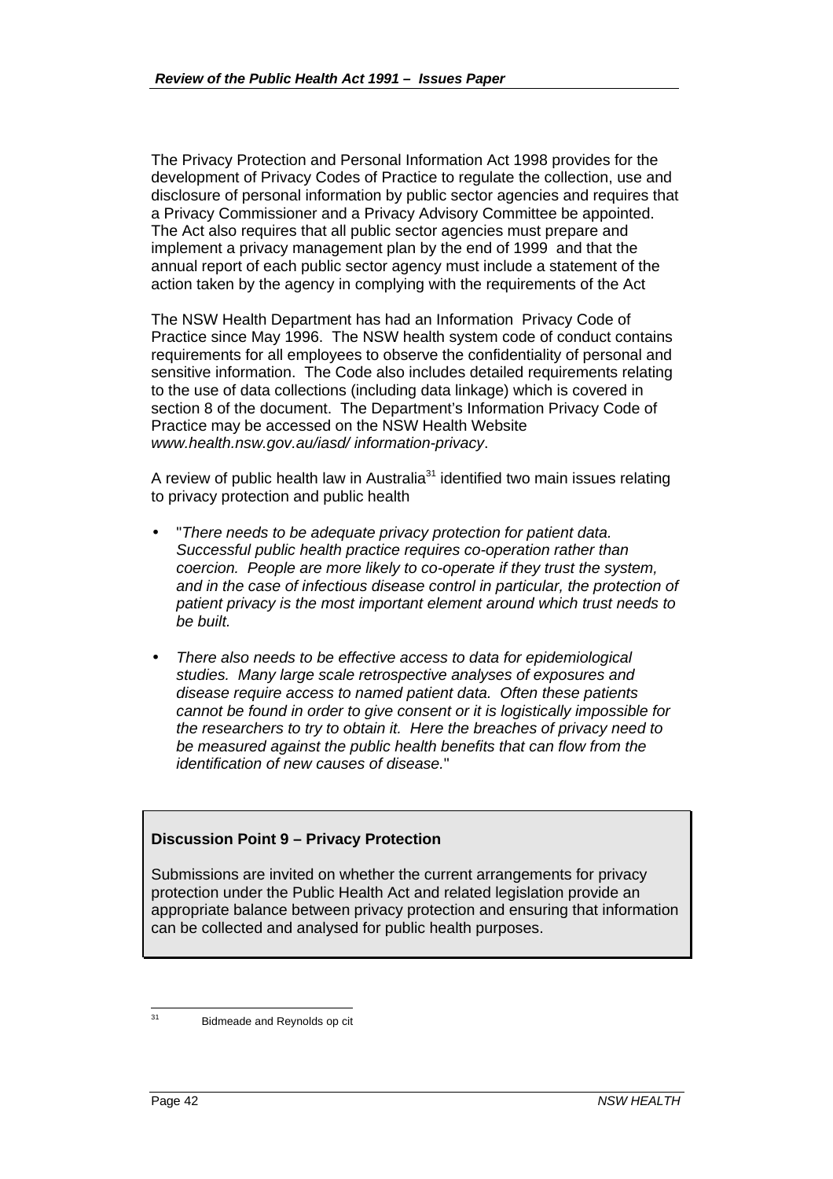The Privacy Protection and Personal Information Act 1998 provides for the development of Privacy Codes of Practice to regulate the collection, use and disclosure of personal information by public sector agencies and requires that a Privacy Commissioner and a Privacy Advisory Committee be appointed. The Act also requires that all public sector agencies must prepare and implement a privacy management plan by the end of 1999 and that the annual report of each public sector agency must include a statement of the action taken by the agency in complying with the requirements of the Act

The NSW Health Department has had an Information Privacy Code of Practice since May 1996. The NSW health system code of conduct contains requirements for all employees to observe the confidentiality of personal and sensitive information. The Code also includes detailed requirements relating to the use of data collections (including data linkage) which is covered in section 8 of the document. The Department's Information Privacy Code of Practice may be accessed on the NSW Health Website *www.health.nsw.gov.au/iasd/ information-privacy*.

A review of public health law in Australia[31] identified two main issues relating to privacy protection and public health

- "*There needs to be adequate privacy protection for patient data. Successful public health practice requires co-operation rather than coercion. People are more likely to co-operate if they trust the system, and in the case of infectious disease control in particular, the protection of patient privacy is the most important element around which trust needs to be built.*

- *There also needs to be effective access to data for epidemiological studies. Many large scale retrospective analyses of exposures and disease require access to named patient data. Often these patients cannot be found in order to give consent or it is logistically impossible for the researchers to try to obtain it. Here the breaches of privacy need to be measured against the public health benefits that can flow from the identification of new causes of disease.*"

> **Discussion Point 9 – Privacy Protection**
>
> Submissions are invited on whether the current arrangements for privacy protection under the Public Health Act and related legislation provide an appropriate balance between privacy protection and ensuring that information can be collected and analysed for public health purposes.

[31] Bidmeade and Reynolds op cit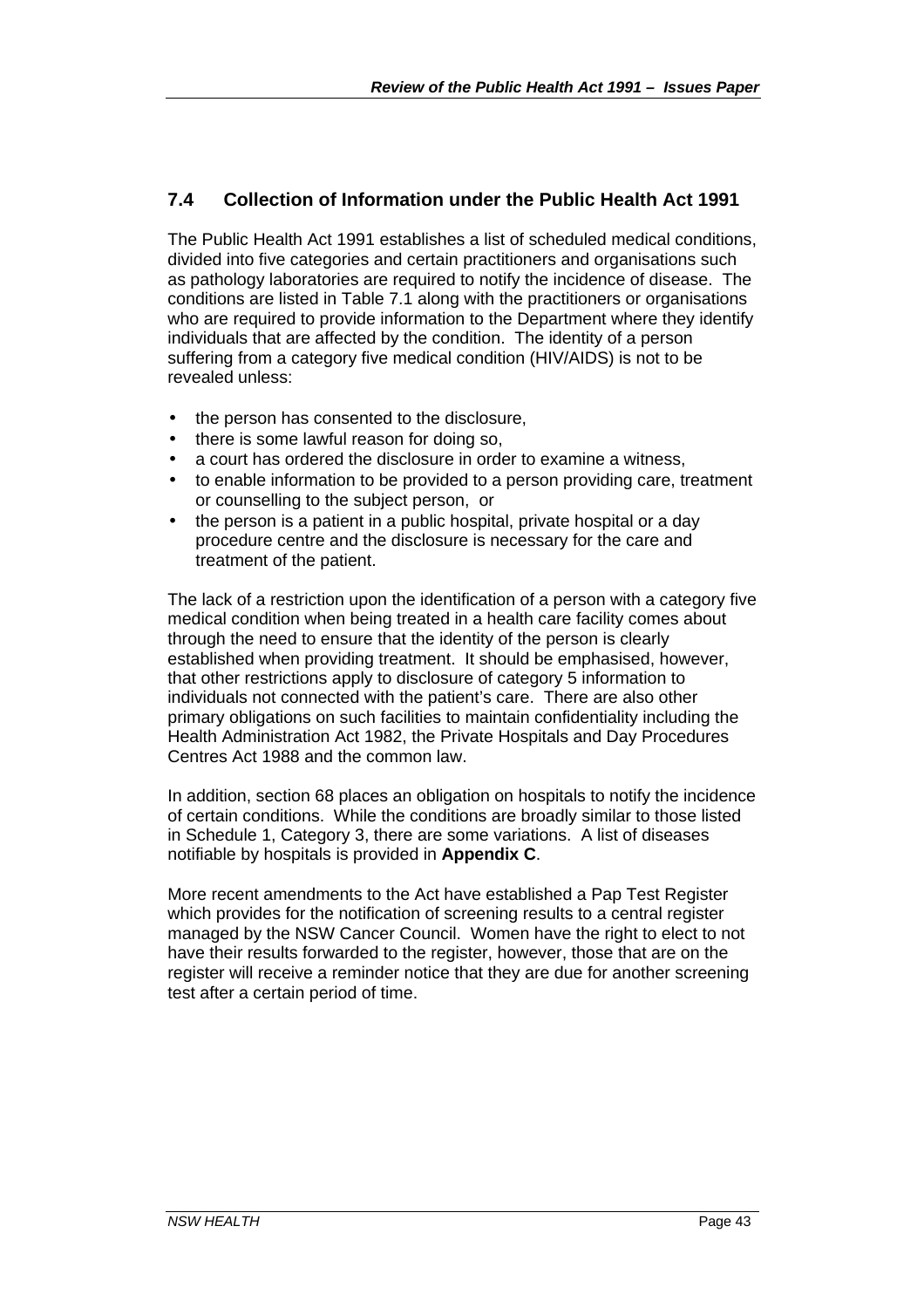## 7.4 Collection of Information under the Public Health Act 1991

The Public Health Act 1991 establishes a list of scheduled medical conditions, divided into five categories and certain practitioners and organisations such as pathology laboratories are required to notify the incidence of disease. The conditions are listed in Table 7.1 along with the practitioners or organisations who are required to provide information to the Department where they identify individuals that are affected by the condition. The identity of a person suffering from a category five medical condition (HIV/AIDS) is not to be revealed unless:

- the person has consented to the disclosure,
- there is some lawful reason for doing so,
- a court has ordered the disclosure in order to examine a witness,
- to enable information to be provided to a person providing care, treatment or counselling to the subject person, or
- the person is a patient in a public hospital, private hospital or a day procedure centre and the disclosure is necessary for the care and treatment of the patient.

The lack of a restriction upon the identification of a person with a category five medical condition when being treated in a health care facility comes about through the need to ensure that the identity of the person is clearly established when providing treatment. It should be emphasised, however, that other restrictions apply to disclosure of category 5 information to individuals not connected with the patient's care. There are also other primary obligations on such facilities to maintain confidentiality including the Health Administration Act 1982, the Private Hospitals and Day Procedures Centres Act 1988 and the common law.

In addition, section 68 places an obligation on hospitals to notify the incidence of certain conditions. While the conditions are broadly similar to those listed in Schedule 1, Category 3, there are some variations. A list of diseases notifiable by hospitals is provided in **Appendix C**.

More recent amendments to the Act have established a Pap Test Register which provides for the notification of screening results to a central register managed by the NSW Cancer Council. Women have the right to elect to not have their results forwarded to the register, however, those that are on the register will receive a reminder notice that they are due for another screening test after a certain period of time.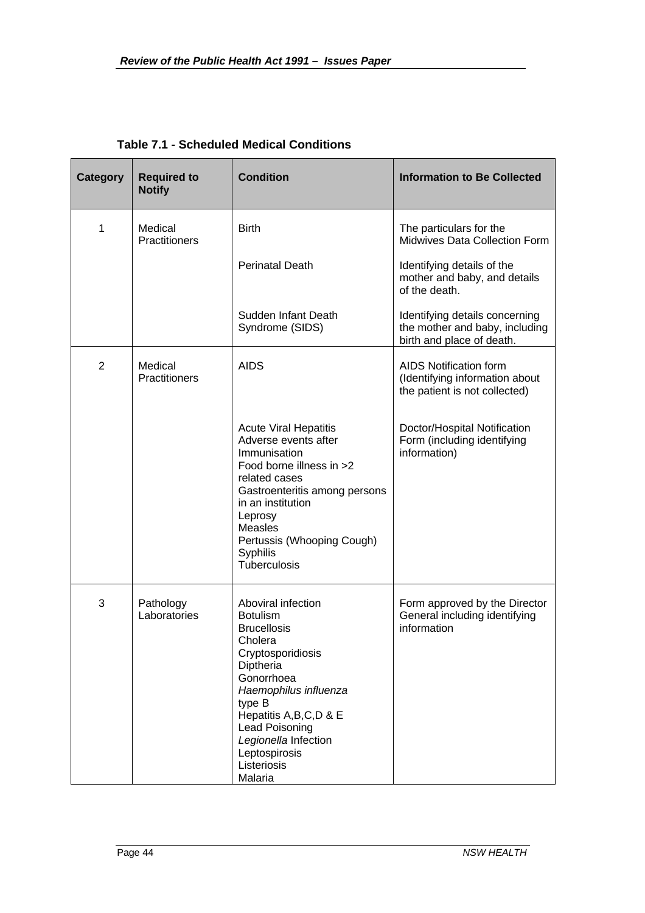**Table 7.1 - Scheduled Medical Conditions**

| Category | Required to Notify | Condition | Information to Be Collected |
|---|---|---|---|
| 1 | Medical Practitioners | Birth | The particulars for the Midwives Data Collection Form |
| | | Perinatal Death | Identifying details of the mother and baby, and details of the death. |
| | | Sudden Infant Death Syndrome (SIDS) | Identifying details concerning the mother and baby, including birth and place of death. |
| 2 | Medical Practitioners | AIDS | AIDS Notification form (Identifying information about the patient is not collected) |
| | | Acute Viral Hepatitis<br>Adverse events after Immunisation<br>Food borne illness in >2 related cases<br>Gastroenteritis among persons in an institution<br>Leprosy<br>Measles<br>Pertussis (Whooping Cough)<br>Syphilis<br>Tuberculosis | Doctor/Hospital Notification Form (including identifying information) |
| 3 | Pathology Laboratories | Aboviral infection<br>Botulism<br>Brucellosis<br>Cholera<br>Cryptosporidiosis<br>Diptheria<br>Gonorrhoea<br>*Haemophilus influenza* type B<br>Hepatitis A,B,C,D & E<br>Lead Poisoning<br>*Legionella* Infection<br>Leptospirosis<br>Listeriosis<br>Malaria | Form approved by the Director General including identifying information |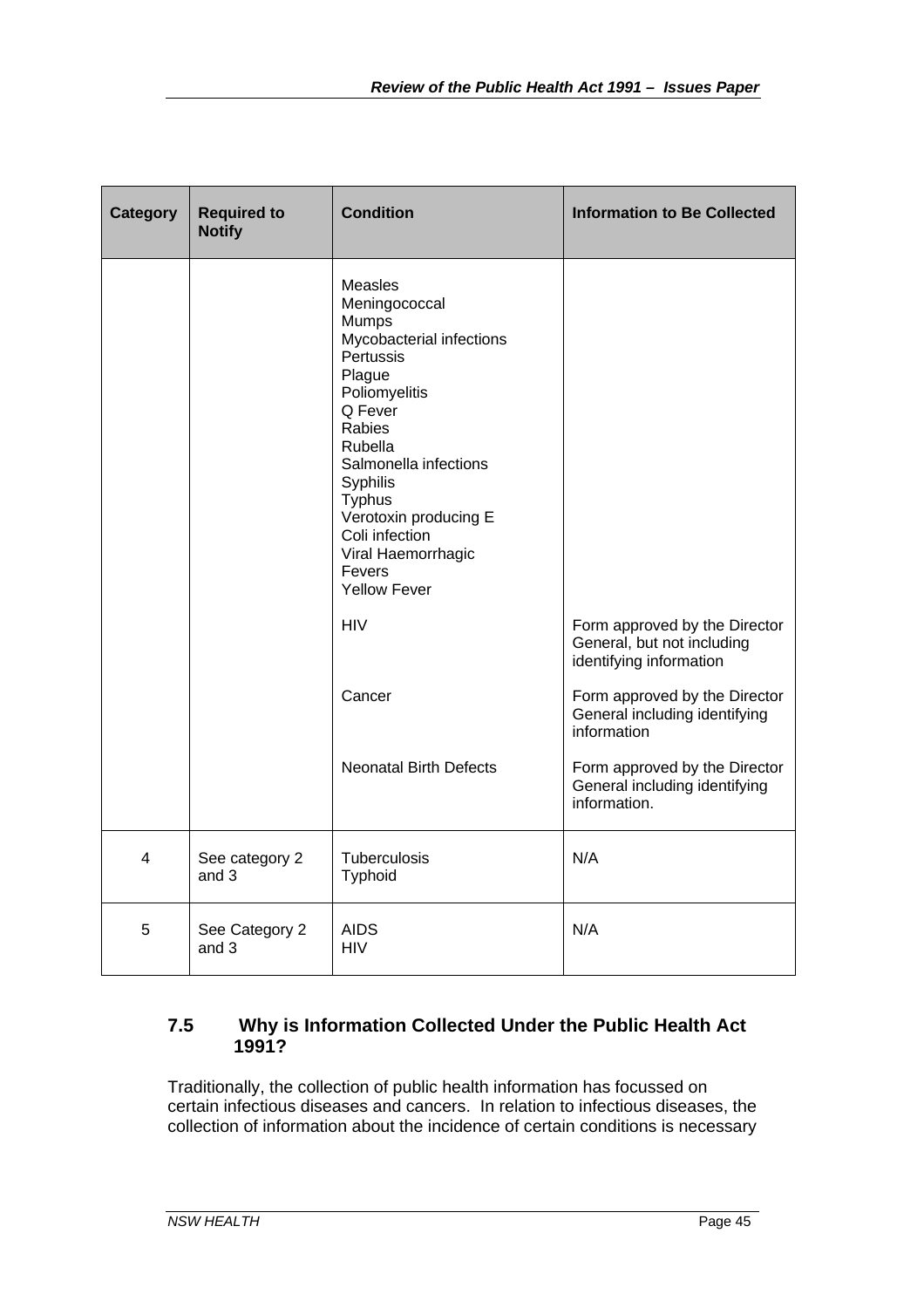| Category | Required to Notify | Condition | Information to Be Collected |
|---|---|---|---|
| | | Measles<br>Meningococcal<br>Mumps<br>Mycobacterial infections<br>Pertussis<br>Plague<br>Poliomyelitis<br>Q Fever<br>Rabies<br>Rubella<br>Salmonella infections<br>Syphilis<br>Typhus<br>Verotoxin producing E Coli infection<br>Viral Haemorrhagic Fevers<br>Yellow Fever | |
| | | HIV | Form approved by the Director General, but not including identifying information |
| | | Cancer | Form approved by the Director General including identifying information |
| | | Neonatal Birth Defects | Form approved by the Director General including identifying information. |
| 4 | See category 2 and 3 | Tuberculosis<br>Typhoid | N/A |
| 5 | See Category 2 and 3 | AIDS<br>HIV | N/A |

### 7.5 Why is Information Collected Under the Public Health Act 1991?

Traditionally, the collection of public health information has focussed on certain infectious diseases and cancers. In relation to infectious diseases, the collection of information about the incidence of certain conditions is necessary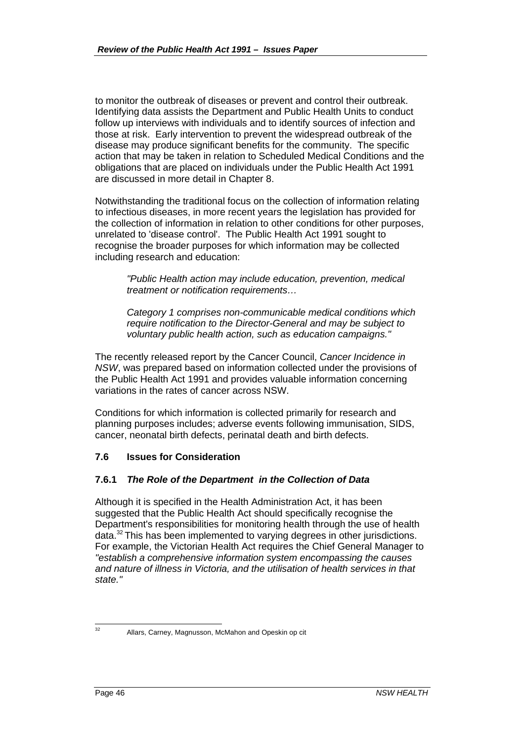to monitor the outbreak of diseases or prevent and control their outbreak. Identifying data assists the Department and Public Health Units to conduct follow up interviews with individuals and to identify sources of infection and those at risk. Early intervention to prevent the widespread outbreak of the disease may produce significant benefits for the community. The specific action that may be taken in relation to Scheduled Medical Conditions and the obligations that are placed on individuals under the Public Health Act 1991 are discussed in more detail in Chapter 8.

Notwithstanding the traditional focus on the collection of information relating to infectious diseases, in more recent years the legislation has provided for the collection of information in relation to other conditions for other purposes, unrelated to 'disease control'. The Public Health Act 1991 sought to recognise the broader purposes for which information may be collected including research and education:

> *"Public Health action may include education, prevention, medical treatment or notification requirements…*
>
> *Category 1 comprises non-communicable medical conditions which require notification to the Director-General and may be subject to voluntary public health action, such as education campaigns."*

The recently released report by the Cancer Council, *Cancer Incidence in NSW*, was prepared based on information collected under the provisions of the Public Health Act 1991 and provides valuable information concerning variations in the rates of cancer across NSW.

Conditions for which information is collected primarily for research and planning purposes includes; adverse events following immunisation, SIDS, cancer, neonatal birth defects, perinatal death and birth defects.

### 7.6 Issues for Consideration

#### 7.6.1 *The Role of the Department in the Collection of Data*

Although it is specified in the Health Administration Act, it has been suggested that the Public Health Act should specifically recognise the Department's responsibilities for monitoring health through the use of health data.[32] This has been implemented to varying degrees in other jurisdictions. For example, the Victorian Health Act requires the Chief General Manager to *"establish a comprehensive information system encompassing the causes and nature of illness in Victoria, and the utilisation of health services in that state."*

---

[32] Allars, Carney, Magnusson, McMahon and Opeskin op cit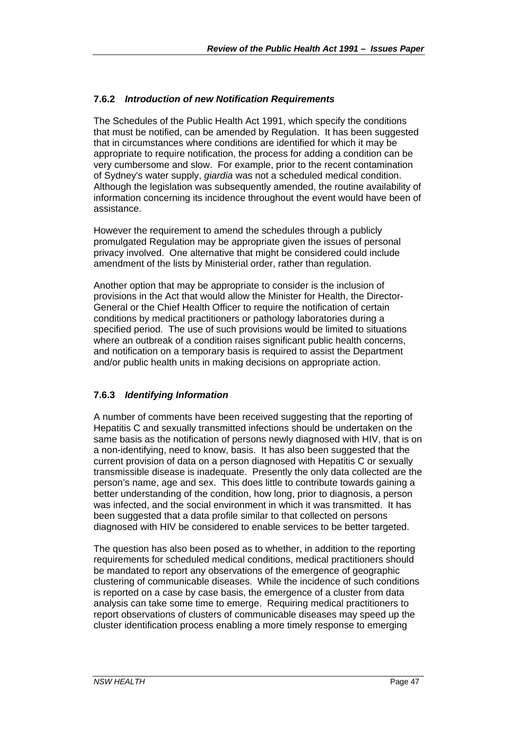### 7.6.2 *Introduction of new Notification Requirements*

The Schedules of the Public Health Act 1991, which specify the conditions that must be notified, can be amended by Regulation. It has been suggested that in circumstances where conditions are identified for which it may be appropriate to require notification, the process for adding a condition can be very cumbersome and slow. For example, prior to the recent contamination of Sydney's water supply, *giardia* was not a scheduled medical condition. Although the legislation was subsequently amended, the routine availability of information concerning its incidence throughout the event would have been of assistance.

However the requirement to amend the schedules through a publicly promulgated Regulation may be appropriate given the issues of personal privacy involved. One alternative that might be considered could include amendment of the lists by Ministerial order, rather than regulation.

Another option that may be appropriate to consider is the inclusion of provisions in the Act that would allow the Minister for Health, the Director-General or the Chief Health Officer to require the notification of certain conditions by medical practitioners or pathology laboratories during a specified period. The use of such provisions would be limited to situations where an outbreak of a condition raises significant public health concerns, and notification on a temporary basis is required to assist the Department and/or public health units in making decisions on appropriate action.

### 7.6.3 *Identifying Information*

A number of comments have been received suggesting that the reporting of Hepatitis C and sexually transmitted infections should be undertaken on the same basis as the notification of persons newly diagnosed with HIV, that is on a non-identifying, need to know, basis. It has also been suggested that the current provision of data on a person diagnosed with Hepatitis C or sexually transmissible disease is inadequate. Presently the only data collected are the person's name, age and sex. This does little to contribute towards gaining a better understanding of the condition, how long, prior to diagnosis, a person was infected, and the social environment in which it was transmitted. It has been suggested that a data profile similar to that collected on persons diagnosed with HIV be considered to enable services to be better targeted.

The question has also been posed as to whether, in addition to the reporting requirements for scheduled medical conditions, medical practitioners should be mandated to report any observations of the emergence of geographic clustering of communicable diseases. While the incidence of such conditions is reported on a case by case basis, the emergence of a cluster from data analysis can take some time to emerge. Requiring medical practitioners to report observations of clusters of communicable diseases may speed up the cluster identification process enabling a more timely response to emerging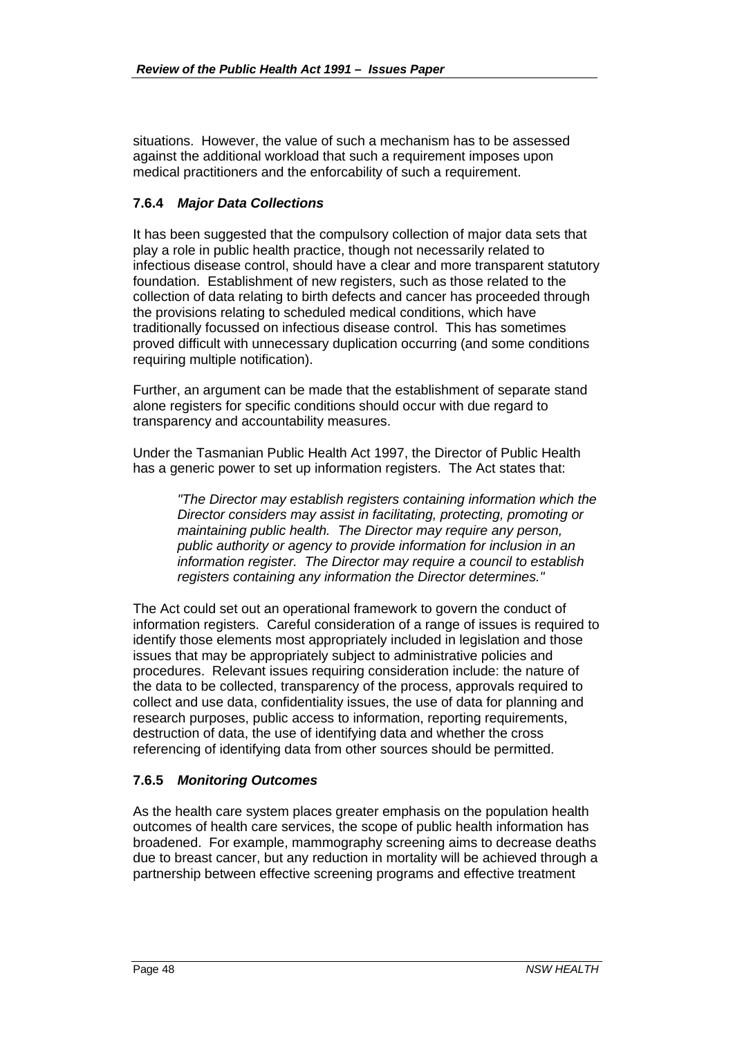situations. However, the value of such a mechanism has to be assessed against the additional workload that such a requirement imposes upon medical practitioners and the enforcability of such a requirement.

### 7.6.4 *Major Data Collections*

It has been suggested that the compulsory collection of major data sets that play a role in public health practice, though not necessarily related to infectious disease control, should have a clear and more transparent statutory foundation. Establishment of new registers, such as those related to the collection of data relating to birth defects and cancer has proceeded through the provisions relating to scheduled medical conditions, which have traditionally focussed on infectious disease control. This has sometimes proved difficult with unnecessary duplication occurring (and some conditions requiring multiple notification).

Further, an argument can be made that the establishment of separate stand alone registers for specific conditions should occur with due regard to transparency and accountability measures.

Under the Tasmanian Public Health Act 1997, the Director of Public Health has a generic power to set up information registers. The Act states that:

> *"The Director may establish registers containing information which the Director considers may assist in facilitating, protecting, promoting or maintaining public health. The Director may require any person, public authority or agency to provide information for inclusion in an information register. The Director may require a council to establish registers containing any information the Director determines."*

The Act could set out an operational framework to govern the conduct of information registers. Careful consideration of a range of issues is required to identify those elements most appropriately included in legislation and those issues that may be appropriately subject to administrative policies and procedures. Relevant issues requiring consideration include: the nature of the data to be collected, transparency of the process, approvals required to collect and use data, confidentiality issues, the use of data for planning and research purposes, public access to information, reporting requirements, destruction of data, the use of identifying data and whether the cross referencing of identifying data from other sources should be permitted.

### 7.6.5 *Monitoring Outcomes*

As the health care system places greater emphasis on the population health outcomes of health care services, the scope of public health information has broadened. For example, mammography screening aims to decrease deaths due to breast cancer, but any reduction in mortality will be achieved through a partnership between effective screening programs and effective treatment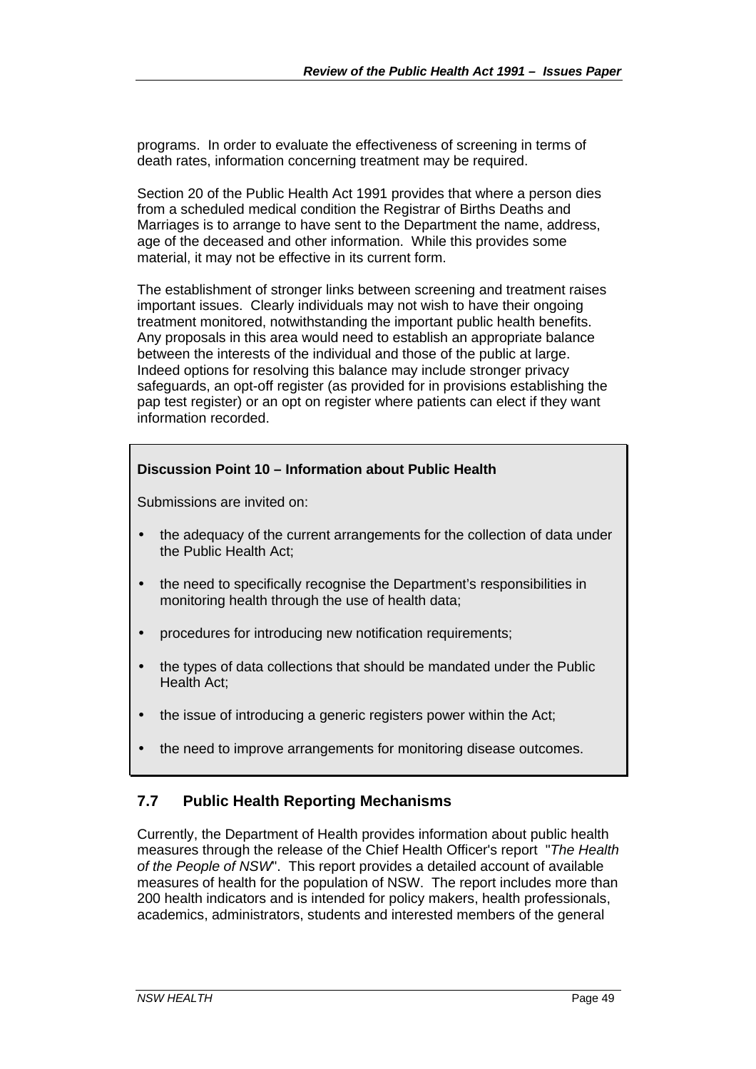programs. In order to evaluate the effectiveness of screening in terms of death rates, information concerning treatment may be required.

Section 20 of the Public Health Act 1991 provides that where a person dies from a scheduled medical condition the Registrar of Births Deaths and Marriages is to arrange to have sent to the Department the name, address, age of the deceased and other information. While this provides some material, it may not be effective in its current form.

The establishment of stronger links between screening and treatment raises important issues. Clearly individuals may not wish to have their ongoing treatment monitored, notwithstanding the important public health benefits. Any proposals in this area would need to establish an appropriate balance between the interests of the individual and those of the public at large. Indeed options for resolving this balance may include stronger privacy safeguards, an opt-off register (as provided for in provisions establishing the pap test register) or an opt on register where patients can elect if they want information recorded.

**Discussion Point 10 – Information about Public Health**

Submissions are invited on:

- the adequacy of the current arrangements for the collection of data under the Public Health Act;
- the need to specifically recognise the Department's responsibilities in monitoring health through the use of health data;
- procedures for introducing new notification requirements;
- the types of data collections that should be mandated under the Public Health Act;
- the issue of introducing a generic registers power within the Act;
- the need to improve arrangements for monitoring disease outcomes.

## 7.7 Public Health Reporting Mechanisms

Currently, the Department of Health provides information about public health measures through the release of the Chief Health Officer's report "*The Health of the People of NSW*". This report provides a detailed account of available measures of health for the population of NSW. The report includes more than 200 health indicators and is intended for policy makers, health professionals, academics, administrators, students and interested members of the general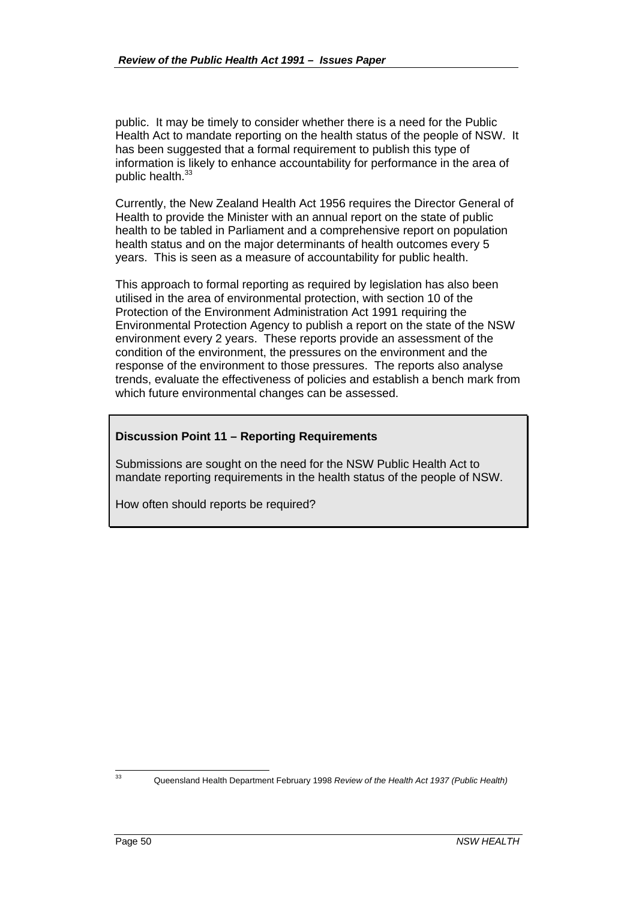public. It may be timely to consider whether there is a need for the Public Health Act to mandate reporting on the health status of the people of NSW. It has been suggested that a formal requirement to publish this type of information is likely to enhance accountability for performance in the area of public health.[33]

Currently, the New Zealand Health Act 1956 requires the Director General of Health to provide the Minister with an annual report on the state of public health to be tabled in Parliament and a comprehensive report on population health status and on the major determinants of health outcomes every 5 years. This is seen as a measure of accountability for public health.

This approach to formal reporting as required by legislation has also been utilised in the area of environmental protection, with section 10 of the Protection of the Environment Administration Act 1991 requiring the Environmental Protection Agency to publish a report on the state of the NSW environment every 2 years. These reports provide an assessment of the condition of the environment, the pressures on the environment and the response of the environment to those pressures. The reports also analyse trends, evaluate the effectiveness of policies and establish a bench mark from which future environmental changes can be assessed.

**Discussion Point 11 – Reporting Requirements**

Submissions are sought on the need for the NSW Public Health Act to mandate reporting requirements in the health status of the people of NSW.

How often should reports be required?

---

[33] Queensland Health Department February 1998 *Review of the Health Act 1937 (Public Health)*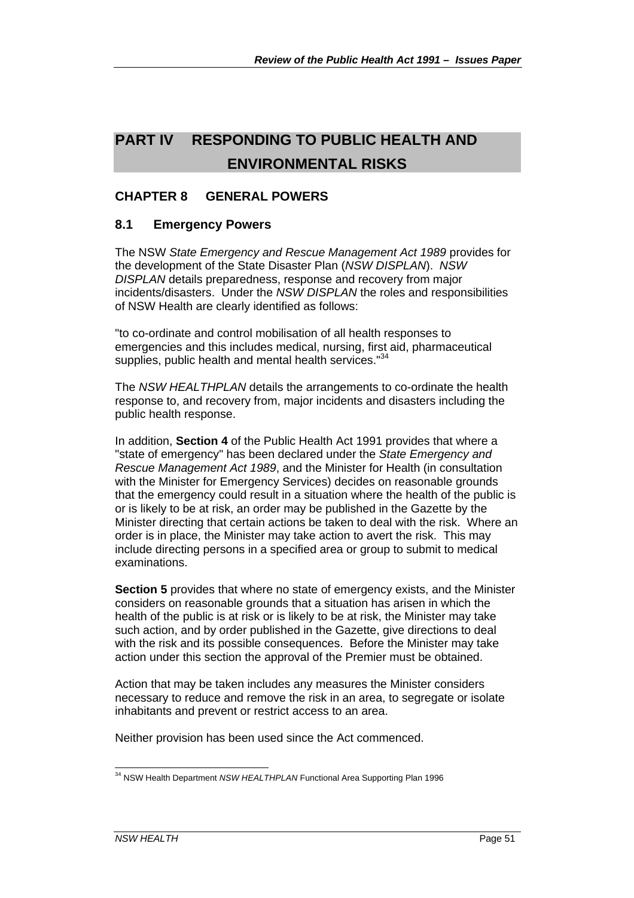# PART IV RESPONDING TO PUBLIC HEALTH AND ENVIRONMENTAL RISKS

## CHAPTER 8 GENERAL POWERS

### 8.1 Emergency Powers

The NSW *State Emergency and Rescue Management Act 1989* provides for the development of the State Disaster Plan (*NSW DISPLAN*). *NSW DISPLAN* details preparedness, response and recovery from major incidents/disasters. Under the *NSW DISPLAN* the roles and responsibilities of NSW Health are clearly identified as follows:

"to co-ordinate and control mobilisation of all health responses to emergencies and this includes medical, nursing, first aid, pharmaceutical supplies, public health and mental health services."[34]

The *NSW HEALTHPLAN* details the arrangements to co-ordinate the health response to, and recovery from, major incidents and disasters including the public health response.

In addition, **Section 4** of the Public Health Act 1991 provides that where a "state of emergency" has been declared under the *State Emergency and Rescue Management Act 1989*, and the Minister for Health (in consultation with the Minister for Emergency Services) decides on reasonable grounds that the emergency could result in a situation where the health of the public is or is likely to be at risk, an order may be published in the Gazette by the Minister directing that certain actions be taken to deal with the risk. Where an order is in place, the Minister may take action to avert the risk. This may include directing persons in a specified area or group to submit to medical examinations.

**Section 5** provides that where no state of emergency exists, and the Minister considers on reasonable grounds that a situation has arisen in which the health of the public is at risk or is likely to be at risk, the Minister may take such action, and by order published in the Gazette, give directions to deal with the risk and its possible consequences. Before the Minister may take action under this section the approval of the Premier must be obtained.

Action that may be taken includes any measures the Minister considers necessary to reduce and remove the risk in an area, to segregate or isolate inhabitants and prevent or restrict access to an area.

Neither provision has been used since the Act commenced.

---

[34] NSW Health Department *NSW HEALTHPLAN* Functional Area Supporting Plan 1996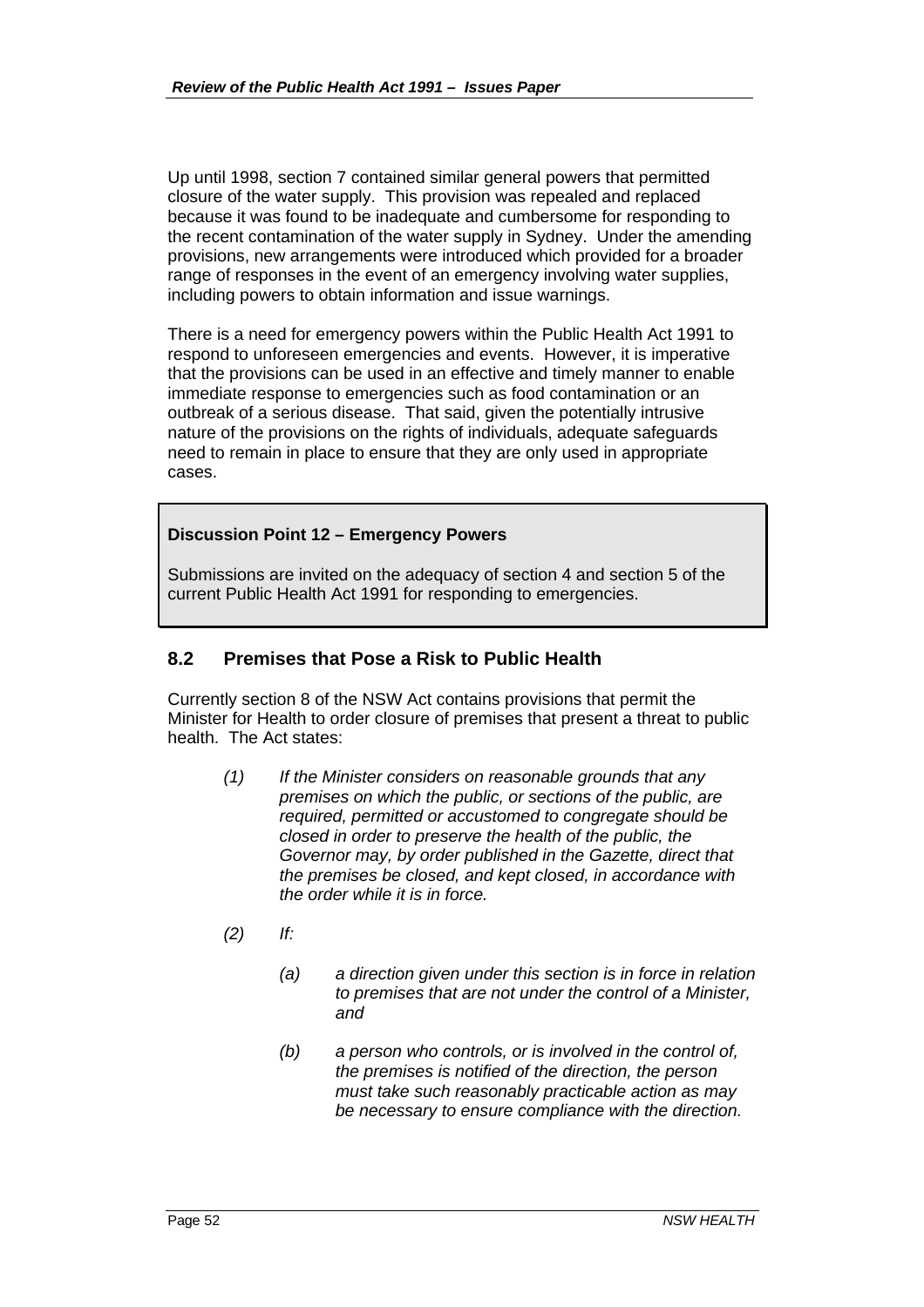Up until 1998, section 7 contained similar general powers that permitted closure of the water supply. This provision was repealed and replaced because it was found to be inadequate and cumbersome for responding to the recent contamination of the water supply in Sydney. Under the amending provisions, new arrangements were introduced which provided for a broader range of responses in the event of an emergency involving water supplies, including powers to obtain information and issue warnings.

There is a need for emergency powers within the Public Health Act 1991 to respond to unforeseen emergencies and events. However, it is imperative that the provisions can be used in an effective and timely manner to enable immediate response to emergencies such as food contamination or an outbreak of a serious disease. That said, given the potentially intrusive nature of the provisions on the rights of individuals, adequate safeguards need to remain in place to ensure that they are only used in appropriate cases.

> **Discussion Point 12 – Emergency Powers**
>
> Submissions are invited on the adequacy of section 4 and section 5 of the current Public Health Act 1991 for responding to emergencies.

## 8.2 Premises that Pose a Risk to Public Health

Currently section 8 of the NSW Act contains provisions that permit the Minister for Health to order closure of premises that present a threat to public health. The Act states:

> *(1) If the Minister considers on reasonable grounds that any premises on which the public, or sections of the public, are required, permitted or accustomed to congregate should be closed in order to preserve the health of the public, the Governor may, by order published in the Gazette, direct that the premises be closed, and kept closed, in accordance with the order while it is in force.*
>
> *(2) If:*
>
> > *(a) a direction given under this section is in force in relation to premises that are not under the control of a Minister, and*
> >
> > *(b) a person who controls, or is involved in the control of, the premises is notified of the direction, the person must take such reasonably practicable action as may be necessary to ensure compliance with the direction.*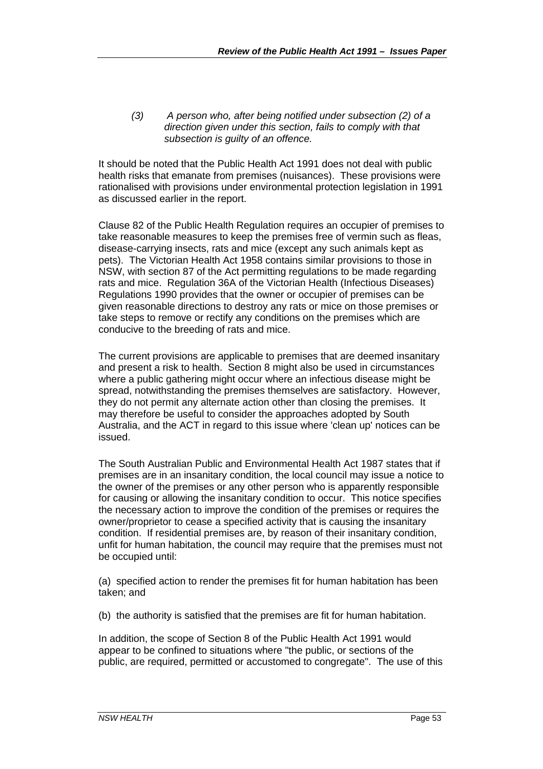*(3) A person who, after being notified under subsection (2) of a direction given under this section, fails to comply with that subsection is guilty of an offence.*

It should be noted that the Public Health Act 1991 does not deal with public health risks that emanate from premises (nuisances). These provisions were rationalised with provisions under environmental protection legislation in 1991 as discussed earlier in the report.

Clause 82 of the Public Health Regulation requires an occupier of premises to take reasonable measures to keep the premises free of vermin such as fleas, disease-carrying insects, rats and mice (except any such animals kept as pets). The Victorian Health Act 1958 contains similar provisions to those in NSW, with section 87 of the Act permitting regulations to be made regarding rats and mice. Regulation 36A of the Victorian Health (Infectious Diseases) Regulations 1990 provides that the owner or occupier of premises can be given reasonable directions to destroy any rats or mice on those premises or take steps to remove or rectify any conditions on the premises which are conducive to the breeding of rats and mice.

The current provisions are applicable to premises that are deemed insanitary and present a risk to health. Section 8 might also be used in circumstances where a public gathering might occur where an infectious disease might be spread, notwithstanding the premises themselves are satisfactory. However, they do not permit any alternate action other than closing the premises. It may therefore be useful to consider the approaches adopted by South Australia, and the ACT in regard to this issue where 'clean up' notices can be issued.

The South Australian Public and Environmental Health Act 1987 states that if premises are in an insanitary condition, the local council may issue a notice to the owner of the premises or any other person who is apparently responsible for causing or allowing the insanitary condition to occur. This notice specifies the necessary action to improve the condition of the premises or requires the owner/proprietor to cease a specified activity that is causing the insanitary condition. If residential premises are, by reason of their insanitary condition, unfit for human habitation, the council may require that the premises must not be occupied until:

(a) specified action to render the premises fit for human habitation has been taken; and

(b) the authority is satisfied that the premises are fit for human habitation.

In addition, the scope of Section 8 of the Public Health Act 1991 would appear to be confined to situations where "the public, or sections of the public, are required, permitted or accustomed to congregate". The use of this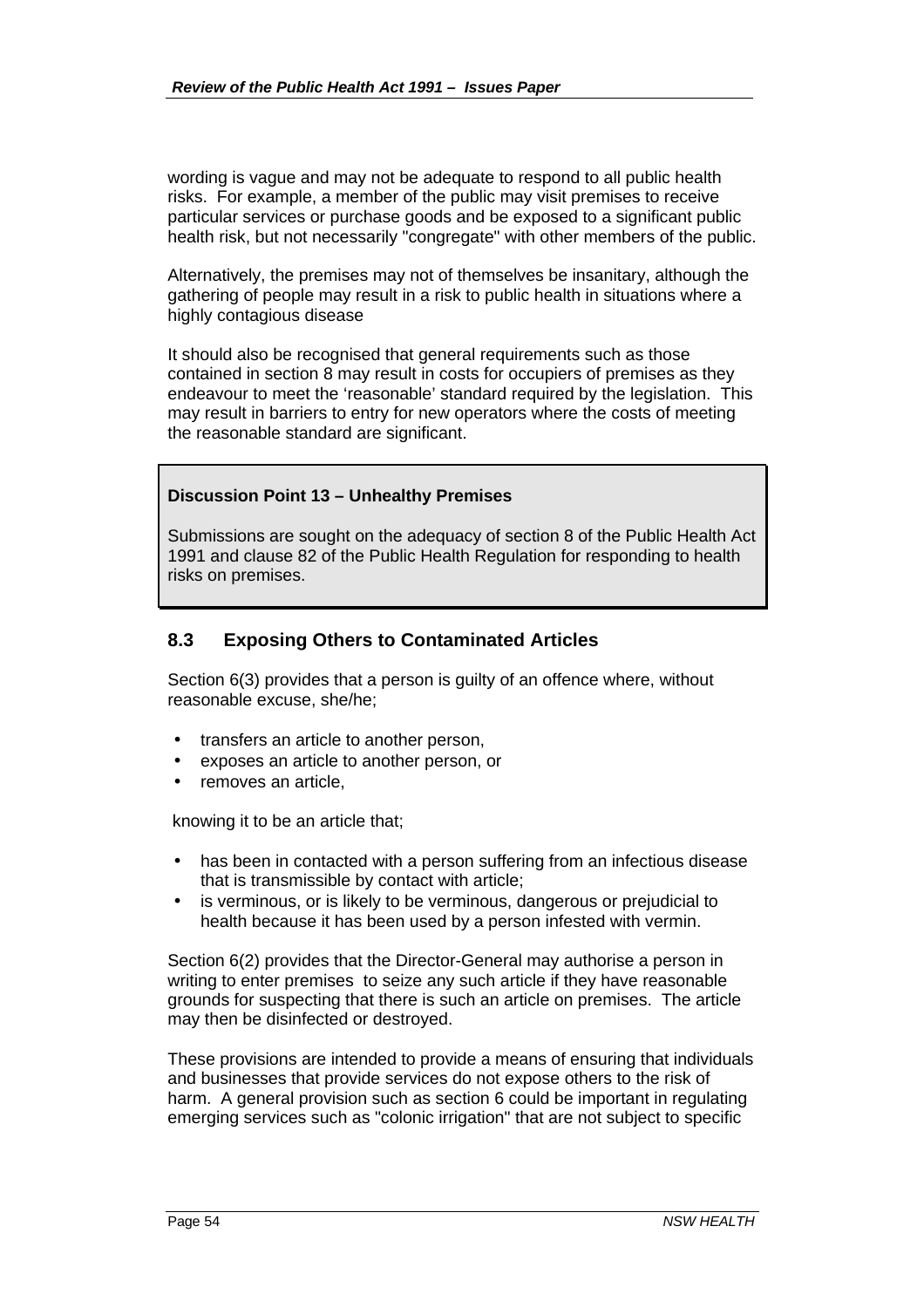wording is vague and may not be adequate to respond to all public health risks. For example, a member of the public may visit premises to receive particular services or purchase goods and be exposed to a significant public health risk, but not necessarily "congregate" with other members of the public.

Alternatively, the premises may not of themselves be insanitary, although the gathering of people may result in a risk to public health in situations where a highly contagious disease

It should also be recognised that general requirements such as those contained in section 8 may result in costs for occupiers of premises as they endeavour to meet the 'reasonable' standard required by the legislation. This may result in barriers to entry for new operators where the costs of meeting the reasonable standard are significant.

**Discussion Point 13 – Unhealthy Premises**

Submissions are sought on the adequacy of section 8 of the Public Health Act 1991 and clause 82 of the Public Health Regulation for responding to health risks on premises.

## 8.3 Exposing Others to Contaminated Articles

Section 6(3) provides that a person is guilty of an offence where, without reasonable excuse, she/he;

- transfers an article to another person,
- exposes an article to another person, or
- removes an article,

knowing it to be an article that;

- has been in contacted with a person suffering from an infectious disease that is transmissible by contact with article;
- is verminous, or is likely to be verminous, dangerous or prejudicial to health because it has been used by a person infested with vermin.

Section 6(2) provides that the Director-General may authorise a person in writing to enter premises to seize any such article if they have reasonable grounds for suspecting that there is such an article on premises. The article may then be disinfected or destroyed.

These provisions are intended to provide a means of ensuring that individuals and businesses that provide services do not expose others to the risk of harm. A general provision such as section 6 could be important in regulating emerging services such as "colonic irrigation" that are not subject to specific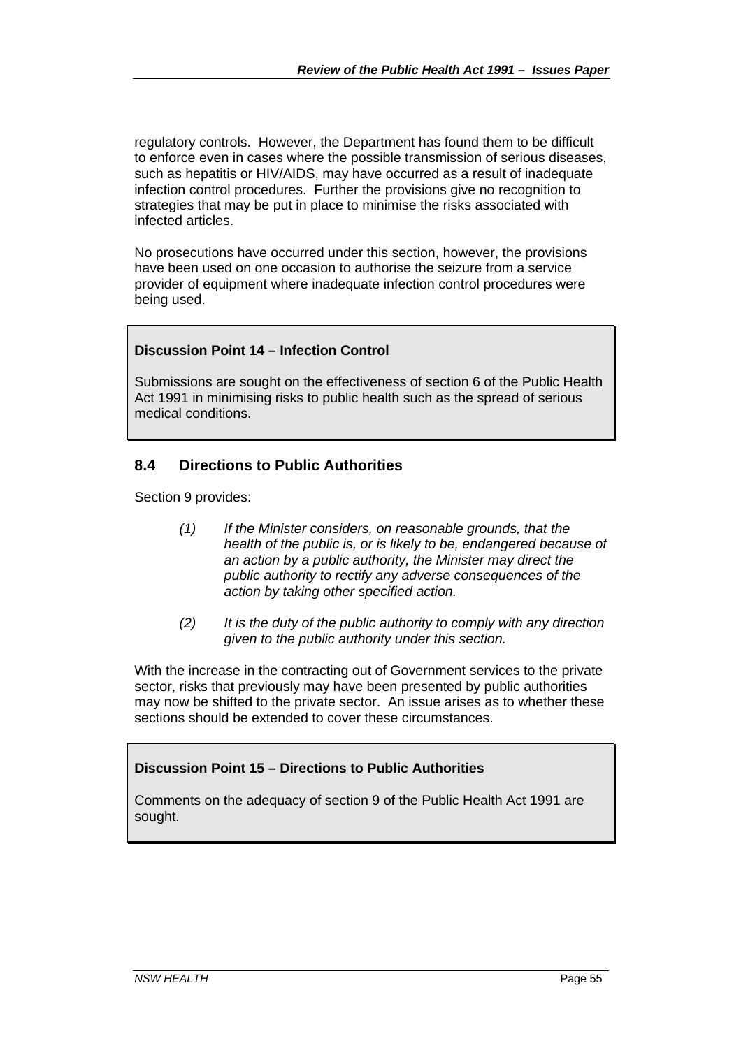regulatory controls. However, the Department has found them to be difficult to enforce even in cases where the possible transmission of serious diseases, such as hepatitis or HIV/AIDS, may have occurred as a result of inadequate infection control procedures. Further the provisions give no recognition to strategies that may be put in place to minimise the risks associated with infected articles.

No prosecutions have occurred under this section, however, the provisions have been used on one occasion to authorise the seizure from a service provider of equipment where inadequate infection control procedures were being used.

> **Discussion Point 14 – Infection Control**
>
> Submissions are sought on the effectiveness of section 6 of the Public Health Act 1991 in minimising risks to public health such as the spread of serious medical conditions.

## 8.4 Directions to Public Authorities

Section 9 provides:

> *(1) If the Minister considers, on reasonable grounds, that the health of the public is, or is likely to be, endangered because of an action by a public authority, the Minister may direct the public authority to rectify any adverse consequences of the action by taking other specified action.*
>
> *(2) It is the duty of the public authority to comply with any direction given to the public authority under this section.*

With the increase in the contracting out of Government services to the private sector, risks that previously may have been presented by public authorities may now be shifted to the private sector. An issue arises as to whether these sections should be extended to cover these circumstances.

> **Discussion Point 15 – Directions to Public Authorities**
>
> Comments on the adequacy of section 9 of the Public Health Act 1991 are sought.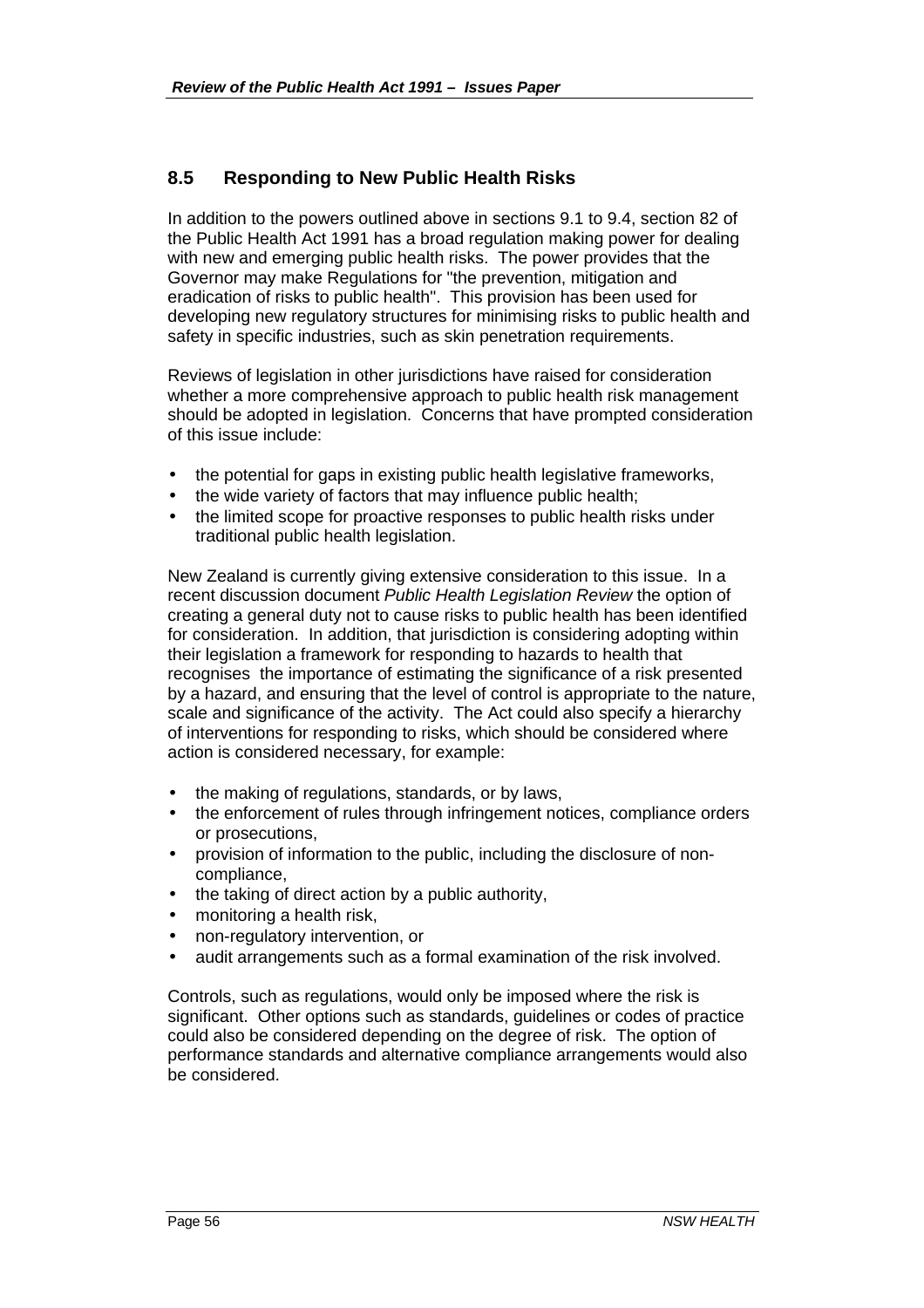## 8.5 Responding to New Public Health Risks

In addition to the powers outlined above in sections 9.1 to 9.4, section 82 of the Public Health Act 1991 has a broad regulation making power for dealing with new and emerging public health risks. The power provides that the Governor may make Regulations for "the prevention, mitigation and eradication of risks to public health". This provision has been used for developing new regulatory structures for minimising risks to public health and safety in specific industries, such as skin penetration requirements.

Reviews of legislation in other jurisdictions have raised for consideration whether a more comprehensive approach to public health risk management should be adopted in legislation. Concerns that have prompted consideration of this issue include:

- the potential for gaps in existing public health legislative frameworks,
- the wide variety of factors that may influence public health;
- the limited scope for proactive responses to public health risks under traditional public health legislation.

New Zealand is currently giving extensive consideration to this issue. In a recent discussion document *Public Health Legislation Review* the option of creating a general duty not to cause risks to public health has been identified for consideration. In addition, that jurisdiction is considering adopting within their legislation a framework for responding to hazards to health that recognises the importance of estimating the significance of a risk presented by a hazard, and ensuring that the level of control is appropriate to the nature, scale and significance of the activity. The Act could also specify a hierarchy of interventions for responding to risks, which should be considered where action is considered necessary, for example:

- the making of regulations, standards, or by laws,
- the enforcement of rules through infringement notices, compliance orders or prosecutions,
- provision of information to the public, including the disclosure of non-compliance,
- the taking of direct action by a public authority,
- monitoring a health risk,
- non-regulatory intervention, or
- audit arrangements such as a formal examination of the risk involved.

Controls, such as regulations, would only be imposed where the risk is significant. Other options such as standards, guidelines or codes of practice could also be considered depending on the degree of risk. The option of performance standards and alternative compliance arrangements would also be considered.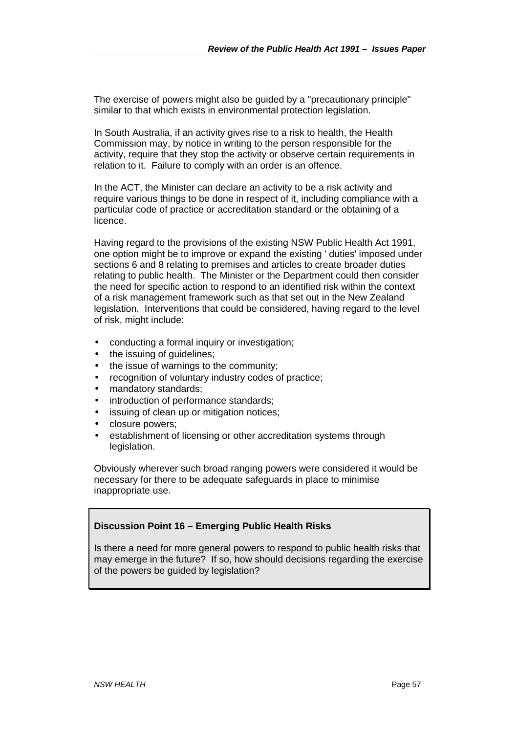The exercise of powers might also be guided by a "precautionary principle" similar to that which exists in environmental protection legislation.

In South Australia, if an activity gives rise to a risk to health, the Health Commission may, by notice in writing to the person responsible for the activity, require that they stop the activity or observe certain requirements in relation to it. Failure to comply with an order is an offence.

In the ACT, the Minister can declare an activity to be a risk activity and require various things to be done in respect of it, including compliance with a particular code of practice or accreditation standard or the obtaining of a licence.

Having regard to the provisions of the existing NSW Public Health Act 1991, one option might be to improve or expand the existing ' duties' imposed under sections 6 and 8 relating to premises and articles to create broader duties relating to public health. The Minister or the Department could then consider the need for specific action to respond to an identified risk within the context of a risk management framework such as that set out in the New Zealand legislation. Interventions that could be considered, having regard to the level of risk, might include:

- conducting a formal inquiry or investigation;
- the issuing of guidelines;
- the issue of warnings to the community;
- recognition of voluntary industry codes of practice;
- mandatory standards;
- introduction of performance standards;
- issuing of clean up or mitigation notices;
- closure powers;
- establishment of licensing or other accreditation systems through legislation.

Obviously wherever such broad ranging powers were considered it would be necessary for there to be adequate safeguards in place to minimise inappropriate use.

**Discussion Point 16 – Emerging Public Health Risks**

Is there a need for more general powers to respond to public health risks that may emerge in the future? If so, how should decisions regarding the exercise of the powers be guided by legislation?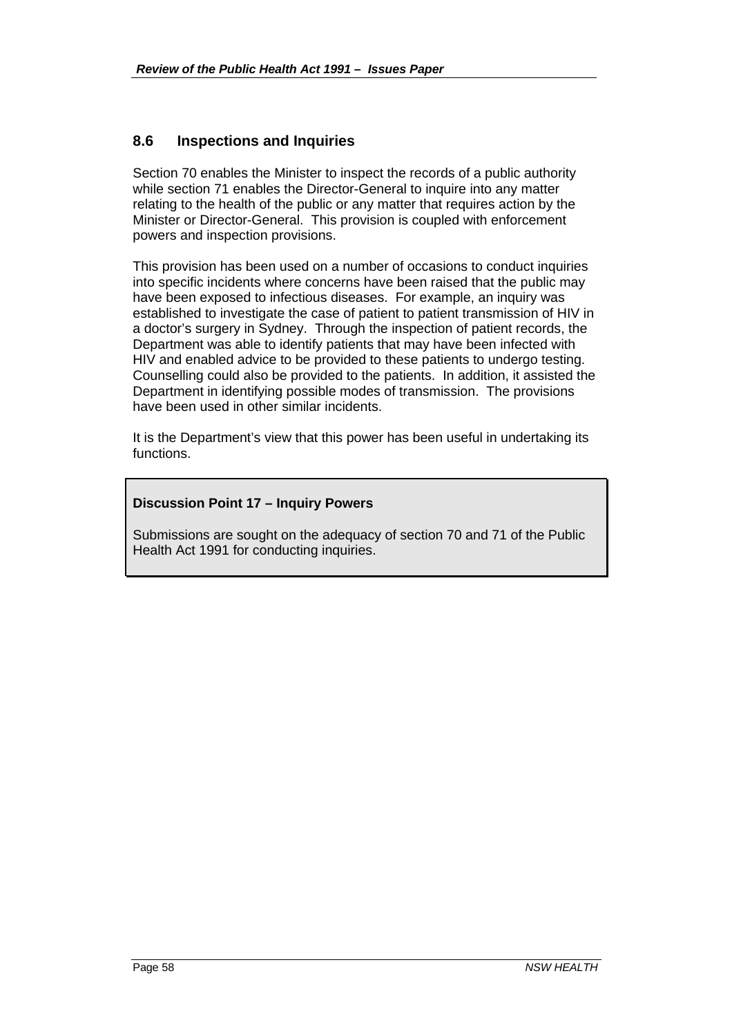## 8.6 Inspections and Inquiries

Section 70 enables the Minister to inspect the records of a public authority while section 71 enables the Director-General to inquire into any matter relating to the health of the public or any matter that requires action by the Minister or Director-General. This provision is coupled with enforcement powers and inspection provisions.

This provision has been used on a number of occasions to conduct inquiries into specific incidents where concerns have been raised that the public may have been exposed to infectious diseases. For example, an inquiry was established to investigate the case of patient to patient transmission of HIV in a doctor's surgery in Sydney. Through the inspection of patient records, the Department was able to identify patients that may have been infected with HIV and enabled advice to be provided to these patients to undergo testing. Counselling could also be provided to the patients. In addition, it assisted the Department in identifying possible modes of transmission. The provisions have been used in other similar incidents.

It is the Department's view that this power has been useful in undertaking its functions.

> **Discussion Point 17 – Inquiry Powers**
>
> Submissions are sought on the adequacy of section 70 and 71 of the Public Health Act 1991 for conducting inquiries.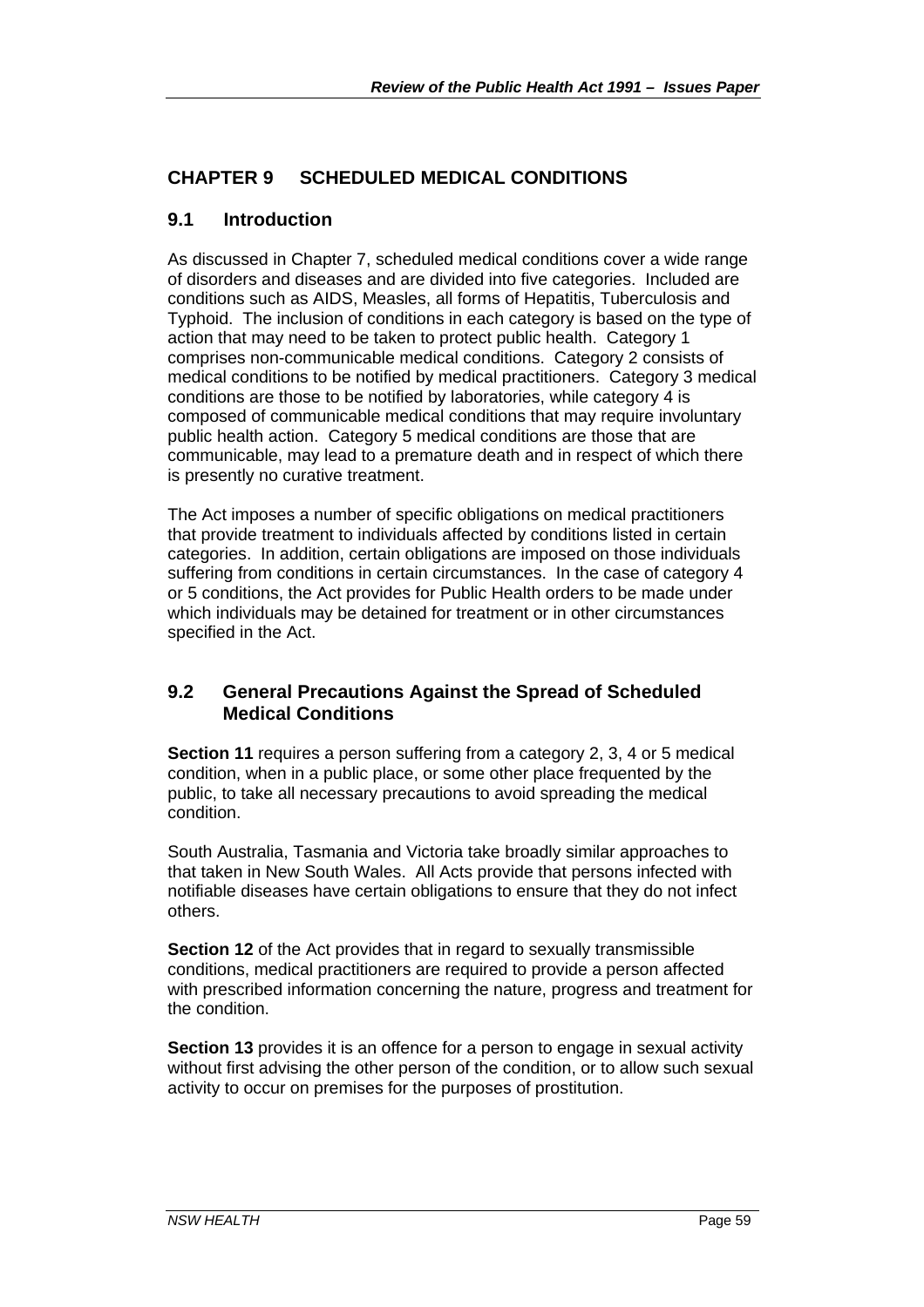# CHAPTER 9 SCHEDULED MEDICAL CONDITIONS

## 9.1 Introduction

As discussed in Chapter 7, scheduled medical conditions cover a wide range of disorders and diseases and are divided into five categories. Included are conditions such as AIDS, Measles, all forms of Hepatitis, Tuberculosis and Typhoid. The inclusion of conditions in each category is based on the type of action that may need to be taken to protect public health. Category 1 comprises non-communicable medical conditions. Category 2 consists of medical conditions to be notified by medical practitioners. Category 3 medical conditions are those to be notified by laboratories, while category 4 is composed of communicable medical conditions that may require involuntary public health action. Category 5 medical conditions are those that are communicable, may lead to a premature death and in respect of which there is presently no curative treatment.

The Act imposes a number of specific obligations on medical practitioners that provide treatment to individuals affected by conditions listed in certain categories. In addition, certain obligations are imposed on those individuals suffering from conditions in certain circumstances. In the case of category 4 or 5 conditions, the Act provides for Public Health orders to be made under which individuals may be detained for treatment or in other circumstances specified in the Act.

## 9.2 General Precautions Against the Spread of Scheduled Medical Conditions

**Section 11** requires a person suffering from a category 2, 3, 4 or 5 medical condition, when in a public place, or some other place frequented by the public, to take all necessary precautions to avoid spreading the medical condition.

South Australia, Tasmania and Victoria take broadly similar approaches to that taken in New South Wales. All Acts provide that persons infected with notifiable diseases have certain obligations to ensure that they do not infect others.

**Section 12** of the Act provides that in regard to sexually transmissible conditions, medical practitioners are required to provide a person affected with prescribed information concerning the nature, progress and treatment for the condition.

**Section 13** provides it is an offence for a person to engage in sexual activity without first advising the other person of the condition, or to allow such sexual activity to occur on premises for the purposes of prostitution.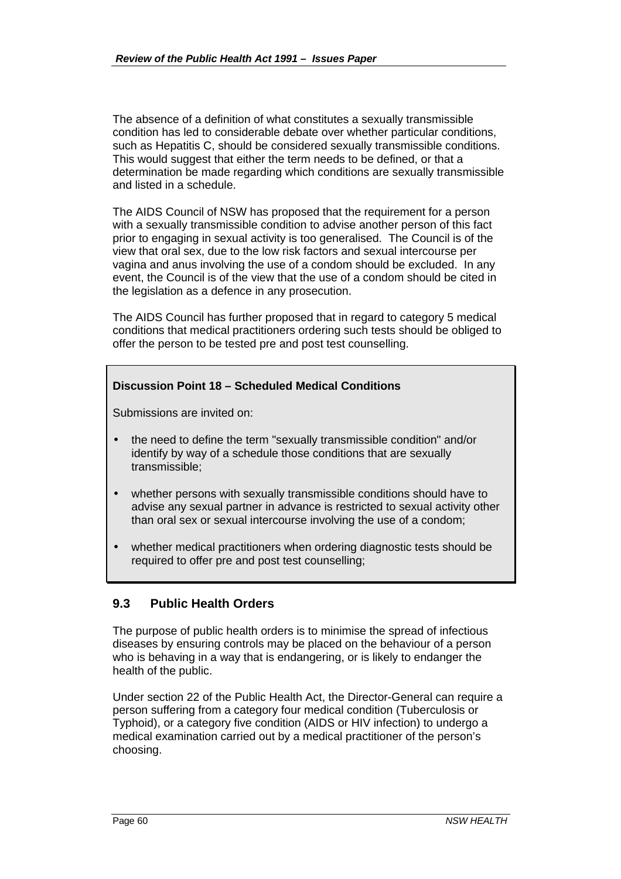The absence of a definition of what constitutes a sexually transmissible condition has led to considerable debate over whether particular conditions, such as Hepatitis C, should be considered sexually transmissible conditions. This would suggest that either the term needs to be defined, or that a determination be made regarding which conditions are sexually transmissible and listed in a schedule.

The AIDS Council of NSW has proposed that the requirement for a person with a sexually transmissible condition to advise another person of this fact prior to engaging in sexual activity is too generalised. The Council is of the view that oral sex, due to the low risk factors and sexual intercourse per vagina and anus involving the use of a condom should be excluded. In any event, the Council is of the view that the use of a condom should be cited in the legislation as a defence in any prosecution.

The AIDS Council has further proposed that in regard to category 5 medical conditions that medical practitioners ordering such tests should be obliged to offer the person to be tested pre and post test counselling.

**Discussion Point 18 – Scheduled Medical Conditions**

Submissions are invited on:

- the need to define the term "sexually transmissible condition" and/or identify by way of a schedule those conditions that are sexually transmissible;
- whether persons with sexually transmissible conditions should have to advise any sexual partner in advance is restricted to sexual activity other than oral sex or sexual intercourse involving the use of a condom;
- whether medical practitioners when ordering diagnostic tests should be required to offer pre and post test counselling;

## 9.3 Public Health Orders

The purpose of public health orders is to minimise the spread of infectious diseases by ensuring controls may be placed on the behaviour of a person who is behaving in a way that is endangering, or is likely to endanger the health of the public.

Under section 22 of the Public Health Act, the Director-General can require a person suffering from a category four medical condition (Tuberculosis or Typhoid), or a category five condition (AIDS or HIV infection) to undergo a medical examination carried out by a medical practitioner of the person's choosing.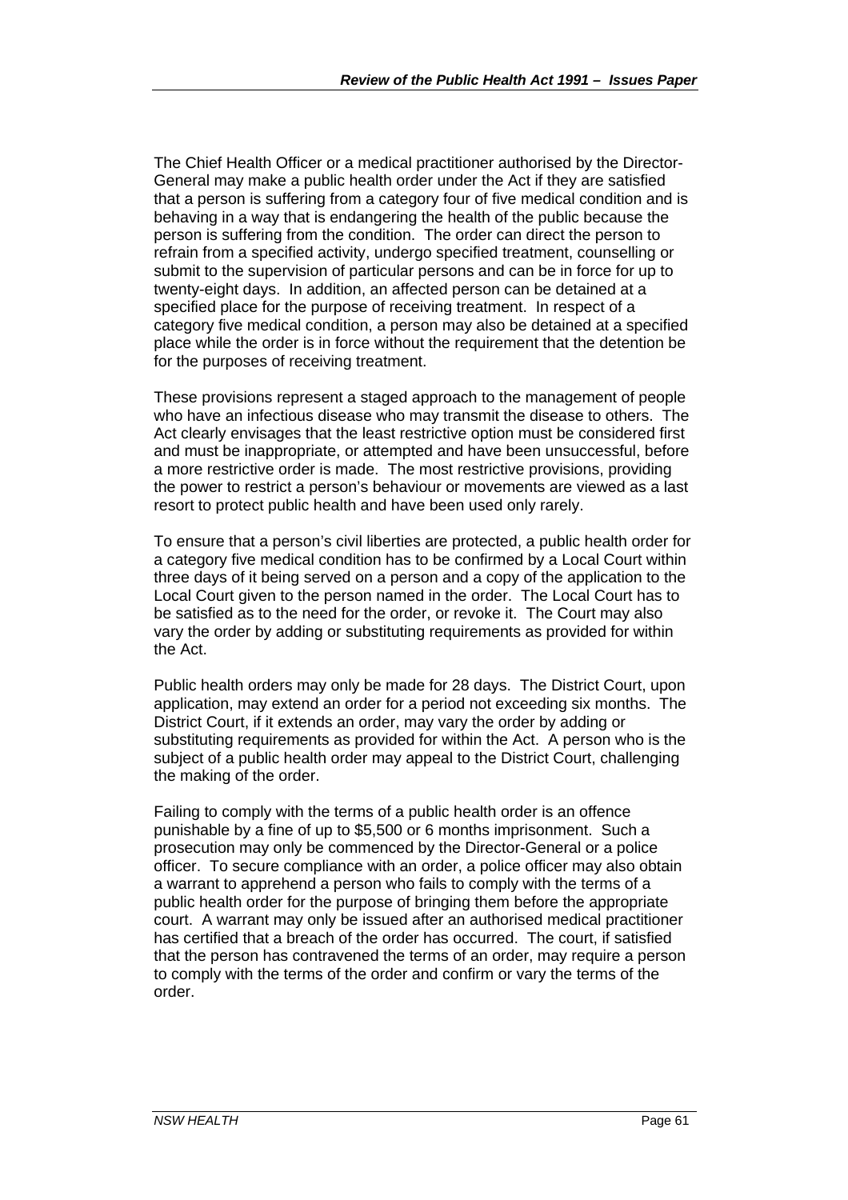The Chief Health Officer or a medical practitioner authorised by the Director-General may make a public health order under the Act if they are satisfied that a person is suffering from a category four of five medical condition and is behaving in a way that is endangering the health of the public because the person is suffering from the condition. The order can direct the person to refrain from a specified activity, undergo specified treatment, counselling or submit to the supervision of particular persons and can be in force for up to twenty-eight days. In addition, an affected person can be detained at a specified place for the purpose of receiving treatment. In respect of a category five medical condition, a person may also be detained at a specified place while the order is in force without the requirement that the detention be for the purposes of receiving treatment.

These provisions represent a staged approach to the management of people who have an infectious disease who may transmit the disease to others. The Act clearly envisages that the least restrictive option must be considered first and must be inappropriate, or attempted and have been unsuccessful, before a more restrictive order is made. The most restrictive provisions, providing the power to restrict a person's behaviour or movements are viewed as a last resort to protect public health and have been used only rarely.

To ensure that a person's civil liberties are protected, a public health order for a category five medical condition has to be confirmed by a Local Court within three days of it being served on a person and a copy of the application to the Local Court given to the person named in the order. The Local Court has to be satisfied as to the need for the order, or revoke it. The Court may also vary the order by adding or substituting requirements as provided for within the Act.

Public health orders may only be made for 28 days. The District Court, upon application, may extend an order for a period not exceeding six months. The District Court, if it extends an order, may vary the order by adding or substituting requirements as provided for within the Act. A person who is the subject of a public health order may appeal to the District Court, challenging the making of the order.

Failing to comply with the terms of a public health order is an offence punishable by a fine of up to $5,500 or 6 months imprisonment. Such a prosecution may only be commenced by the Director-General or a police officer. To secure compliance with an order, a police officer may also obtain a warrant to apprehend a person who fails to comply with the terms of a public health order for the purpose of bringing them before the appropriate court. A warrant may only be issued after an authorised medical practitioner has certified that a breach of the order has occurred. The court, if satisfied that the person has contravened the terms of an order, may require a person to comply with the terms of the order and confirm or vary the terms of the order.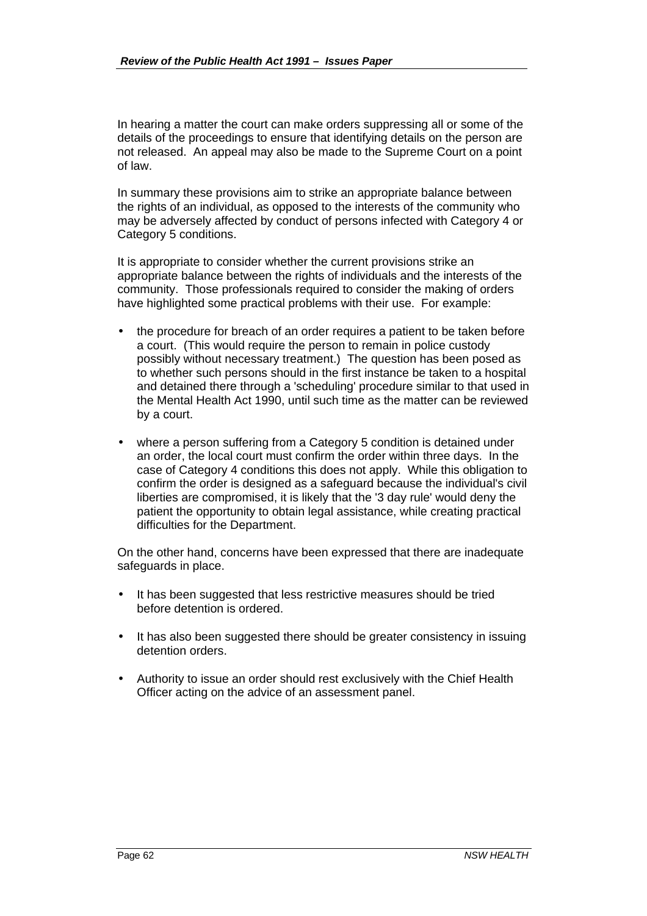In hearing a matter the court can make orders suppressing all or some of the details of the proceedings to ensure that identifying details on the person are not released. An appeal may also be made to the Supreme Court on a point of law.

In summary these provisions aim to strike an appropriate balance between the rights of an individual, as opposed to the interests of the community who may be adversely affected by conduct of persons infected with Category 4 or Category 5 conditions.

It is appropriate to consider whether the current provisions strike an appropriate balance between the rights of individuals and the interests of the community. Those professionals required to consider the making of orders have highlighted some practical problems with their use. For example:

- the procedure for breach of an order requires a patient to be taken before a court. (This would require the person to remain in police custody possibly without necessary treatment.) The question has been posed as to whether such persons should in the first instance be taken to a hospital and detained there through a 'scheduling' procedure similar to that used in the Mental Health Act 1990, until such time as the matter can be reviewed by a court.

- where a person suffering from a Category 5 condition is detained under an order, the local court must confirm the order within three days. In the case of Category 4 conditions this does not apply. While this obligation to confirm the order is designed as a safeguard because the individual's civil liberties are compromised, it is likely that the '3 day rule' would deny the patient the opportunity to obtain legal assistance, while creating practical difficulties for the Department.

On the other hand, concerns have been expressed that there are inadequate safeguards in place.

- It has been suggested that less restrictive measures should be tried before detention is ordered.

- It has also been suggested there should be greater consistency in issuing detention orders.

- Authority to issue an order should rest exclusively with the Chief Health Officer acting on the advice of an assessment panel.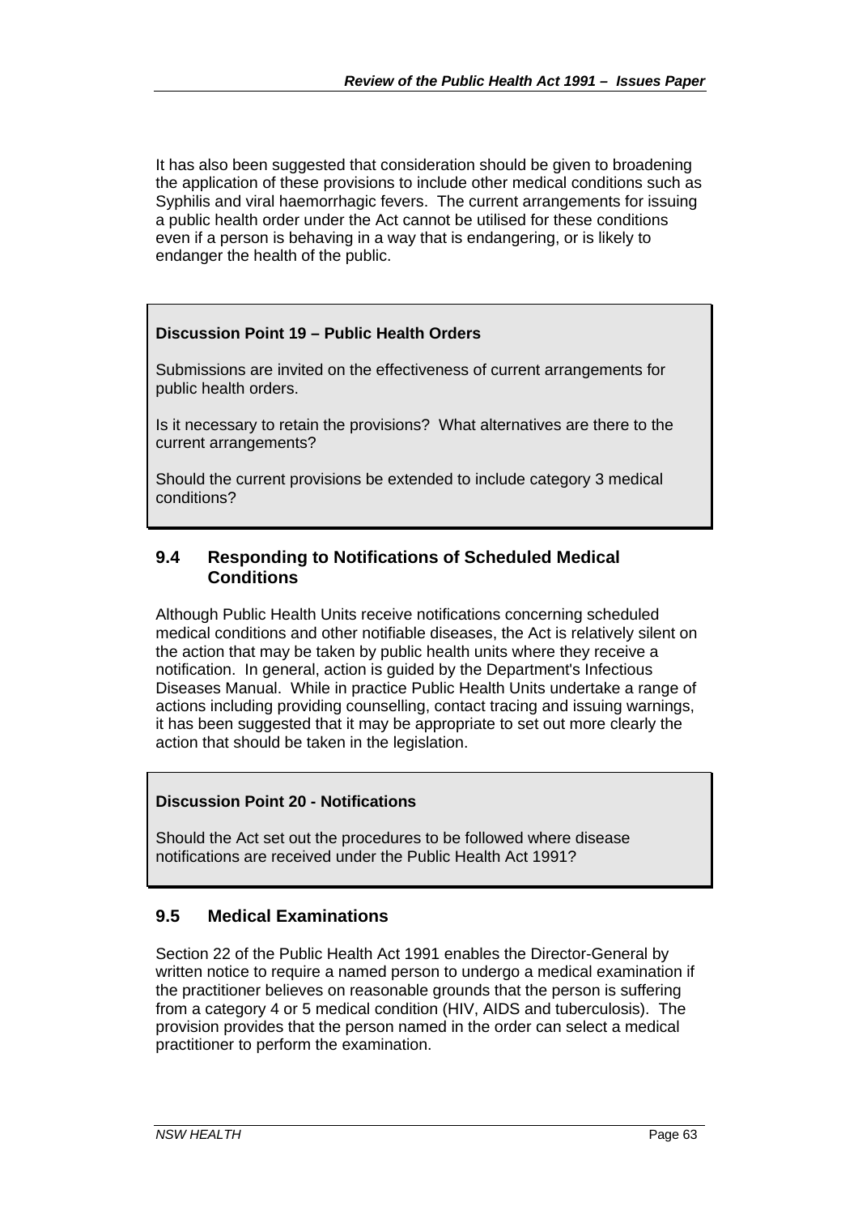It has also been suggested that consideration should be given to broadening the application of these provisions to include other medical conditions such as Syphilis and viral haemorrhagic fevers. The current arrangements for issuing a public health order under the Act cannot be utilised for these conditions even if a person is behaving in a way that is endangering, or is likely to endanger the health of the public.

> **Discussion Point 19 – Public Health Orders**
>
> Submissions are invited on the effectiveness of current arrangements for public health orders.
>
> Is it necessary to retain the provisions? What alternatives are there to the current arrangements?
>
> Should the current provisions be extended to include category 3 medical conditions?

## 9.4 Responding to Notifications of Scheduled Medical Conditions

Although Public Health Units receive notifications concerning scheduled medical conditions and other notifiable diseases, the Act is relatively silent on the action that may be taken by public health units where they receive a notification. In general, action is guided by the Department's Infectious Diseases Manual. While in practice Public Health Units undertake a range of actions including providing counselling, contact tracing and issuing warnings, it has been suggested that it may be appropriate to set out more clearly the action that should be taken in the legislation.

> **Discussion Point 20 - Notifications**
>
> Should the Act set out the procedures to be followed where disease notifications are received under the Public Health Act 1991?

## 9.5 Medical Examinations

Section 22 of the Public Health Act 1991 enables the Director-General by written notice to require a named person to undergo a medical examination if the practitioner believes on reasonable grounds that the person is suffering from a category 4 or 5 medical condition (HIV, AIDS and tuberculosis). The provision provides that the person named in the order can select a medical practitioner to perform the examination.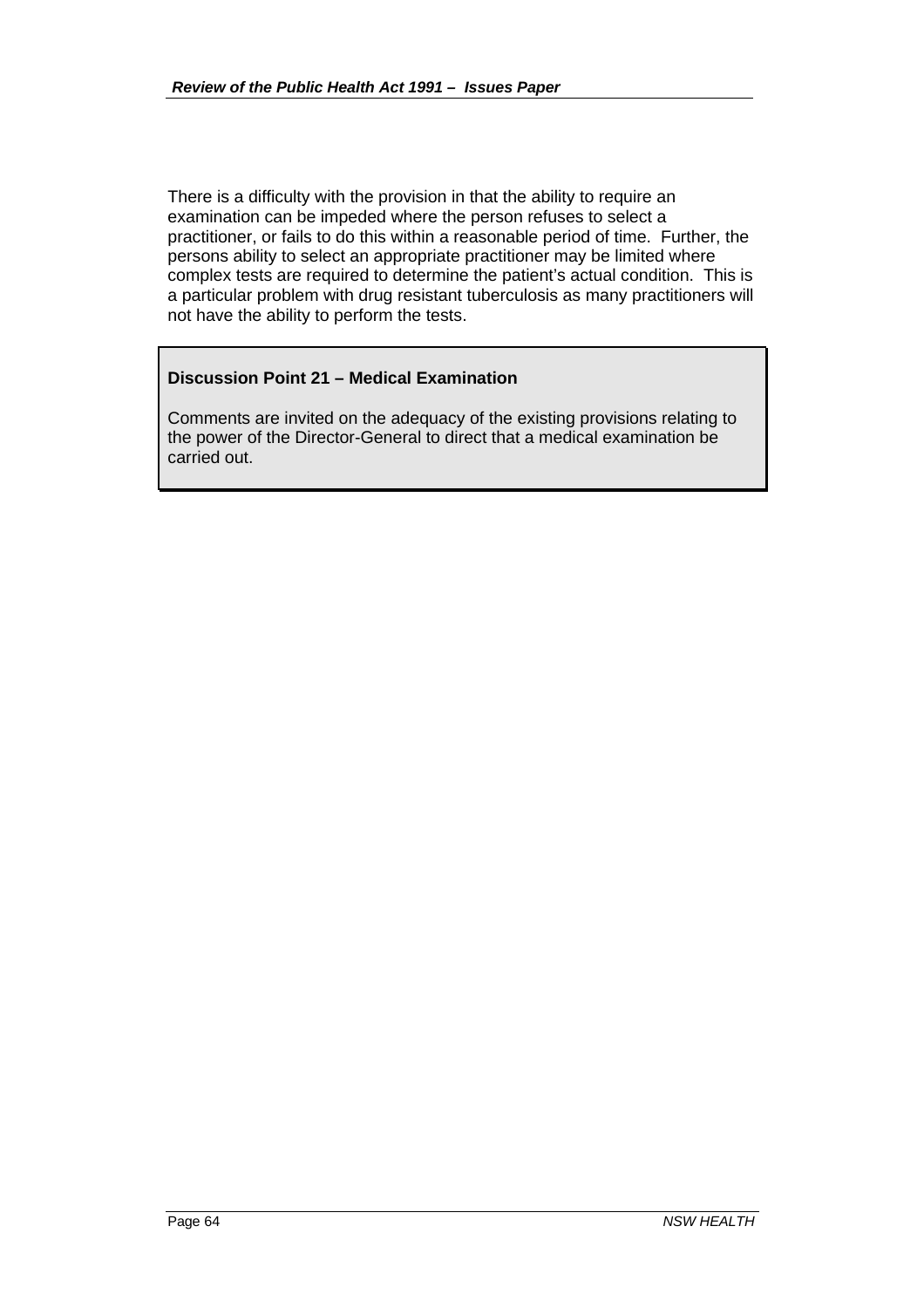There is a difficulty with the provision in that the ability to require an examination can be impeded where the person refuses to select a practitioner, or fails to do this within a reasonable period of time. Further, the persons ability to select an appropriate practitioner may be limited where complex tests are required to determine the patient's actual condition. This is a particular problem with drug resistant tuberculosis as many practitioners will not have the ability to perform the tests.

**Discussion Point 21 – Medical Examination**

Comments are invited on the adequacy of the existing provisions relating to the power of the Director-General to direct that a medical examination be carried out.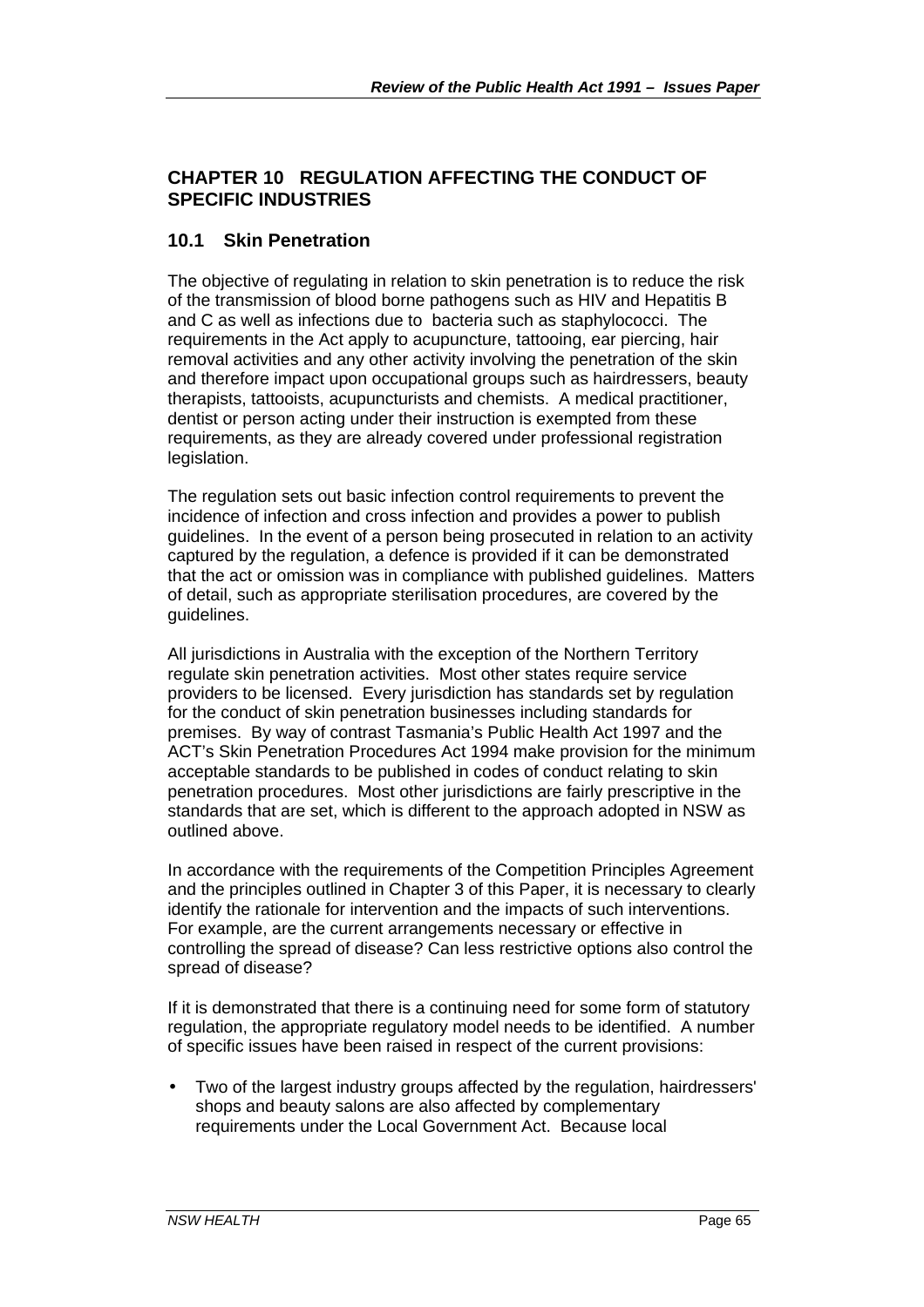## CHAPTER 10 REGULATION AFFECTING THE CONDUCT OF SPECIFIC INDUSTRIES

### 10.1 Skin Penetration

The objective of regulating in relation to skin penetration is to reduce the risk of the transmission of blood borne pathogens such as HIV and Hepatitis B and C as well as infections due to bacteria such as staphylococci. The requirements in the Act apply to acupuncture, tattooing, ear piercing, hair removal activities and any other activity involving the penetration of the skin and therefore impact upon occupational groups such as hairdressers, beauty therapists, tattooists, acupuncturists and chemists. A medical practitioner, dentist or person acting under their instruction is exempted from these requirements, as they are already covered under professional registration legislation.

The regulation sets out basic infection control requirements to prevent the incidence of infection and cross infection and provides a power to publish guidelines. In the event of a person being prosecuted in relation to an activity captured by the regulation, a defence is provided if it can be demonstrated that the act or omission was in compliance with published guidelines. Matters of detail, such as appropriate sterilisation procedures, are covered by the guidelines.

All jurisdictions in Australia with the exception of the Northern Territory regulate skin penetration activities. Most other states require service providers to be licensed. Every jurisdiction has standards set by regulation for the conduct of skin penetration businesses including standards for premises. By way of contrast Tasmania's Public Health Act 1997 and the ACT's Skin Penetration Procedures Act 1994 make provision for the minimum acceptable standards to be published in codes of conduct relating to skin penetration procedures. Most other jurisdictions are fairly prescriptive in the standards that are set, which is different to the approach adopted in NSW as outlined above.

In accordance with the requirements of the Competition Principles Agreement and the principles outlined in Chapter 3 of this Paper, it is necessary to clearly identify the rationale for intervention and the impacts of such interventions. For example, are the current arrangements necessary or effective in controlling the spread of disease? Can less restrictive options also control the spread of disease?

If it is demonstrated that there is a continuing need for some form of statutory regulation, the appropriate regulatory model needs to be identified. A number of specific issues have been raised in respect of the current provisions:

- Two of the largest industry groups affected by the regulation, hairdressers' shops and beauty salons are also affected by complementary requirements under the Local Government Act. Because local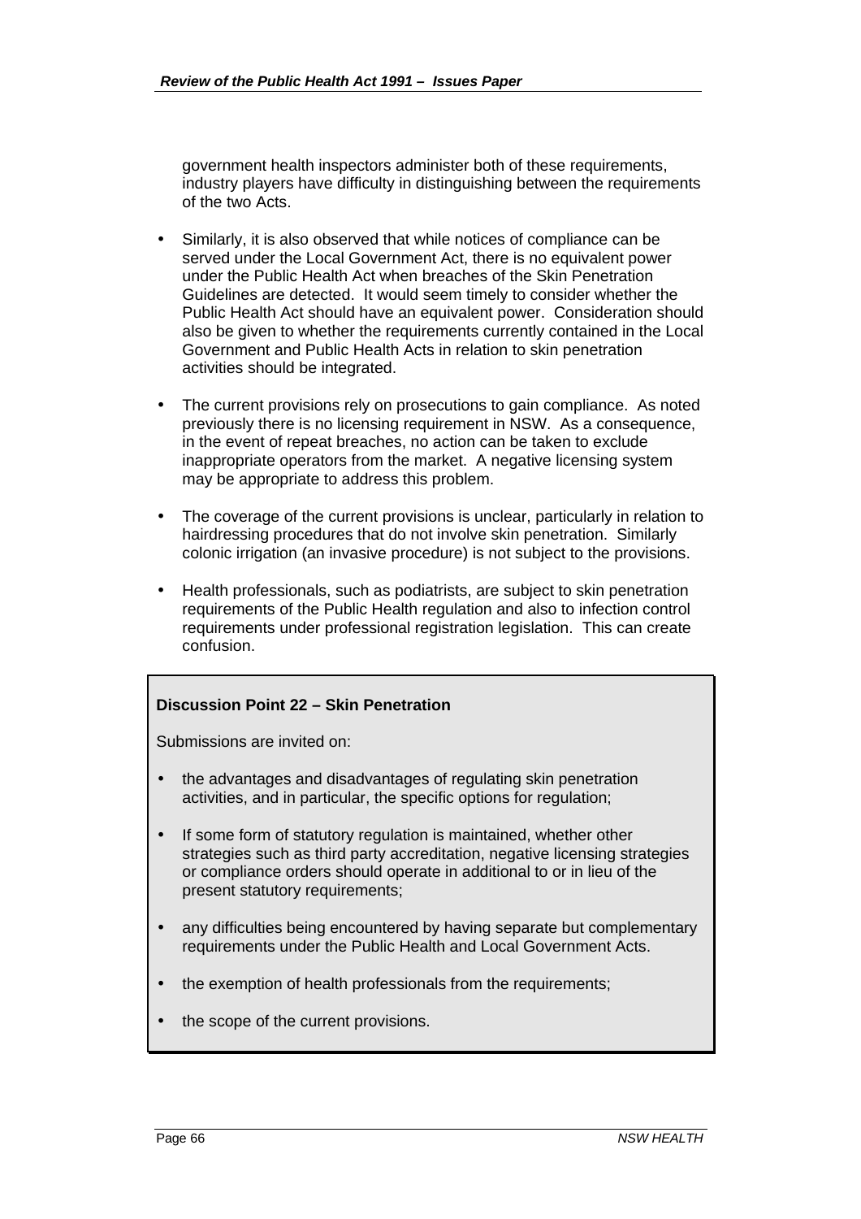government health inspectors administer both of these requirements, industry players have difficulty in distinguishing between the requirements of the two Acts.

- Similarly, it is also observed that while notices of compliance can be served under the Local Government Act, there is no equivalent power under the Public Health Act when breaches of the Skin Penetration Guidelines are detected. It would seem timely to consider whether the Public Health Act should have an equivalent power. Consideration should also be given to whether the requirements currently contained in the Local Government and Public Health Acts in relation to skin penetration activities should be integrated.
- The current provisions rely on prosecutions to gain compliance. As noted previously there is no licensing requirement in NSW. As a consequence, in the event of repeat breaches, no action can be taken to exclude inappropriate operators from the market. A negative licensing system may be appropriate to address this problem.
- The coverage of the current provisions is unclear, particularly in relation to hairdressing procedures that do not involve skin penetration. Similarly colonic irrigation (an invasive procedure) is not subject to the provisions.
- Health professionals, such as podiatrists, are subject to skin penetration requirements of the Public Health regulation and also to infection control requirements under professional registration legislation. This can create confusion.

**Discussion Point 22 – Skin Penetration**

Submissions are invited on:

- the advantages and disadvantages of regulating skin penetration activities, and in particular, the specific options for regulation;
- If some form of statutory regulation is maintained, whether other strategies such as third party accreditation, negative licensing strategies or compliance orders should operate in additional to or in lieu of the present statutory requirements;
- any difficulties being encountered by having separate but complementary requirements under the Public Health and Local Government Acts.
- the exemption of health professionals from the requirements;
- the scope of the current provisions.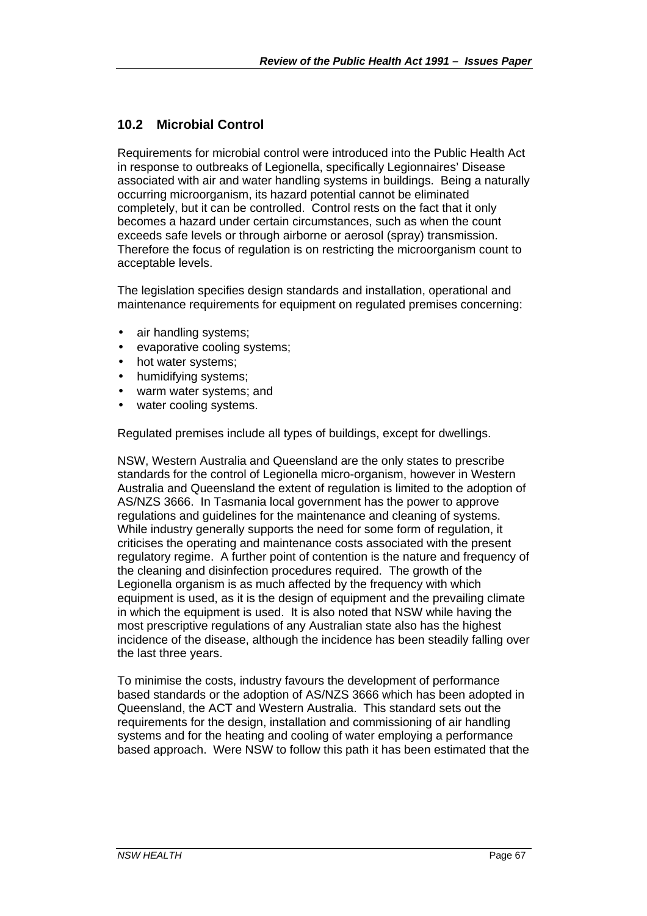## 10.2 Microbial Control

Requirements for microbial control were introduced into the Public Health Act in response to outbreaks of Legionella, specifically Legionnaires' Disease associated with air and water handling systems in buildings. Being a naturally occurring microorganism, its hazard potential cannot be eliminated completely, but it can be controlled. Control rests on the fact that it only becomes a hazard under certain circumstances, such as when the count exceeds safe levels or through airborne or aerosol (spray) transmission. Therefore the focus of regulation is on restricting the microorganism count to acceptable levels.

The legislation specifies design standards and installation, operational and maintenance requirements for equipment on regulated premises concerning:

- air handling systems;
- evaporative cooling systems;
- hot water systems;
- humidifying systems;
- warm water systems; and
- water cooling systems.

Regulated premises include all types of buildings, except for dwellings.

NSW, Western Australia and Queensland are the only states to prescribe standards for the control of Legionella micro-organism, however in Western Australia and Queensland the extent of regulation is limited to the adoption of AS/NZS 3666. In Tasmania local government has the power to approve regulations and guidelines for the maintenance and cleaning of systems. While industry generally supports the need for some form of regulation, it criticises the operating and maintenance costs associated with the present regulatory regime. A further point of contention is the nature and frequency of the cleaning and disinfection procedures required. The growth of the Legionella organism is as much affected by the frequency with which equipment is used, as it is the design of equipment and the prevailing climate in which the equipment is used. It is also noted that NSW while having the most prescriptive regulations of any Australian state also has the highest incidence of the disease, although the incidence has been steadily falling over the last three years.

To minimise the costs, industry favours the development of performance based standards or the adoption of AS/NZS 3666 which has been adopted in Queensland, the ACT and Western Australia. This standard sets out the requirements for the design, installation and commissioning of air handling systems and for the heating and cooling of water employing a performance based approach. Were NSW to follow this path it has been estimated that the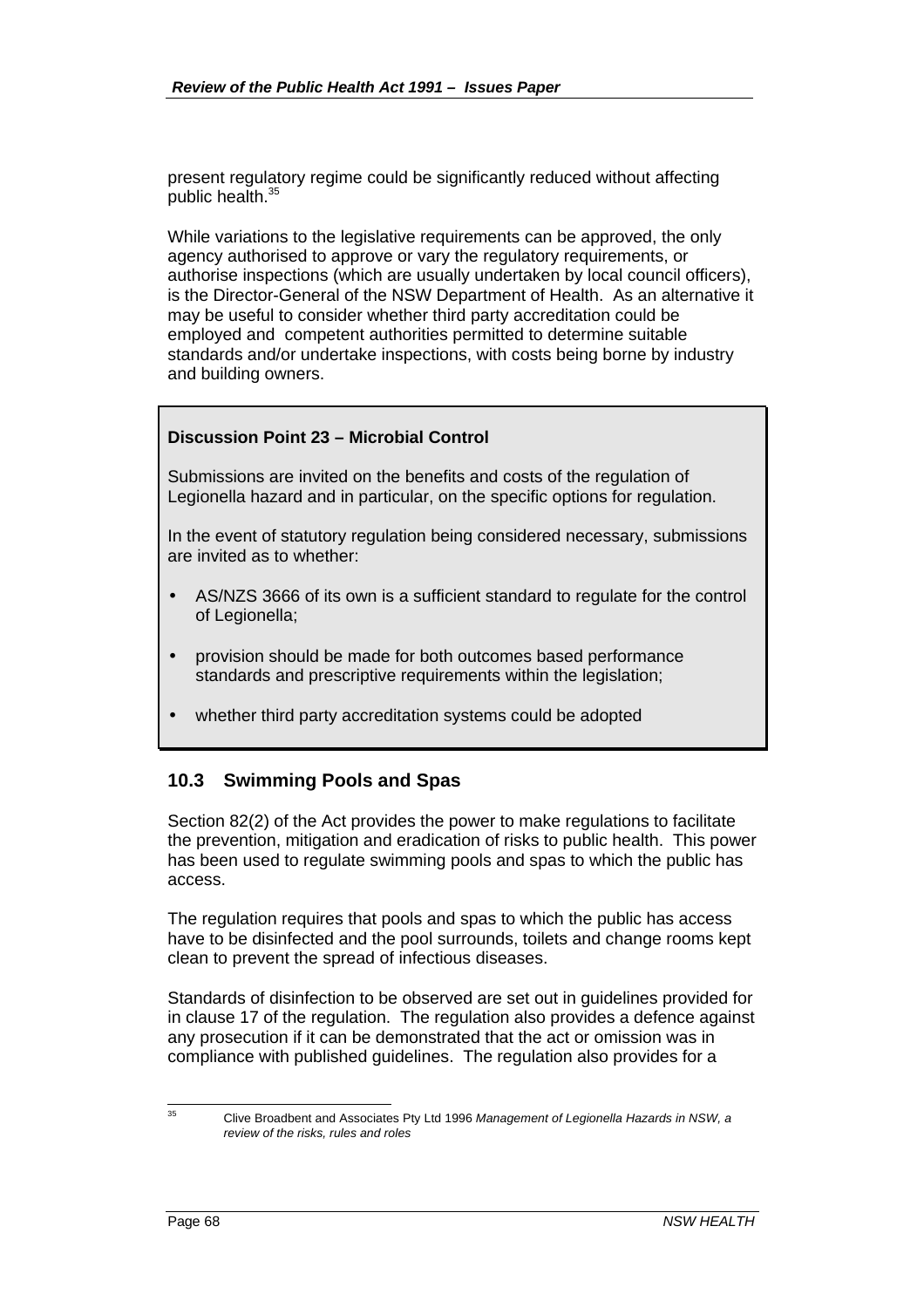present regulatory regime could be significantly reduced without affecting public health.[35]

While variations to the legislative requirements can be approved, the only agency authorised to approve or vary the regulatory requirements, or authorise inspections (which are usually undertaken by local council officers), is the Director-General of the NSW Department of Health. As an alternative it may be useful to consider whether third party accreditation could be employed and competent authorities permitted to determine suitable standards and/or undertake inspections, with costs being borne by industry and building owners.

> **Discussion Point 23 – Microbial Control**
>
> Submissions are invited on the benefits and costs of the regulation of Legionella hazard and in particular, on the specific options for regulation.
>
> In the event of statutory regulation being considered necessary, submissions are invited as to whether:
>
> - AS/NZS 3666 of its own is a sufficient standard to regulate for the control of Legionella;
> - provision should be made for both outcomes based performance standards and prescriptive requirements within the legislation;
> - whether third party accreditation systems could be adopted

## 10.3 Swimming Pools and Spas

Section 82(2) of the Act provides the power to make regulations to facilitate the prevention, mitigation and eradication of risks to public health. This power has been used to regulate swimming pools and spas to which the public has access.

The regulation requires that pools and spas to which the public has access have to be disinfected and the pool surrounds, toilets and change rooms kept clean to prevent the spread of infectious diseases.

Standards of disinfection to be observed are set out in guidelines provided for in clause 17 of the regulation. The regulation also provides a defence against any prosecution if it can be demonstrated that the act or omission was in compliance with published guidelines. The regulation also provides for a

---

[35] Clive Broadbent and Associates Pty Ltd 1996 *Management of Legionella Hazards in NSW, a review of the risks, rules and roles*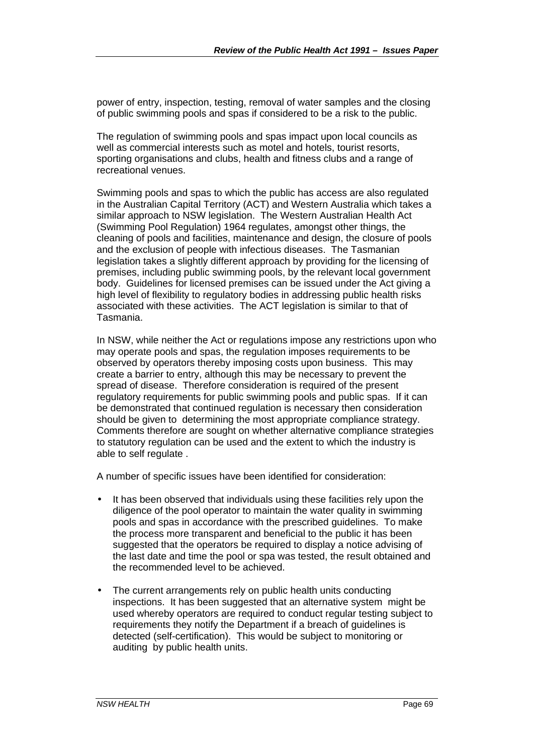power of entry, inspection, testing, removal of water samples and the closing of public swimming pools and spas if considered to be a risk to the public.

The regulation of swimming pools and spas impact upon local councils as well as commercial interests such as motel and hotels, tourist resorts, sporting organisations and clubs, health and fitness clubs and a range of recreational venues.

Swimming pools and spas to which the public has access are also regulated in the Australian Capital Territory (ACT) and Western Australia which takes a similar approach to NSW legislation. The Western Australian Health Act (Swimming Pool Regulation) 1964 regulates, amongst other things, the cleaning of pools and facilities, maintenance and design, the closure of pools and the exclusion of people with infectious diseases. The Tasmanian legislation takes a slightly different approach by providing for the licensing of premises, including public swimming pools, by the relevant local government body. Guidelines for licensed premises can be issued under the Act giving a high level of flexibility to regulatory bodies in addressing public health risks associated with these activities. The ACT legislation is similar to that of Tasmania.

In NSW, while neither the Act or regulations impose any restrictions upon who may operate pools and spas, the regulation imposes requirements to be observed by operators thereby imposing costs upon business. This may create a barrier to entry, although this may be necessary to prevent the spread of disease. Therefore consideration is required of the present regulatory requirements for public swimming pools and public spas. If it can be demonstrated that continued regulation is necessary then consideration should be given to determining the most appropriate compliance strategy. Comments therefore are sought on whether alternative compliance strategies to statutory regulation can be used and the extent to which the industry is able to self regulate .

A number of specific issues have been identified for consideration:

- It has been observed that individuals using these facilities rely upon the diligence of the pool operator to maintain the water quality in swimming pools and spas in accordance with the prescribed guidelines. To make the process more transparent and beneficial to the public it has been suggested that the operators be required to display a notice advising of the last date and time the pool or spa was tested, the result obtained and the recommended level to be achieved.

- The current arrangements rely on public health units conducting inspections. It has been suggested that an alternative system might be used whereby operators are required to conduct regular testing subject to requirements they notify the Department if a breach of guidelines is detected (self-certification). This would be subject to monitoring or auditing by public health units.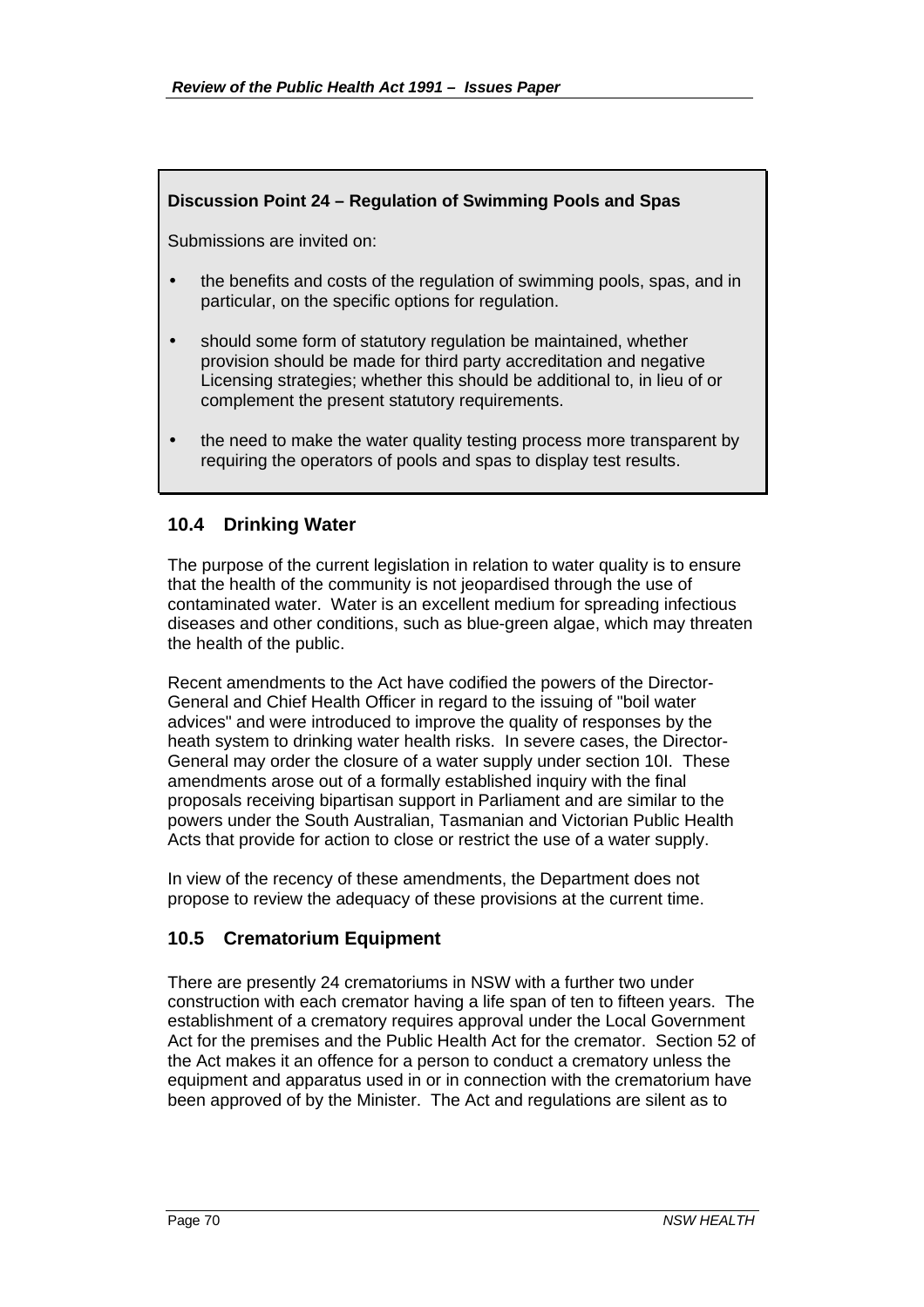**Discussion Point 24 – Regulation of Swimming Pools and Spas**

Submissions are invited on:

- the benefits and costs of the regulation of swimming pools, spas, and in particular, on the specific options for regulation.
- should some form of statutory regulation be maintained, whether provision should be made for third party accreditation and negative Licensing strategies; whether this should be additional to, in lieu of or complement the present statutory requirements.
- the need to make the water quality testing process more transparent by requiring the operators of pools and spas to display test results.

## 10.4 Drinking Water

The purpose of the current legislation in relation to water quality is to ensure that the health of the community is not jeopardised through the use of contaminated water. Water is an excellent medium for spreading infectious diseases and other conditions, such as blue-green algae, which may threaten the health of the public.

Recent amendments to the Act have codified the powers of the Director-General and Chief Health Officer in regard to the issuing of "boil water advices" and were introduced to improve the quality of responses by the heath system to drinking water health risks. In severe cases, the Director-General may order the closure of a water supply under section 10I. These amendments arose out of a formally established inquiry with the final proposals receiving bipartisan support in Parliament and are similar to the powers under the South Australian, Tasmanian and Victorian Public Health Acts that provide for action to close or restrict the use of a water supply.

In view of the recency of these amendments, the Department does not propose to review the adequacy of these provisions at the current time.

## 10.5 Crematorium Equipment

There are presently 24 crematoriums in NSW with a further two under construction with each cremator having a life span of ten to fifteen years. The establishment of a crematory requires approval under the Local Government Act for the premises and the Public Health Act for the cremator. Section 52 of the Act makes it an offence for a person to conduct a crematory unless the equipment and apparatus used in or in connection with the crematorium have been approved of by the Minister. The Act and regulations are silent as to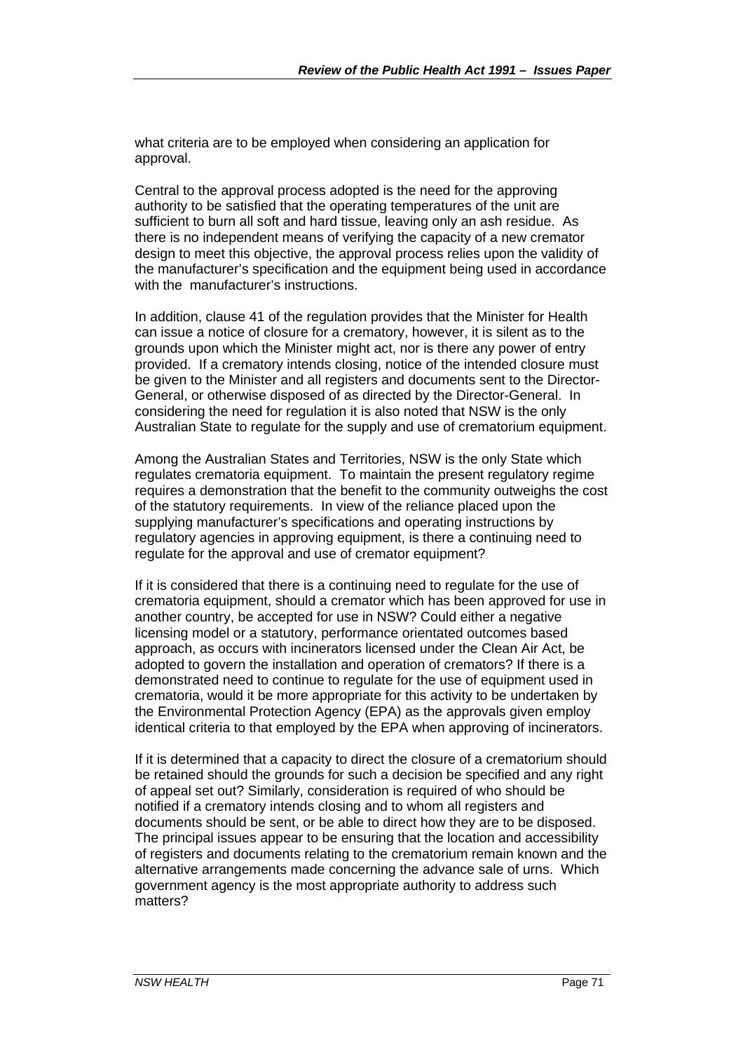what criteria are to be employed when considering an application for approval.

Central to the approval process adopted is the need for the approving authority to be satisfied that the operating temperatures of the unit are sufficient to burn all soft and hard tissue, leaving only an ash residue. As there is no independent means of verifying the capacity of a new cremator design to meet this objective, the approval process relies upon the validity of the manufacturer's specification and the equipment being used in accordance with the manufacturer's instructions.

In addition, clause 41 of the regulation provides that the Minister for Health can issue a notice of closure for a crematory, however, it is silent as to the grounds upon which the Minister might act, nor is there any power of entry provided. If a crematory intends closing, notice of the intended closure must be given to the Minister and all registers and documents sent to the Director-General, or otherwise disposed of as directed by the Director-General. In considering the need for regulation it is also noted that NSW is the only Australian State to regulate for the supply and use of crematorium equipment.

Among the Australian States and Territories, NSW is the only State which regulates crematoria equipment. To maintain the present regulatory regime requires a demonstration that the benefit to the community outweighs the cost of the statutory requirements. In view of the reliance placed upon the supplying manufacturer's specifications and operating instructions by regulatory agencies in approving equipment, is there a continuing need to regulate for the approval and use of cremator equipment?

If it is considered that there is a continuing need to regulate for the use of crematoria equipment, should a cremator which has been approved for use in another country, be accepted for use in NSW? Could either a negative licensing model or a statutory, performance orientated outcomes based approach, as occurs with incinerators licensed under the Clean Air Act, be adopted to govern the installation and operation of cremators? If there is a demonstrated need to continue to regulate for the use of equipment used in crematoria, would it be more appropriate for this activity to be undertaken by the Environmental Protection Agency (EPA) as the approvals given employ identical criteria to that employed by the EPA when approving of incinerators.

If it is determined that a capacity to direct the closure of a crematorium should be retained should the grounds for such a decision be specified and any right of appeal set out? Similarly, consideration is required of who should be notified if a crematory intends closing and to whom all registers and documents should be sent, or be able to direct how they are to be disposed. The principal issues appear to be ensuring that the location and accessibility of registers and documents relating to the crematorium remain known and the alternative arrangements made concerning the advance sale of urns. Which government agency is the most appropriate authority to address such matters?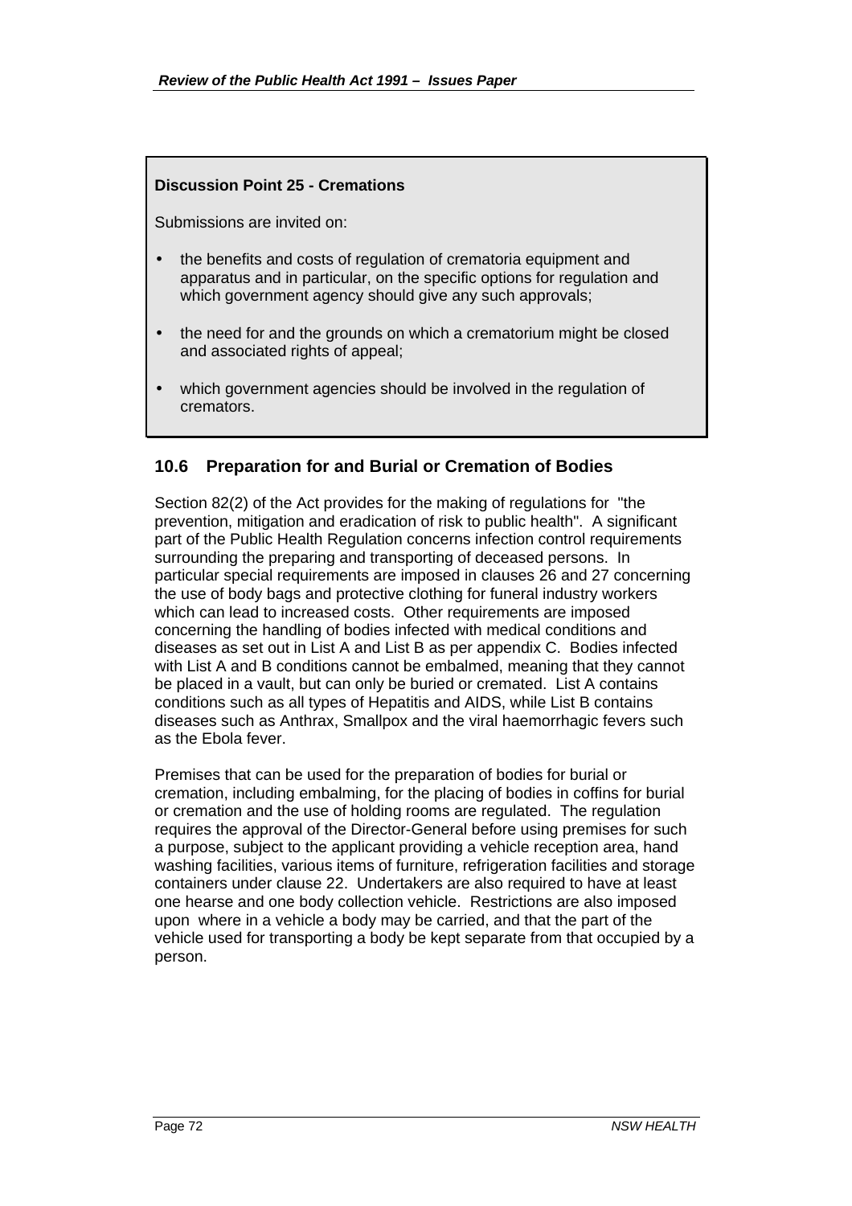**Discussion Point 25 - Cremations**

Submissions are invited on:

- the benefits and costs of regulation of crematoria equipment and apparatus and in particular, on the specific options for regulation and which government agency should give any such approvals;
- the need for and the grounds on which a crematorium might be closed and associated rights of appeal;
- which government agencies should be involved in the regulation of cremators.

## 10.6 Preparation for and Burial or Cremation of Bodies

Section 82(2) of the Act provides for the making of regulations for "the prevention, mitigation and eradication of risk to public health". A significant part of the Public Health Regulation concerns infection control requirements surrounding the preparing and transporting of deceased persons. In particular special requirements are imposed in clauses 26 and 27 concerning the use of body bags and protective clothing for funeral industry workers which can lead to increased costs. Other requirements are imposed concerning the handling of bodies infected with medical conditions and diseases as set out in List A and List B as per appendix C. Bodies infected with List A and B conditions cannot be embalmed, meaning that they cannot be placed in a vault, but can only be buried or cremated. List A contains conditions such as all types of Hepatitis and AIDS, while List B contains diseases such as Anthrax, Smallpox and the viral haemorrhagic fevers such as the Ebola fever.

Premises that can be used for the preparation of bodies for burial or cremation, including embalming, for the placing of bodies in coffins for burial or cremation and the use of holding rooms are regulated. The regulation requires the approval of the Director-General before using premises for such a purpose, subject to the applicant providing a vehicle reception area, hand washing facilities, various items of furniture, refrigeration facilities and storage containers under clause 22. Undertakers are also required to have at least one hearse and one body collection vehicle. Restrictions are also imposed upon where in a vehicle a body may be carried, and that the part of the vehicle used for transporting a body be kept separate from that occupied by a person.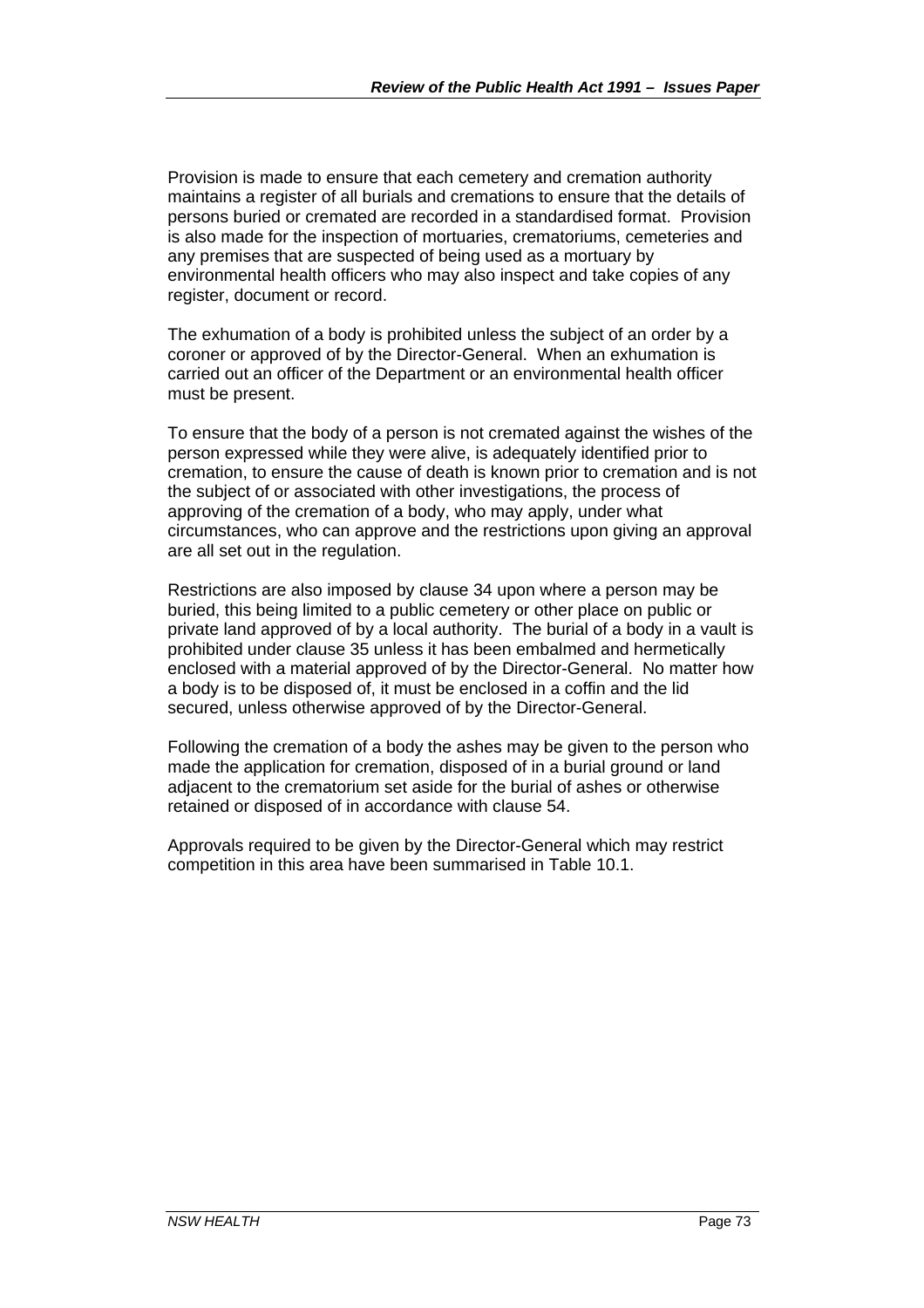Provision is made to ensure that each cemetery and cremation authority maintains a register of all burials and cremations to ensure that the details of persons buried or cremated are recorded in a standardised format. Provision is also made for the inspection of mortuaries, crematoriums, cemeteries and any premises that are suspected of being used as a mortuary by environmental health officers who may also inspect and take copies of any register, document or record.

The exhumation of a body is prohibited unless the subject of an order by a coroner or approved of by the Director-General. When an exhumation is carried out an officer of the Department or an environmental health officer must be present.

To ensure that the body of a person is not cremated against the wishes of the person expressed while they were alive, is adequately identified prior to cremation, to ensure the cause of death is known prior to cremation and is not the subject of or associated with other investigations, the process of approving of the cremation of a body, who may apply, under what circumstances, who can approve and the restrictions upon giving an approval are all set out in the regulation.

Restrictions are also imposed by clause 34 upon where a person may be buried, this being limited to a public cemetery or other place on public or private land approved of by a local authority. The burial of a body in a vault is prohibited under clause 35 unless it has been embalmed and hermetically enclosed with a material approved of by the Director-General. No matter how a body is to be disposed of, it must be enclosed in a coffin and the lid secured, unless otherwise approved of by the Director-General.

Following the cremation of a body the ashes may be given to the person who made the application for cremation, disposed of in a burial ground or land adjacent to the crematorium set aside for the burial of ashes or otherwise retained or disposed of in accordance with clause 54.

Approvals required to be given by the Director-General which may restrict competition in this area have been summarised in Table 10.1.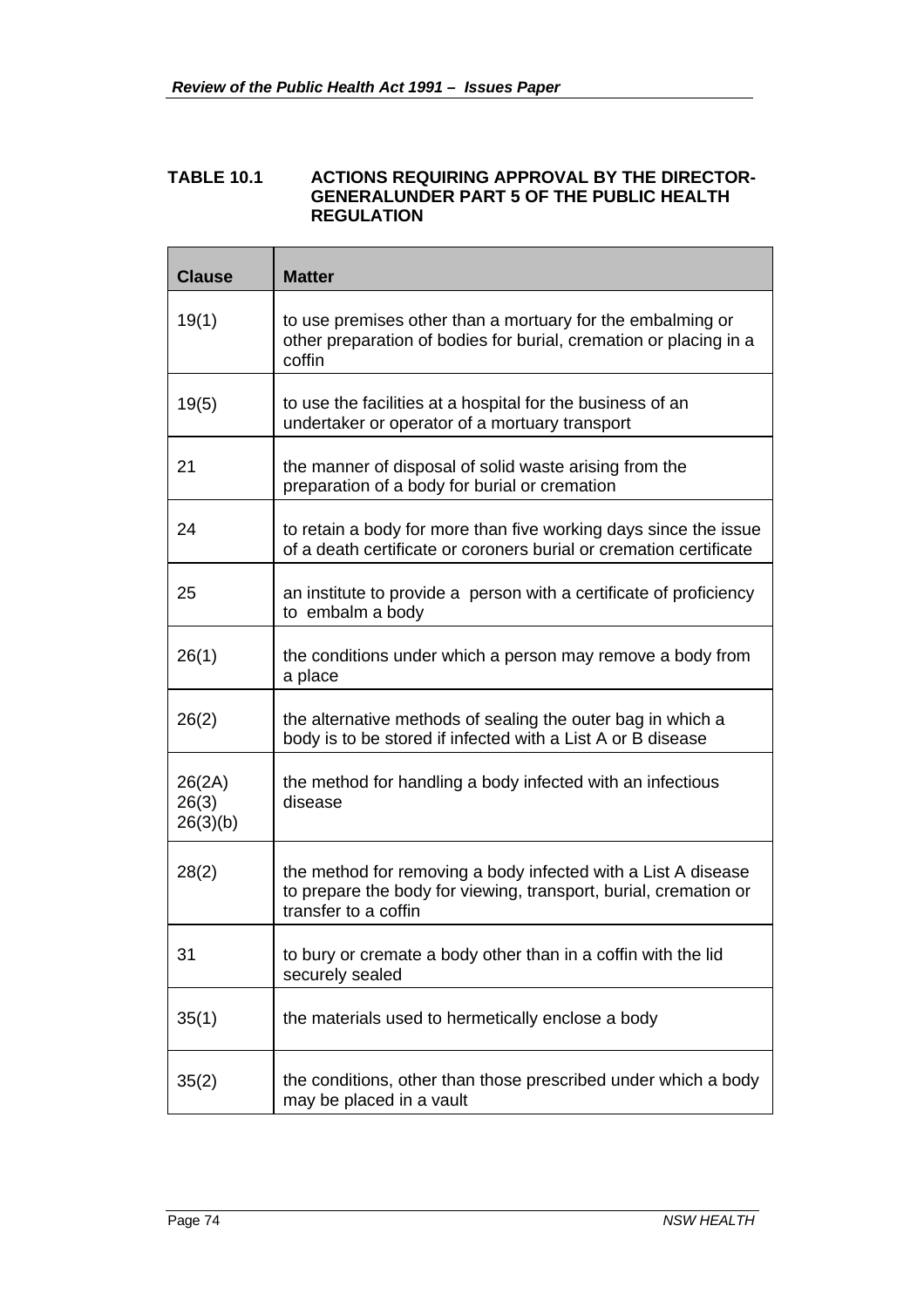**TABLE 10.1 ACTIONS REQUIRING APPROVAL BY THE DIRECTOR-GENERALUNDER PART 5 OF THE PUBLIC HEALTH REGULATION**

| Clause | Matter |
|---|---|
| 19(1) | to use premises other than a mortuary for the embalming or other preparation of bodies for burial, cremation or placing in a coffin |
| 19(5) | to use the facilities at a hospital for the business of an undertaker or operator of a mortuary transport |
| 21 | the manner of disposal of solid waste arising from the preparation of a body for burial or cremation |
| 24 | to retain a body for more than five working days since the issue of a death certificate or coroners burial or cremation certificate |
| 25 | an institute to provide a person with a certificate of proficiency to embalm a body |
| 26(1) | the conditions under which a person may remove a body from a place |
| 26(2) | the alternative methods of sealing the outer bag in which a body is to be stored if infected with a List A or B disease |
| 26(2A) 26(3) 26(3)(b) | the method for handling a body infected with an infectious disease |
| 28(2) | the method for removing a body infected with a List A disease to prepare the body for viewing, transport, burial, cremation or transfer to a coffin |
| 31 | to bury or cremate a body other than in a coffin with the lid securely sealed |
| 35(1) | the materials used to hermetically enclose a body |
| 35(2) | the conditions, other than those prescribed under which a body may be placed in a vault |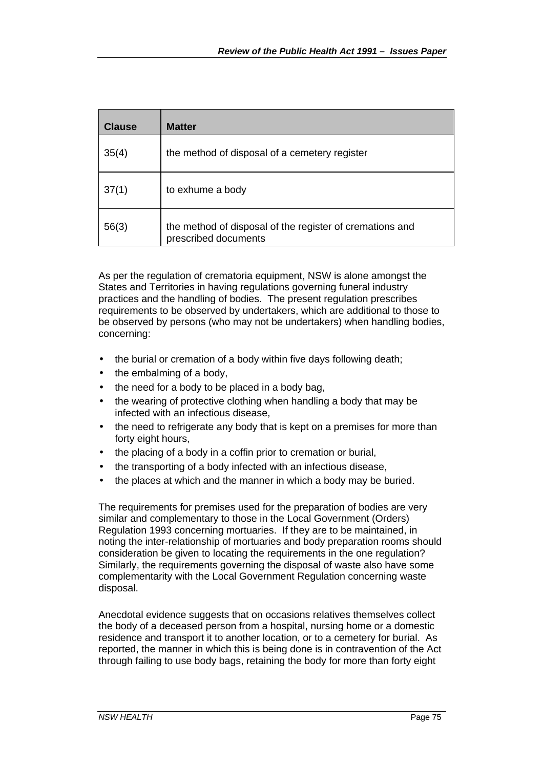| Clause | Matter |
| --- | --- |
| 35(4) | the method of disposal of a cemetery register |
| 37(1) | to exhume a body |
| 56(3) | the method of disposal of the register of cremations and prescribed documents |

As per the regulation of crematoria equipment, NSW is alone amongst the States and Territories in having regulations governing funeral industry practices and the handling of bodies. The present regulation prescribes requirements to be observed by undertakers, which are additional to those to be observed by persons (who may not be undertakers) when handling bodies, concerning:

- the burial or cremation of a body within five days following death;
- the embalming of a body,
- the need for a body to be placed in a body bag,
- the wearing of protective clothing when handling a body that may be infected with an infectious disease,
- the need to refrigerate any body that is kept on a premises for more than forty eight hours,
- the placing of a body in a coffin prior to cremation or burial,
- the transporting of a body infected with an infectious disease,
- the places at which and the manner in which a body may be buried.

The requirements for premises used for the preparation of bodies are very similar and complementary to those in the Local Government (Orders) Regulation 1993 concerning mortuaries. If they are to be maintained, in noting the inter-relationship of mortuaries and body preparation rooms should consideration be given to locating the requirements in the one regulation? Similarly, the requirements governing the disposal of waste also have some complementarity with the Local Government Regulation concerning waste disposal.

Anecdotal evidence suggests that on occasions relatives themselves collect the body of a deceased person from a hospital, nursing home or a domestic residence and transport it to another location, or to a cemetery for burial. As reported, the manner in which this is being done is in contravention of the Act through failing to use body bags, retaining the body for more than forty eight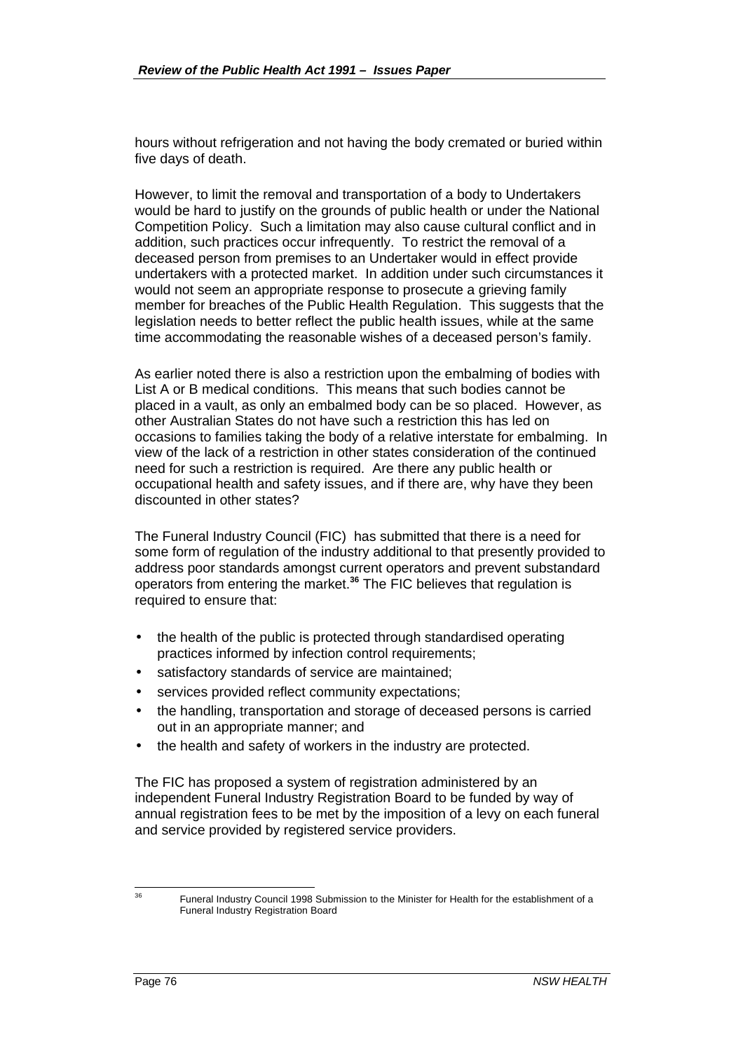hours without refrigeration and not having the body cremated or buried within five days of death.

However, to limit the removal and transportation of a body to Undertakers would be hard to justify on the grounds of public health or under the National Competition Policy. Such a limitation may also cause cultural conflict and in addition, such practices occur infrequently. To restrict the removal of a deceased person from premises to an Undertaker would in effect provide undertakers with a protected market. In addition under such circumstances it would not seem an appropriate response to prosecute a grieving family member for breaches of the Public Health Regulation. This suggests that the legislation needs to better reflect the public health issues, while at the same time accommodating the reasonable wishes of a deceased person's family.

As earlier noted there is also a restriction upon the embalming of bodies with List A or B medical conditions. This means that such bodies cannot be placed in a vault, as only an embalmed body can be so placed. However, as other Australian States do not have such a restriction this has led on occasions to families taking the body of a relative interstate for embalming. In view of the lack of a restriction in other states consideration of the continued need for such a restriction is required. Are there any public health or occupational health and safety issues, and if there are, why have they been discounted in other states?

The Funeral Industry Council (FIC) has submitted that there is a need for some form of regulation of the industry additional to that presently provided to address poor standards amongst current operators and prevent substandard operators from entering the market.[36] The FIC believes that regulation is required to ensure that:

- the health of the public is protected through standardised operating practices informed by infection control requirements;
- satisfactory standards of service are maintained;
- services provided reflect community expectations;
- the handling, transportation and storage of deceased persons is carried out in an appropriate manner; and
- the health and safety of workers in the industry are protected.

The FIC has proposed a system of registration administered by an independent Funeral Industry Registration Board to be funded by way of annual registration fees to be met by the imposition of a levy on each funeral and service provided by registered service providers.

[36] Funeral Industry Council 1998 Submission to the Minister for Health for the establishment of a Funeral Industry Registration Board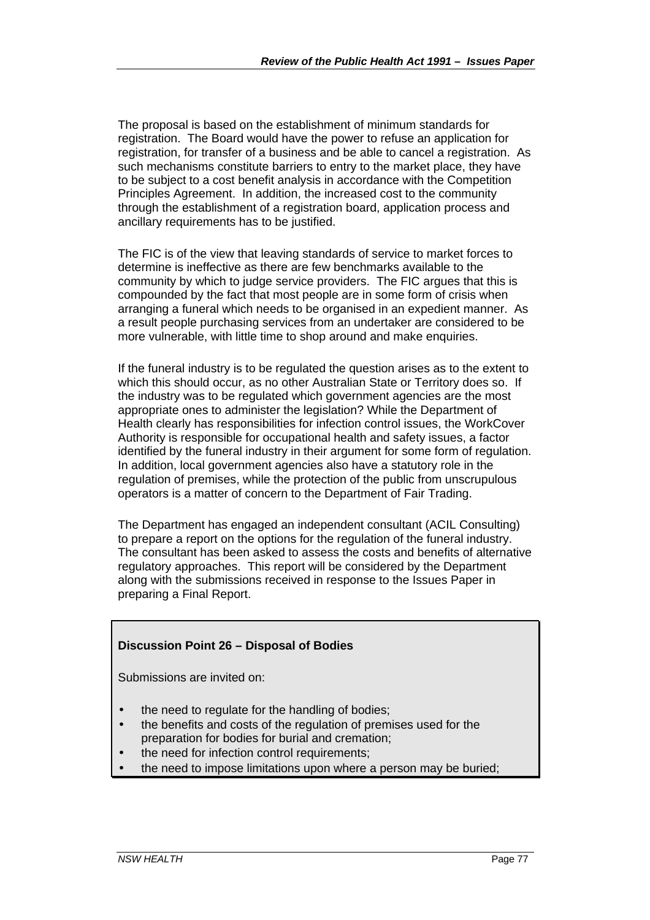The proposal is based on the establishment of minimum standards for registration. The Board would have the power to refuse an application for registration, for transfer of a business and be able to cancel a registration. As such mechanisms constitute barriers to entry to the market place, they have to be subject to a cost benefit analysis in accordance with the Competition Principles Agreement. In addition, the increased cost to the community through the establishment of a registration board, application process and ancillary requirements has to be justified.

The FIC is of the view that leaving standards of service to market forces to determine is ineffective as there are few benchmarks available to the community by which to judge service providers. The FIC argues that this is compounded by the fact that most people are in some form of crisis when arranging a funeral which needs to be organised in an expedient manner. As a result people purchasing services from an undertaker are considered to be more vulnerable, with little time to shop around and make enquiries.

If the funeral industry is to be regulated the question arises as to the extent to which this should occur, as no other Australian State or Territory does so. If the industry was to be regulated which government agencies are the most appropriate ones to administer the legislation? While the Department of Health clearly has responsibilities for infection control issues, the WorkCover Authority is responsible for occupational health and safety issues, a factor identified by the funeral industry in their argument for some form of regulation. In addition, local government agencies also have a statutory role in the regulation of premises, while the protection of the public from unscrupulous operators is a matter of concern to the Department of Fair Trading.

The Department has engaged an independent consultant (ACIL Consulting) to prepare a report on the options for the regulation of the funeral industry. The consultant has been asked to assess the costs and benefits of alternative regulatory approaches. This report will be considered by the Department along with the submissions received in response to the Issues Paper in preparing a Final Report.

**Discussion Point 26 – Disposal of Bodies**

Submissions are invited on:

- the need to regulate for the handling of bodies;
- the benefits and costs of the regulation of premises used for the preparation for bodies for burial and cremation;
- the need for infection control requirements;
- the need to impose limitations upon where a person may be buried;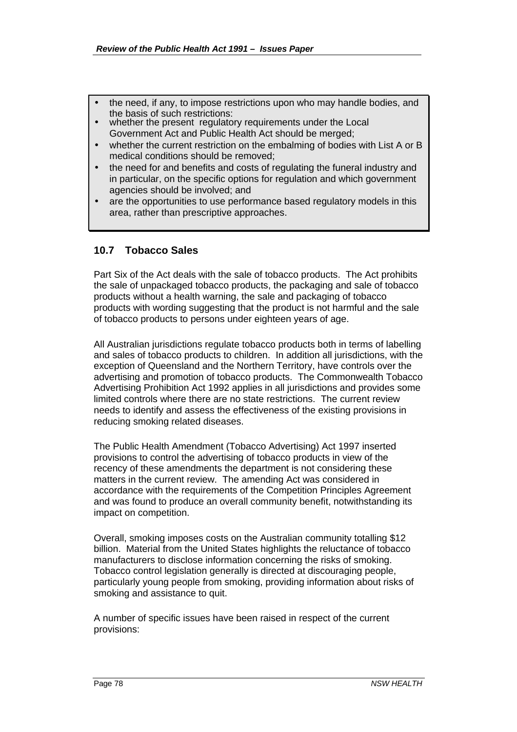- the need, if any, to impose restrictions upon who may handle bodies, and the basis of such restrictions:
- whether the present regulatory requirements under the Local Government Act and Public Health Act should be merged;
- whether the current restriction on the embalming of bodies with List A or B medical conditions should be removed;
- the need for and benefits and costs of regulating the funeral industry and in particular, on the specific options for regulation and which government agencies should be involved; and
- are the opportunities to use performance based regulatory models in this area, rather than prescriptive approaches.

### 10.7 Tobacco Sales

Part Six of the Act deals with the sale of tobacco products. The Act prohibits the sale of unpackaged tobacco products, the packaging and sale of tobacco products without a health warning, the sale and packaging of tobacco products with wording suggesting that the product is not harmful and the sale of tobacco products to persons under eighteen years of age.

All Australian jurisdictions regulate tobacco products both in terms of labelling and sales of tobacco products to children. In addition all jurisdictions, with the exception of Queensland and the Northern Territory, have controls over the advertising and promotion of tobacco products. The Commonwealth Tobacco Advertising Prohibition Act 1992 applies in all jurisdictions and provides some limited controls where there are no state restrictions. The current review needs to identify and assess the effectiveness of the existing provisions in reducing smoking related diseases.

The Public Health Amendment (Tobacco Advertising) Act 1997 inserted provisions to control the advertising of tobacco products in view of the recency of these amendments the department is not considering these matters in the current review. The amending Act was considered in accordance with the requirements of the Competition Principles Agreement and was found to produce an overall community benefit, notwithstanding its impact on competition.

Overall, smoking imposes costs on the Australian community totalling $12 billion. Material from the United States highlights the reluctance of tobacco manufacturers to disclose information concerning the risks of smoking. Tobacco control legislation generally is directed at discouraging people, particularly young people from smoking, providing information about risks of smoking and assistance to quit.

A number of specific issues have been raised in respect of the current provisions: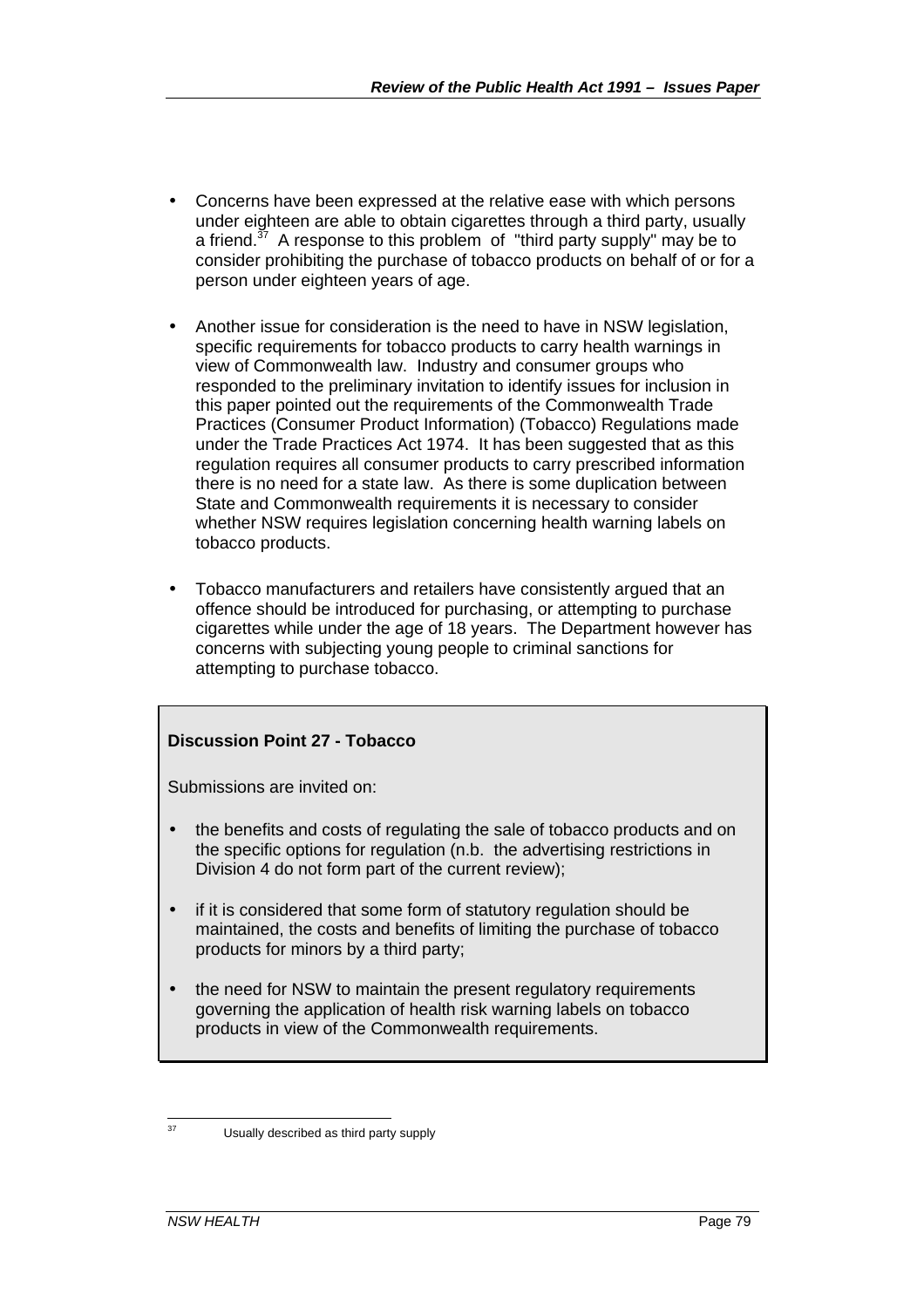- Concerns have been expressed at the relative ease with which persons under eighteen are able to obtain cigarettes through a third party, usually a friend.[37] A response to this problem of "third party supply" may be to consider prohibiting the purchase of tobacco products on behalf of or for a person under eighteen years of age.

- Another issue for consideration is the need to have in NSW legislation, specific requirements for tobacco products to carry health warnings in view of Commonwealth law. Industry and consumer groups who responded to the preliminary invitation to identify issues for inclusion in this paper pointed out the requirements of the Commonwealth Trade Practices (Consumer Product Information) (Tobacco) Regulations made under the Trade Practices Act 1974. It has been suggested that as this regulation requires all consumer products to carry prescribed information there is no need for a state law. As there is some duplication between State and Commonwealth requirements it is necessary to consider whether NSW requires legislation concerning health warning labels on tobacco products.

- Tobacco manufacturers and retailers have consistently argued that an offence should be introduced for purchasing, or attempting to purchase cigarettes while under the age of 18 years. The Department however has concerns with subjecting young people to criminal sanctions for attempting to purchase tobacco.

**Discussion Point 27 - Tobacco**

Submissions are invited on:

- the benefits and costs of regulating the sale of tobacco products and on the specific options for regulation (n.b. the advertising restrictions in Division 4 do not form part of the current review);

- if it is considered that some form of statutory regulation should be maintained, the costs and benefits of limiting the purchase of tobacco products for minors by a third party;

- the need for NSW to maintain the present regulatory requirements governing the application of health risk warning labels on tobacco products in view of the Commonwealth requirements.

---

[37] Usually described as third party supply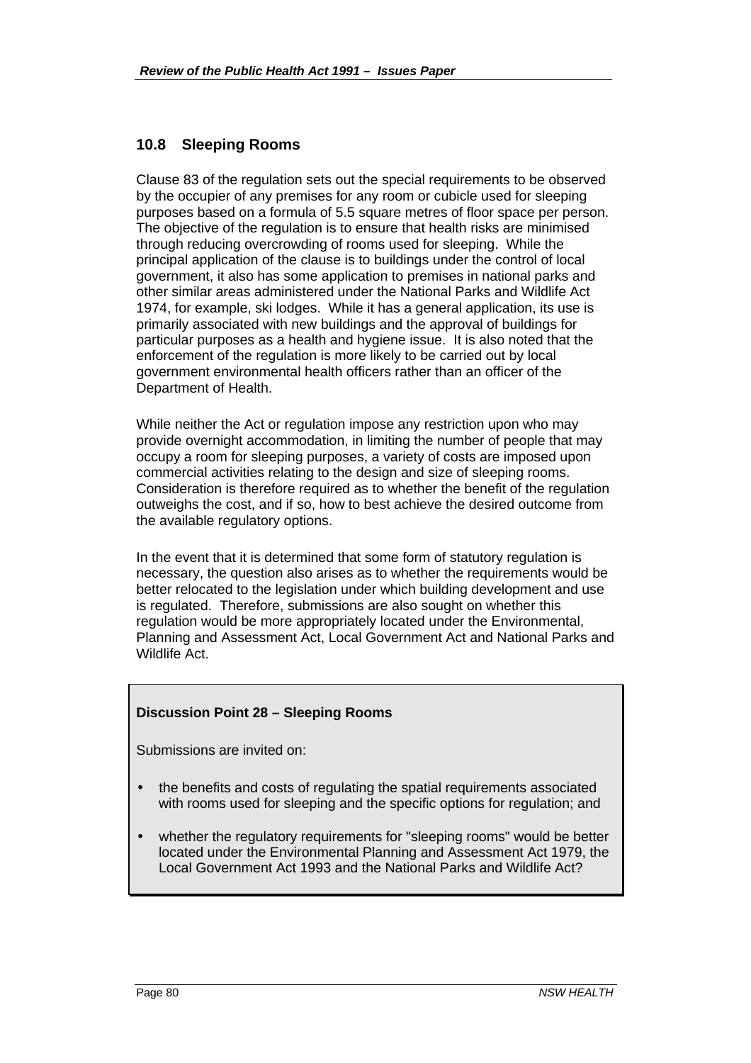## 10.8 Sleeping Rooms

Clause 83 of the regulation sets out the special requirements to be observed by the occupier of any premises for any room or cubicle used for sleeping purposes based on a formula of 5.5 square metres of floor space per person. The objective of the regulation is to ensure that health risks are minimised through reducing overcrowding of rooms used for sleeping. While the principal application of the clause is to buildings under the control of local government, it also has some application to premises in national parks and other similar areas administered under the National Parks and Wildlife Act 1974, for example, ski lodges. While it has a general application, its use is primarily associated with new buildings and the approval of buildings for particular purposes as a health and hygiene issue. It is also noted that the enforcement of the regulation is more likely to be carried out by local government environmental health officers rather than an officer of the Department of Health.

While neither the Act or regulation impose any restriction upon who may provide overnight accommodation, in limiting the number of people that may occupy a room for sleeping purposes, a variety of costs are imposed upon commercial activities relating to the design and size of sleeping rooms. Consideration is therefore required as to whether the benefit of the regulation outweighs the cost, and if so, how to best achieve the desired outcome from the available regulatory options.

In the event that it is determined that some form of statutory regulation is necessary, the question also arises as to whether the requirements would be better relocated to the legislation under which building development and use is regulated. Therefore, submissions are also sought on whether this regulation would be more appropriately located under the Environmental, Planning and Assessment Act, Local Government Act and National Parks and Wildlife Act.

**Discussion Point 28 – Sleeping Rooms**

Submissions are invited on:

- the benefits and costs of regulating the spatial requirements associated with rooms used for sleeping and the specific options for regulation; and
- whether the regulatory requirements for "sleeping rooms" would be better located under the Environmental Planning and Assessment Act 1979, the Local Government Act 1993 and the National Parks and Wildlife Act?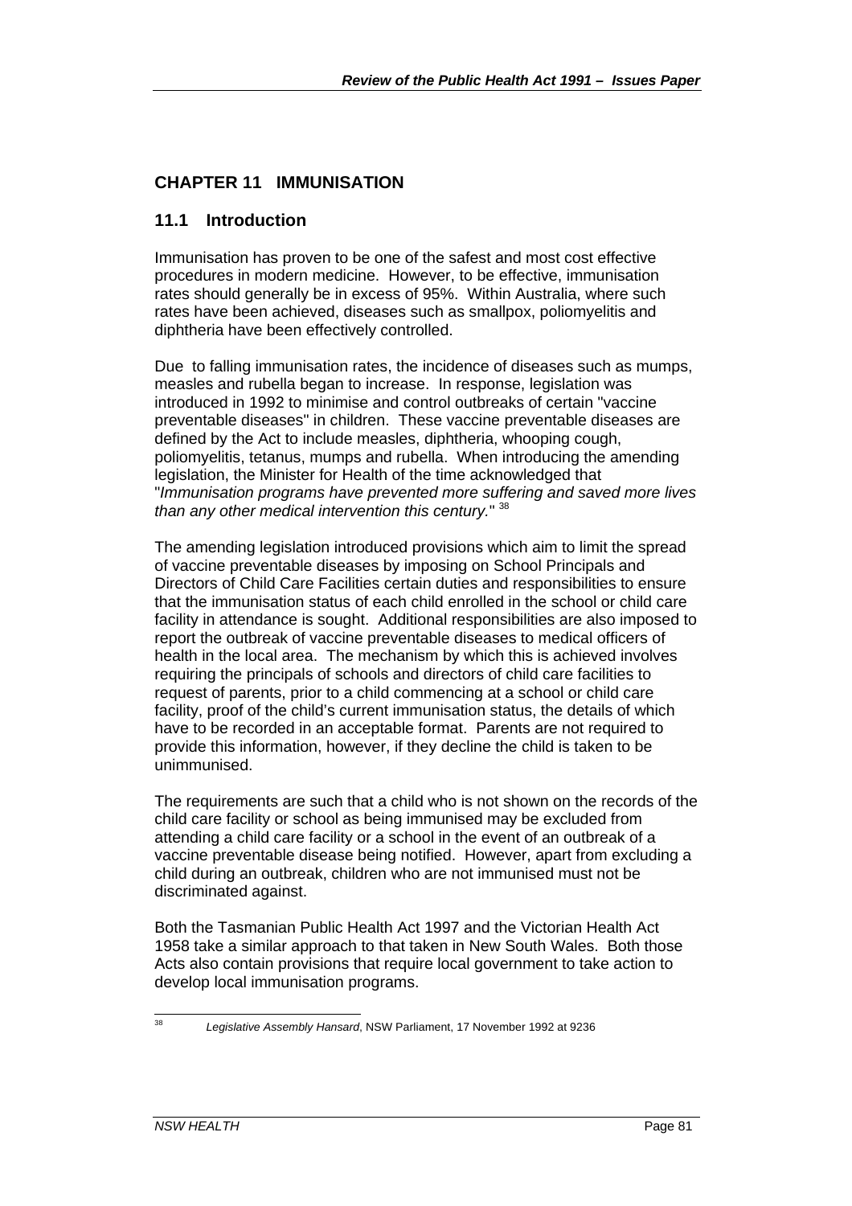## CHAPTER 11 IMMUNISATION

### 11.1 Introduction

Immunisation has proven to be one of the safest and most cost effective procedures in modern medicine. However, to be effective, immunisation rates should generally be in excess of 95%. Within Australia, where such rates have been achieved, diseases such as smallpox, poliomyelitis and diphtheria have been effectively controlled.

Due to falling immunisation rates, the incidence of diseases such as mumps, measles and rubella began to increase. In response, legislation was introduced in 1992 to minimise and control outbreaks of certain "vaccine preventable diseases" in children. These vaccine preventable diseases are defined by the Act to include measles, diphtheria, whooping cough, poliomyelitis, tetanus, mumps and rubella. When introducing the amending legislation, the Minister for Health of the time acknowledged that "*Immunisation programs have prevented more suffering and saved more lives than any other medical intervention this century.*" [38]

The amending legislation introduced provisions which aim to limit the spread of vaccine preventable diseases by imposing on School Principals and Directors of Child Care Facilities certain duties and responsibilities to ensure that the immunisation status of each child enrolled in the school or child care facility in attendance is sought. Additional responsibilities are also imposed to report the outbreak of vaccine preventable diseases to medical officers of health in the local area. The mechanism by which this is achieved involves requiring the principals of schools and directors of child care facilities to request of parents, prior to a child commencing at a school or child care facility, proof of the child's current immunisation status, the details of which have to be recorded in an acceptable format. Parents are not required to provide this information, however, if they decline the child is taken to be unimmunised.

The requirements are such that a child who is not shown on the records of the child care facility or school as being immunised may be excluded from attending a child care facility or a school in the event of an outbreak of a vaccine preventable disease being notified. However, apart from excluding a child during an outbreak, children who are not immunised must not be discriminated against.

Both the Tasmanian Public Health Act 1997 and the Victorian Health Act 1958 take a similar approach to that taken in New South Wales. Both those Acts also contain provisions that require local government to take action to develop local immunisation programs.

---

[38] *Legislative Assembly Hansard*, NSW Parliament, 17 November 1992 at 9236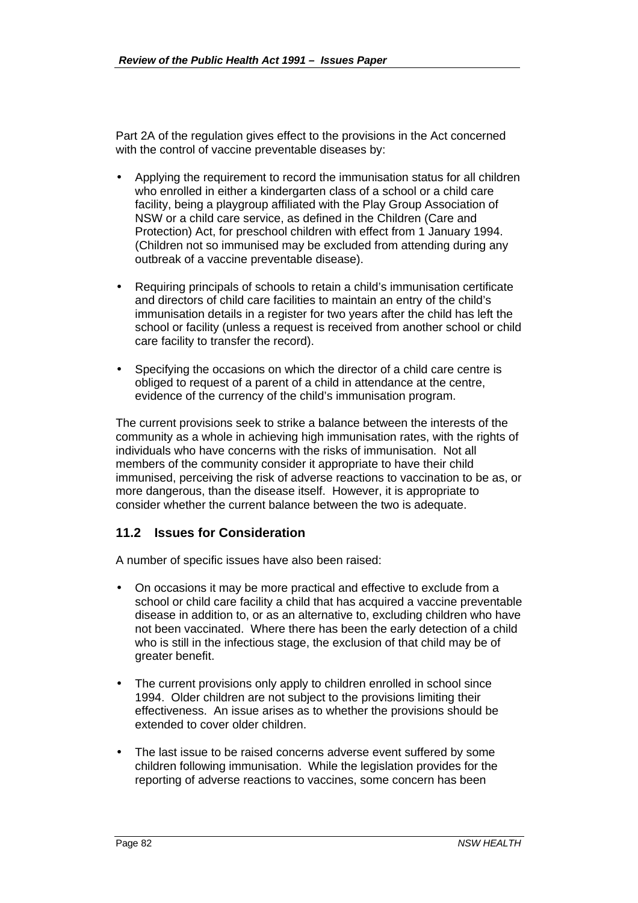Part 2A of the regulation gives effect to the provisions in the Act concerned with the control of vaccine preventable diseases by:

- Applying the requirement to record the immunisation status for all children who enrolled in either a kindergarten class of a school or a child care facility, being a playgroup affiliated with the Play Group Association of NSW or a child care service, as defined in the Children (Care and Protection) Act, for preschool children with effect from 1 January 1994. (Children not so immunised may be excluded from attending during any outbreak of a vaccine preventable disease).

- Requiring principals of schools to retain a child's immunisation certificate and directors of child care facilities to maintain an entry of the child's immunisation details in a register for two years after the child has left the school or facility (unless a request is received from another school or child care facility to transfer the record).

- Specifying the occasions on which the director of a child care centre is obliged to request of a parent of a child in attendance at the centre, evidence of the currency of the child's immunisation program.

The current provisions seek to strike a balance between the interests of the community as a whole in achieving high immunisation rates, with the rights of individuals who have concerns with the risks of immunisation. Not all members of the community consider it appropriate to have their child immunised, perceiving the risk of adverse reactions to vaccination to be as, or more dangerous, than the disease itself. However, it is appropriate to consider whether the current balance between the two is adequate.

## 11.2 Issues for Consideration

A number of specific issues have also been raised:

- On occasions it may be more practical and effective to exclude from a school or child care facility a child that has acquired a vaccine preventable disease in addition to, or as an alternative to, excluding children who have not been vaccinated. Where there has been the early detection of a child who is still in the infectious stage, the exclusion of that child may be of greater benefit.

- The current provisions only apply to children enrolled in school since 1994. Older children are not subject to the provisions limiting their effectiveness. An issue arises as to whether the provisions should be extended to cover older children.

- The last issue to be raised concerns adverse event suffered by some children following immunisation. While the legislation provides for the reporting of adverse reactions to vaccines, some concern has been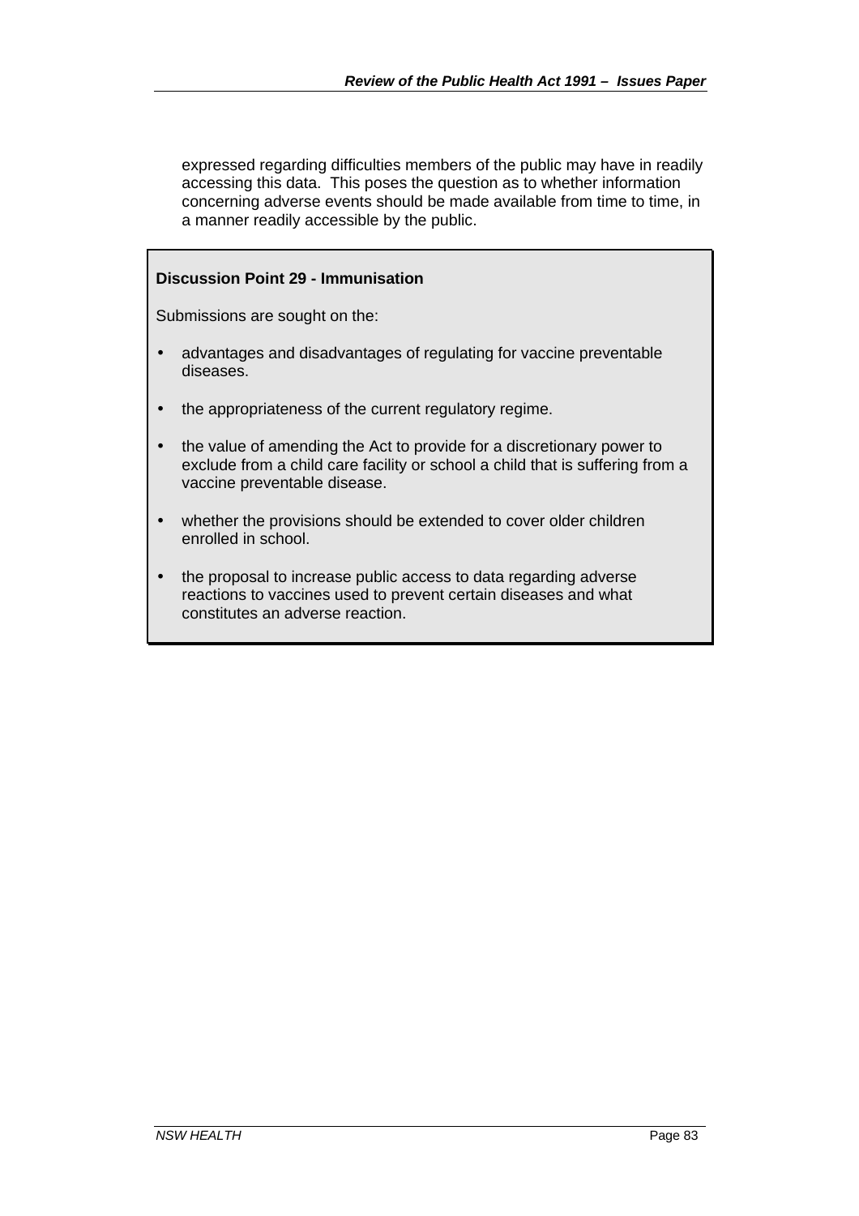expressed regarding difficulties members of the public may have in readily accessing this data. This poses the question as to whether information concerning adverse events should be made available from time to time, in a manner readily accessible by the public.

**Discussion Point 29 - Immunisation**

Submissions are sought on the:

- advantages and disadvantages of regulating for vaccine preventable diseases.
- the appropriateness of the current regulatory regime.
- the value of amending the Act to provide for a discretionary power to exclude from a child care facility or school a child that is suffering from a vaccine preventable disease.
- whether the provisions should be extended to cover older children enrolled in school.
- the proposal to increase public access to data regarding adverse reactions to vaccines used to prevent certain diseases and what constitutes an adverse reaction.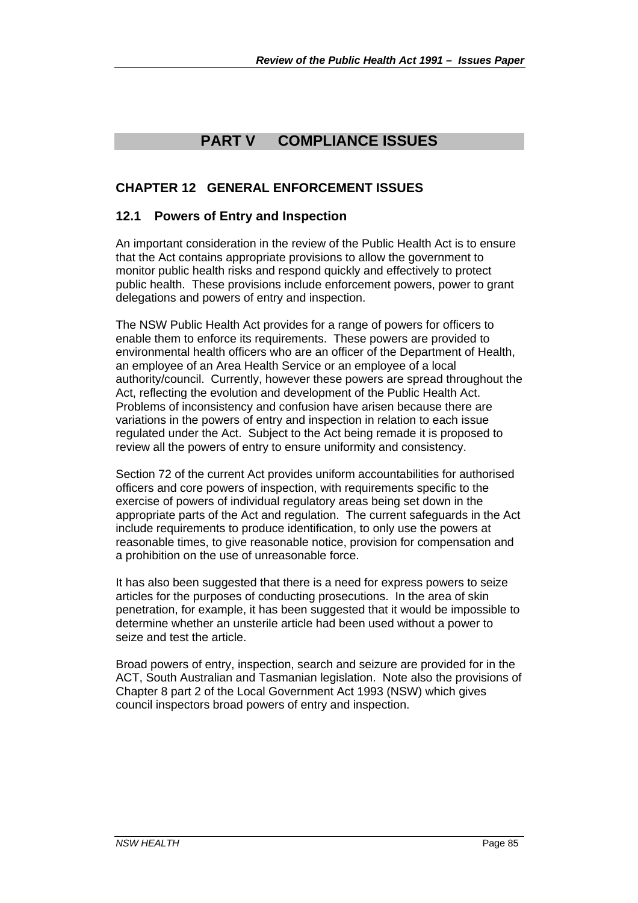# PART V COMPLIANCE ISSUES

## CHAPTER 12 GENERAL ENFORCEMENT ISSUES

### 12.1 Powers of Entry and Inspection

An important consideration in the review of the Public Health Act is to ensure that the Act contains appropriate provisions to allow the government to monitor public health risks and respond quickly and effectively to protect public health. These provisions include enforcement powers, power to grant delegations and powers of entry and inspection.

The NSW Public Health Act provides for a range of powers for officers to enable them to enforce its requirements. These powers are provided to environmental health officers who are an officer of the Department of Health, an employee of an Area Health Service or an employee of a local authority/council. Currently, however these powers are spread throughout the Act, reflecting the evolution and development of the Public Health Act. Problems of inconsistency and confusion have arisen because there are variations in the powers of entry and inspection in relation to each issue regulated under the Act. Subject to the Act being remade it is proposed to review all the powers of entry to ensure uniformity and consistency.

Section 72 of the current Act provides uniform accountabilities for authorised officers and core powers of inspection, with requirements specific to the exercise of powers of individual regulatory areas being set down in the appropriate parts of the Act and regulation. The current safeguards in the Act include requirements to produce identification, to only use the powers at reasonable times, to give reasonable notice, provision for compensation and a prohibition on the use of unreasonable force.

It has also been suggested that there is a need for express powers to seize articles for the purposes of conducting prosecutions. In the area of skin penetration, for example, it has been suggested that it would be impossible to determine whether an unsterile article had been used without a power to seize and test the article.

Broad powers of entry, inspection, search and seizure are provided for in the ACT, South Australian and Tasmanian legislation. Note also the provisions of Chapter 8 part 2 of the Local Government Act 1993 (NSW) which gives council inspectors broad powers of entry and inspection.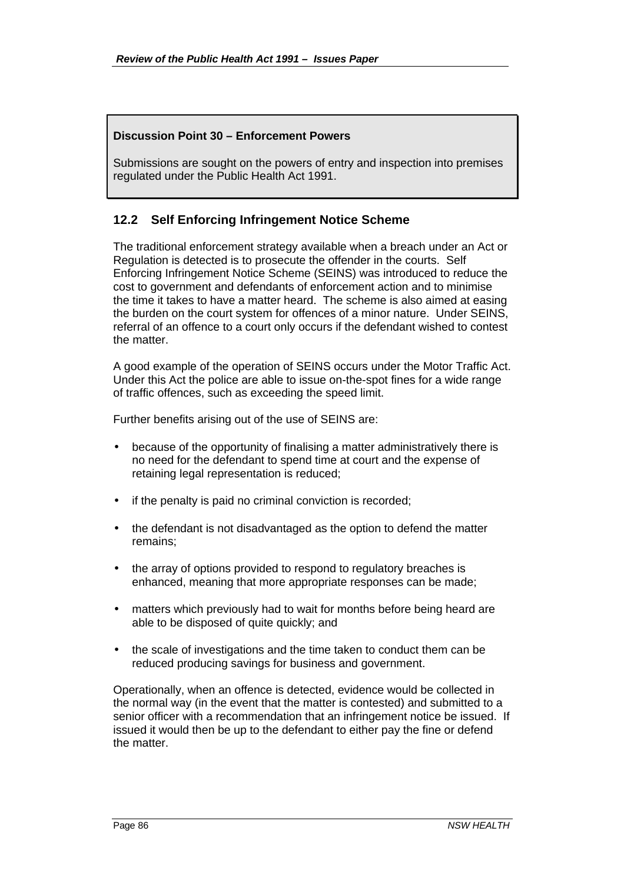**Discussion Point 30 – Enforcement Powers**

Submissions are sought on the powers of entry and inspection into premises regulated under the Public Health Act 1991.

## 12.2 Self Enforcing Infringement Notice Scheme

The traditional enforcement strategy available when a breach under an Act or Regulation is detected is to prosecute the offender in the courts. Self Enforcing Infringement Notice Scheme (SEINS) was introduced to reduce the cost to government and defendants of enforcement action and to minimise the time it takes to have a matter heard. The scheme is also aimed at easing the burden on the court system for offences of a minor nature. Under SEINS, referral of an offence to a court only occurs if the defendant wished to contest the matter.

A good example of the operation of SEINS occurs under the Motor Traffic Act. Under this Act the police are able to issue on-the-spot fines for a wide range of traffic offences, such as exceeding the speed limit.

Further benefits arising out of the use of SEINS are:

- because of the opportunity of finalising a matter administratively there is no need for the defendant to spend time at court and the expense of retaining legal representation is reduced;
- if the penalty is paid no criminal conviction is recorded;
- the defendant is not disadvantaged as the option to defend the matter remains;
- the array of options provided to respond to regulatory breaches is enhanced, meaning that more appropriate responses can be made;
- matters which previously had to wait for months before being heard are able to be disposed of quite quickly; and
- the scale of investigations and the time taken to conduct them can be reduced producing savings for business and government.

Operationally, when an offence is detected, evidence would be collected in the normal way (in the event that the matter is contested) and submitted to a senior officer with a recommendation that an infringement notice be issued. If issued it would then be up to the defendant to either pay the fine or defend the matter.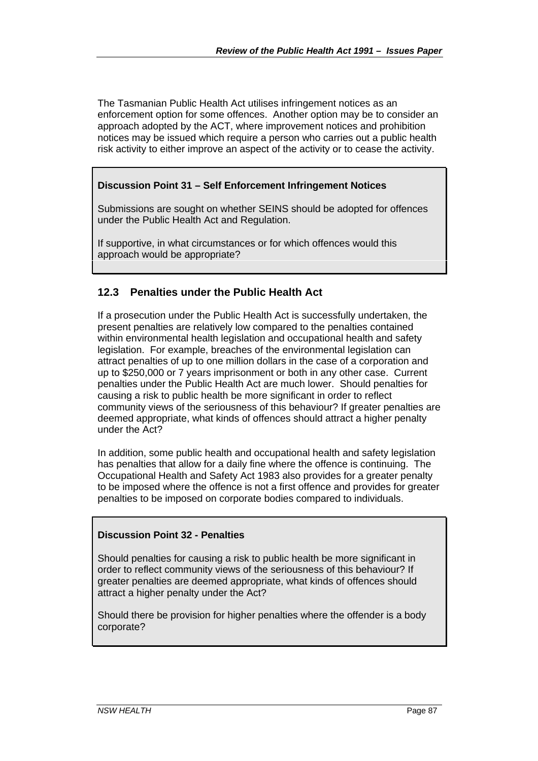The Tasmanian Public Health Act utilises infringement notices as an enforcement option for some offences. Another option may be to consider an approach adopted by the ACT, where improvement notices and prohibition notices may be issued which require a person who carries out a public health risk activity to either improve an aspect of the activity or to cease the activity.

**Discussion Point 31 – Self Enforcement Infringement Notices**

Submissions are sought on whether SEINS should be adopted for offences under the Public Health Act and Regulation.

If supportive, in what circumstances or for which offences would this approach would be appropriate?

## 12.3 Penalties under the Public Health Act

If a prosecution under the Public Health Act is successfully undertaken, the present penalties are relatively low compared to the penalties contained within environmental health legislation and occupational health and safety legislation. For example, breaches of the environmental legislation can attract penalties of up to one million dollars in the case of a corporation and up to $250,000 or 7 years imprisonment or both in any other case. Current penalties under the Public Health Act are much lower. Should penalties for causing a risk to public health be more significant in order to reflect community views of the seriousness of this behaviour? If greater penalties are deemed appropriate, what kinds of offences should attract a higher penalty under the Act?

In addition, some public health and occupational health and safety legislation has penalties that allow for a daily fine where the offence is continuing. The Occupational Health and Safety Act 1983 also provides for a greater penalty to be imposed where the offence is not a first offence and provides for greater penalties to be imposed on corporate bodies compared to individuals.

**Discussion Point 32 - Penalties**

Should penalties for causing a risk to public health be more significant in order to reflect community views of the seriousness of this behaviour? If greater penalties are deemed appropriate, what kinds of offences should attract a higher penalty under the Act?

Should there be provision for higher penalties where the offender is a body corporate?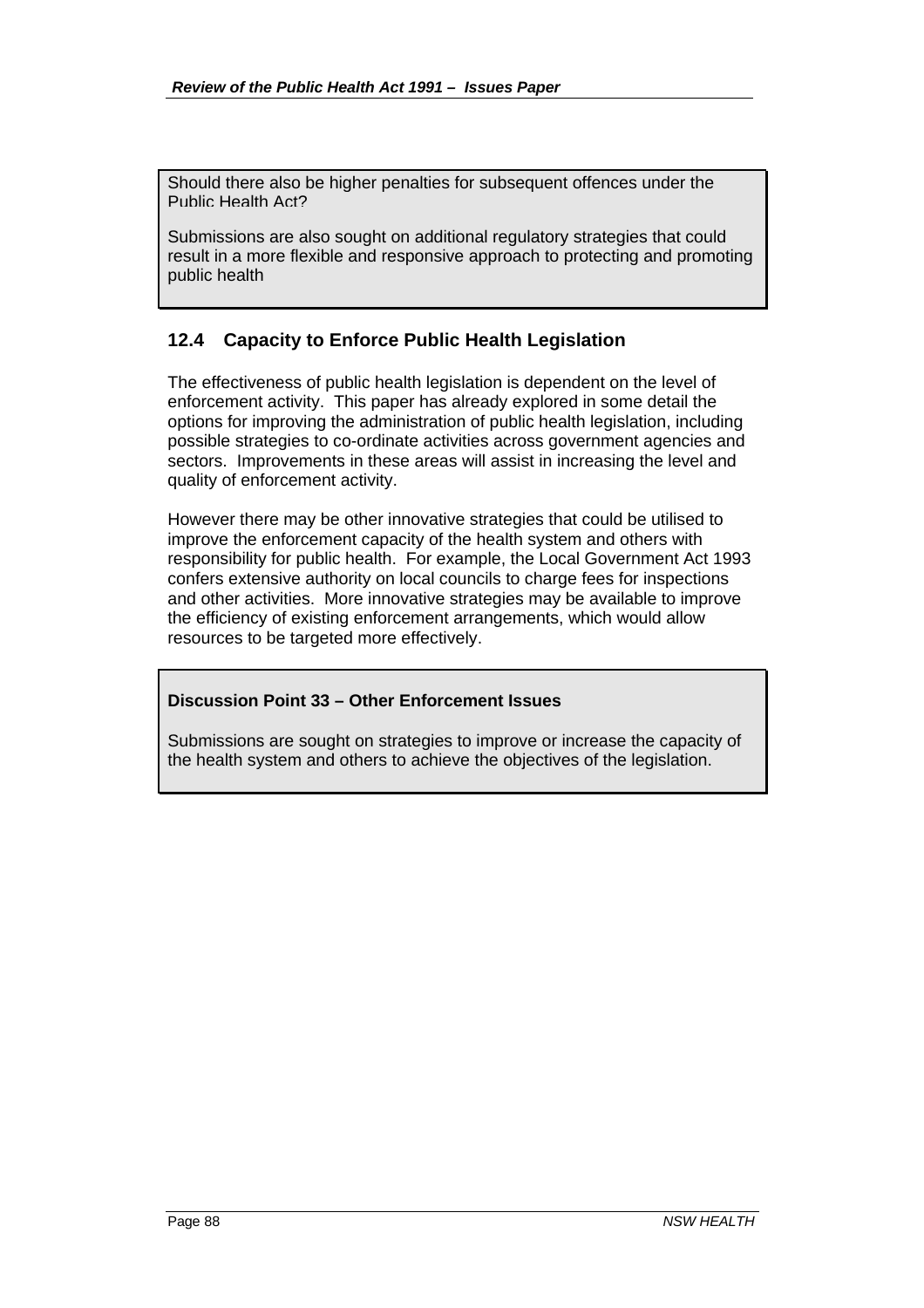Should there also be higher penalties for subsequent offences under the Public Health Act?

Submissions are also sought on additional regulatory strategies that could result in a more flexible and responsive approach to protecting and promoting public health

## 12.4 Capacity to Enforce Public Health Legislation

The effectiveness of public health legislation is dependent on the level of enforcement activity. This paper has already explored in some detail the options for improving the administration of public health legislation, including possible strategies to co-ordinate activities across government agencies and sectors. Improvements in these areas will assist in increasing the level and quality of enforcement activity.

However there may be other innovative strategies that could be utilised to improve the enforcement capacity of the health system and others with responsibility for public health. For example, the Local Government Act 1993 confers extensive authority on local councils to charge fees for inspections and other activities. More innovative strategies may be available to improve the efficiency of existing enforcement arrangements, which would allow resources to be targeted more effectively.

**Discussion Point 33 – Other Enforcement Issues**

Submissions are sought on strategies to improve or increase the capacity of the health system and others to achieve the objectives of the legislation.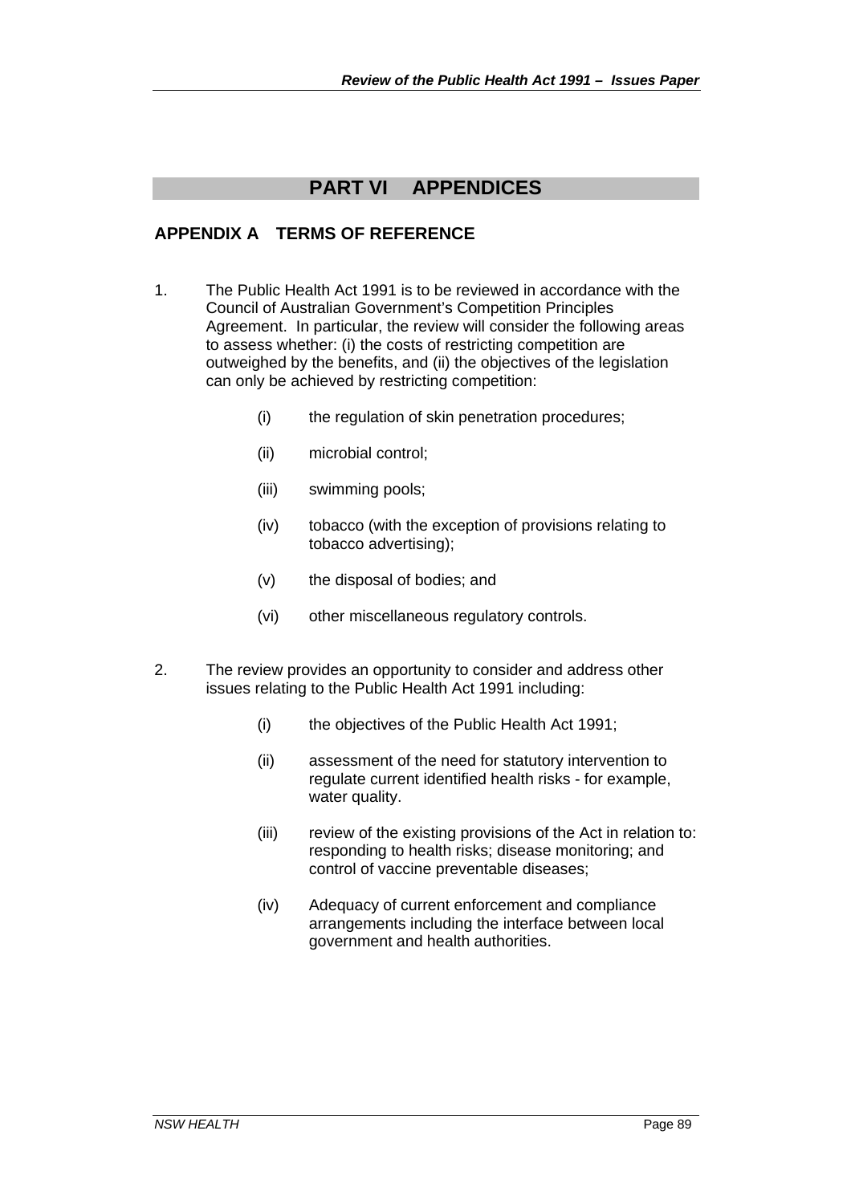# PART VI APPENDICES

## APPENDIX A TERMS OF REFERENCE

1. The Public Health Act 1991 is to be reviewed in accordance with the Council of Australian Government's Competition Principles Agreement. In particular, the review will consider the following areas to assess whether: (i) the costs of restricting competition are outweighed by the benefits, and (ii) the objectives of the legislation can only be achieved by restricting competition:

   (i) the regulation of skin penetration procedures;

   (ii) microbial control;

   (iii) swimming pools;

   (iv) tobacco (with the exception of provisions relating to tobacco advertising);

   (v) the disposal of bodies; and

   (vi) other miscellaneous regulatory controls.

2. The review provides an opportunity to consider and address other issues relating to the Public Health Act 1991 including:

   (i) the objectives of the Public Health Act 1991;

   (ii) assessment of the need for statutory intervention to regulate current identified health risks - for example, water quality.

   (iii) review of the existing provisions of the Act in relation to: responding to health risks; disease monitoring; and control of vaccine preventable diseases;

   (iv) Adequacy of current enforcement and compliance arrangements including the interface between local government and health authorities.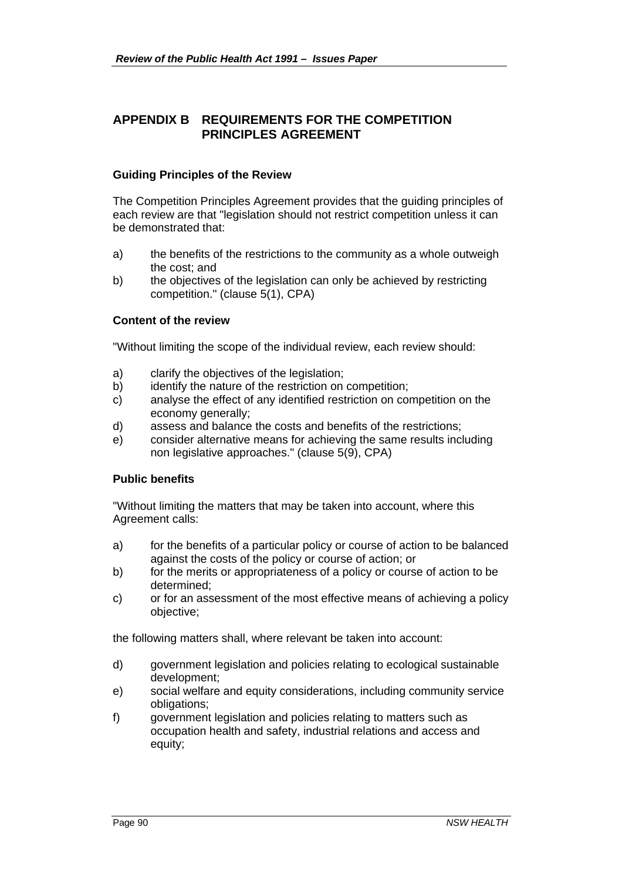## APPENDIX B REQUIREMENTS FOR THE COMPETITION PRINCIPLES AGREEMENT

### Guiding Principles of the Review

The Competition Principles Agreement provides that the guiding principles of each review are that "legislation should not restrict competition unless it can be demonstrated that:

a) the benefits of the restrictions to the community as a whole outweigh the cost; and
b) the objectives of the legislation can only be achieved by restricting competition." (clause 5(1), CPA)

### Content of the review

"Without limiting the scope of the individual review, each review should:

a) clarify the objectives of the legislation;
b) identify the nature of the restriction on competition;
c) analyse the effect of any identified restriction on competition on the economy generally;
d) assess and balance the costs and benefits of the restrictions;
e) consider alternative means for achieving the same results including non legislative approaches." (clause 5(9), CPA)

### Public benefits

"Without limiting the matters that may be taken into account, where this Agreement calls:

a) for the benefits of a particular policy or course of action to be balanced against the costs of the policy or course of action; or
b) for the merits or appropriateness of a policy or course of action to be determined;
c) or for an assessment of the most effective means of achieving a policy objective;

the following matters shall, where relevant be taken into account:

d) government legislation and policies relating to ecological sustainable development;
e) social welfare and equity considerations, including community service obligations;
f) government legislation and policies relating to matters such as occupation health and safety, industrial relations and access and equity;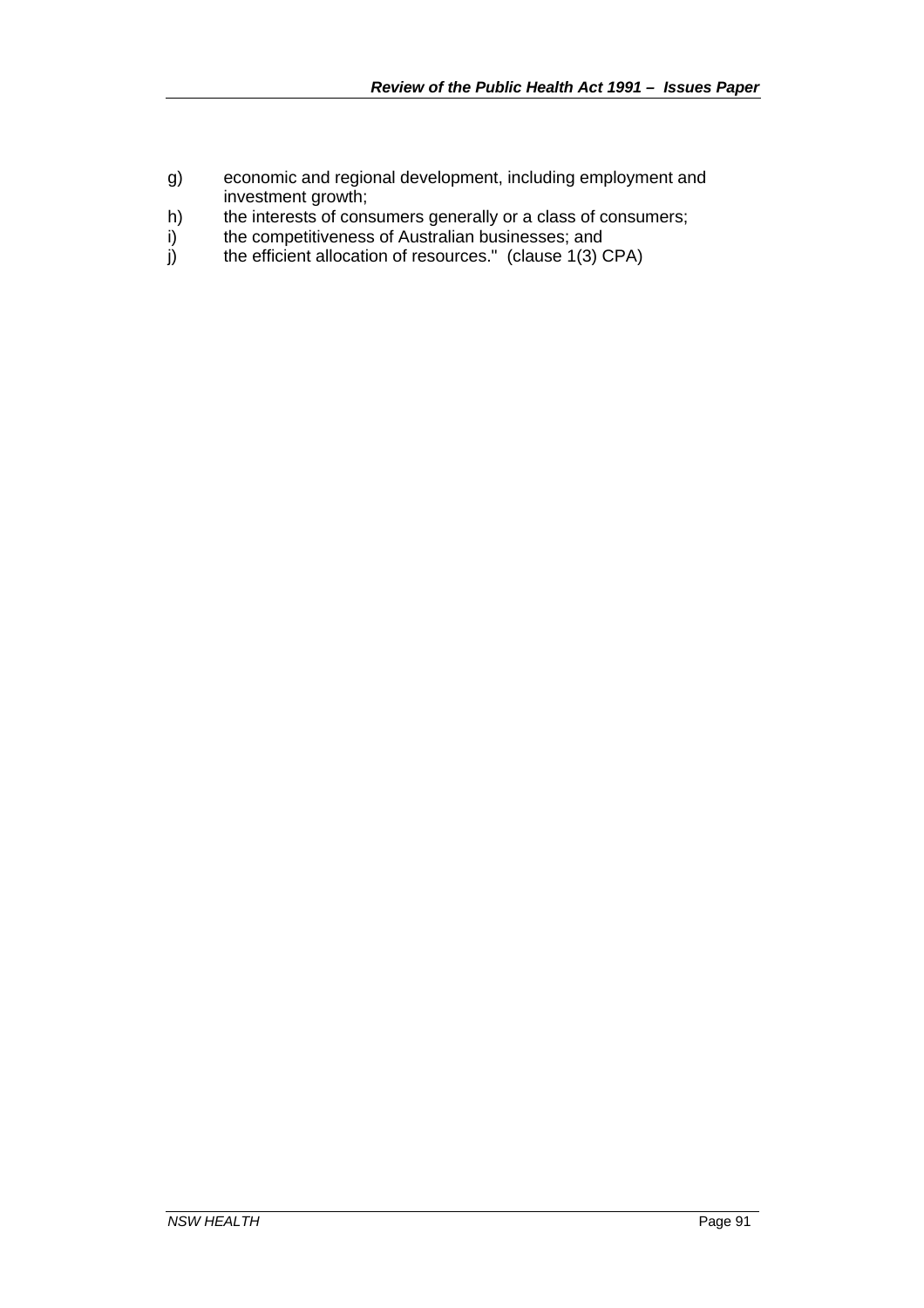g) economic and regional development, including employment and investment growth;
h) the interests of consumers generally or a class of consumers;
i) the competitiveness of Australian businesses; and
j) the efficient allocation of resources." (clause 1(3) CPA)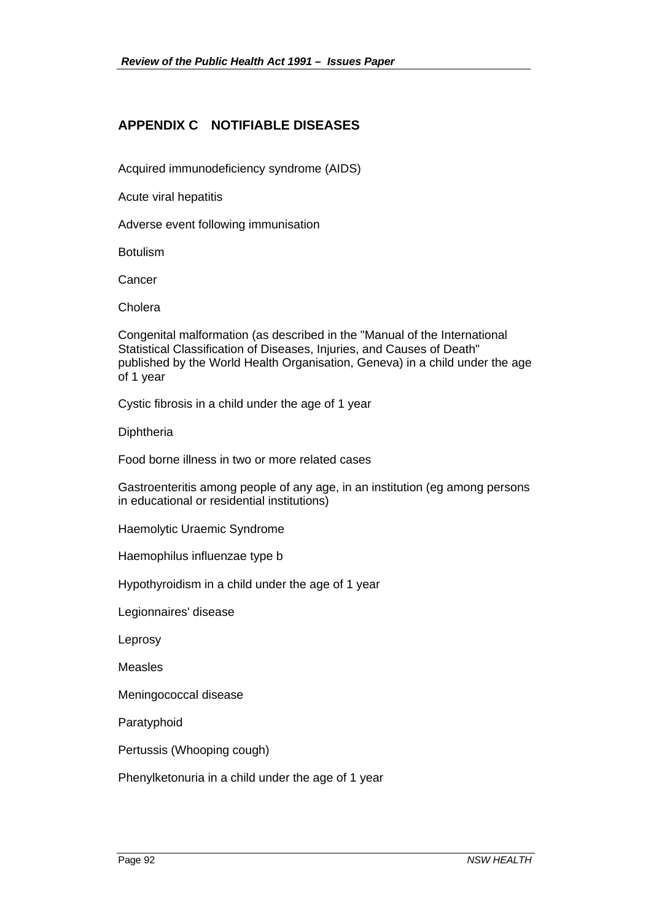## APPENDIX C NOTIFIABLE DISEASES

Acquired immunodeficiency syndrome (AIDS)

Acute viral hepatitis

Adverse event following immunisation

Botulism

Cancer

Cholera

Congenital malformation (as described in the "Manual of the International Statistical Classification of Diseases, Injuries, and Causes of Death" published by the World Health Organisation, Geneva) in a child under the age of 1 year

Cystic fibrosis in a child under the age of 1 year

Diphtheria

Food borne illness in two or more related cases

Gastroenteritis among people of any age, in an institution (eg among persons in educational or residential institutions)

Haemolytic Uraemic Syndrome

Haemophilus influenzae type b

Hypothyroidism in a child under the age of 1 year

Legionnaires' disease

Leprosy

Measles

Meningococcal disease

Paratyphoid

Pertussis (Whooping cough)

Phenylketonuria in a child under the age of 1 year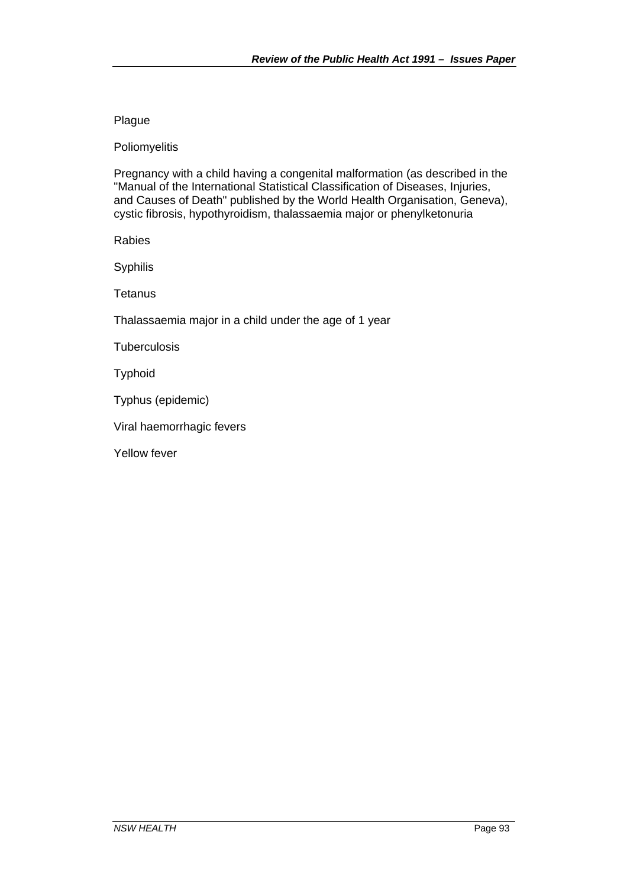Plague

Poliomyelitis

Pregnancy with a child having a congenital malformation (as described in the "Manual of the International Statistical Classification of Diseases, Injuries, and Causes of Death" published by the World Health Organisation, Geneva), cystic fibrosis, hypothyroidism, thalassaemia major or phenylketonuria

Rabies

Syphilis

Tetanus

Thalassaemia major in a child under the age of 1 year

Tuberculosis

Typhoid

Typhus (epidemic)

Viral haemorrhagic fevers

Yellow fever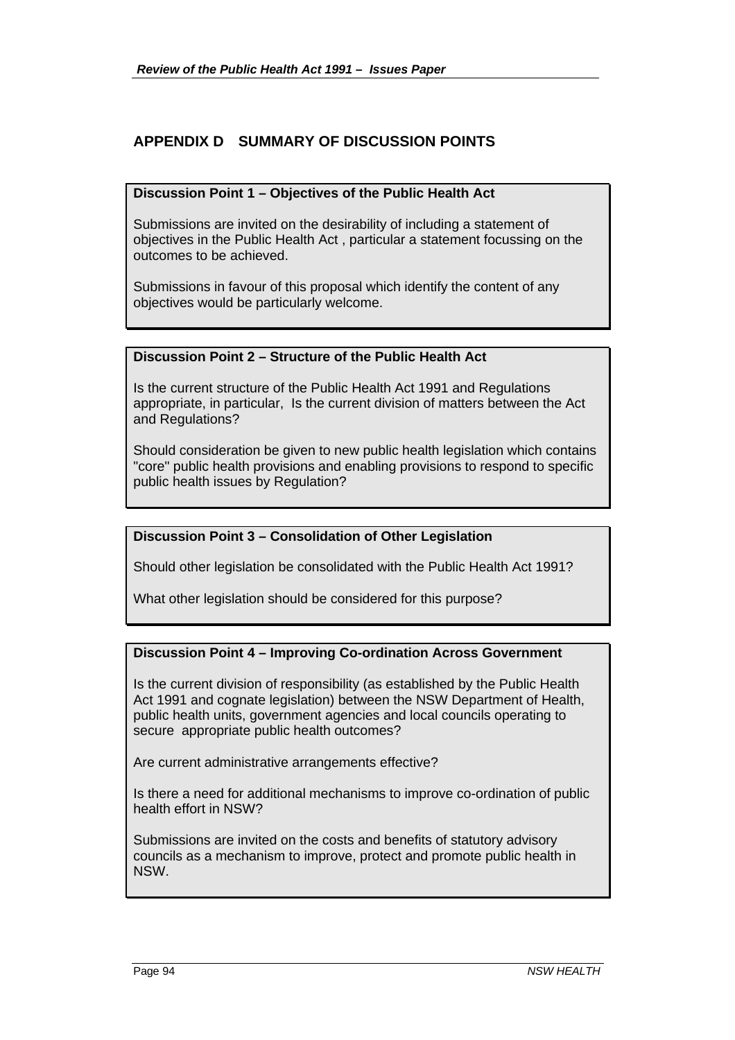# APPENDIX D SUMMARY OF DISCUSSION POINTS

**Discussion Point 1 – Objectives of the Public Health Act**

Submissions are invited on the desirability of including a statement of objectives in the Public Health Act , particular a statement focussing on the outcomes to be achieved.

Submissions in favour of this proposal which identify the content of any objectives would be particularly welcome.

**Discussion Point 2 – Structure of the Public Health Act**

Is the current structure of the Public Health Act 1991 and Regulations appropriate, in particular, Is the current division of matters between the Act and Regulations?

Should consideration be given to new public health legislation which contains "core" public health provisions and enabling provisions to respond to specific public health issues by Regulation?

**Discussion Point 3 – Consolidation of Other Legislation**

Should other legislation be consolidated with the Public Health Act 1991?

What other legislation should be considered for this purpose?

**Discussion Point 4 – Improving Co-ordination Across Government**

Is the current division of responsibility (as established by the Public Health Act 1991 and cognate legislation) between the NSW Department of Health, public health units, government agencies and local councils operating to secure appropriate public health outcomes?

Are current administrative arrangements effective?

Is there a need for additional mechanisms to improve co-ordination of public health effort in NSW?

Submissions are invited on the costs and benefits of statutory advisory councils as a mechanism to improve, protect and promote public health in NSW.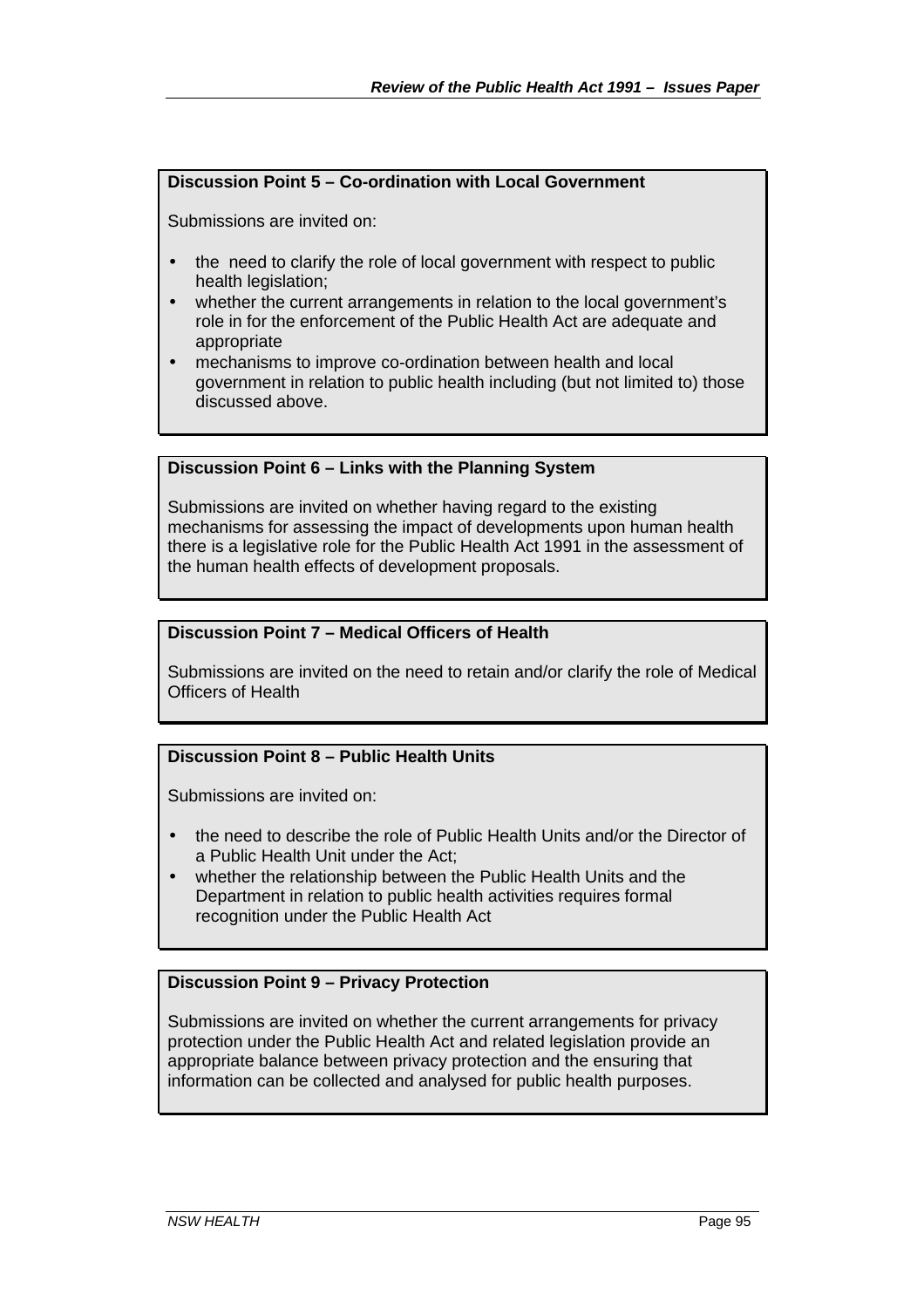**Discussion Point 5 – Co-ordination with Local Government**

Submissions are invited on:

- the need to clarify the role of local government with respect to public health legislation;
- whether the current arrangements in relation to the local government's role in for the enforcement of the Public Health Act are adequate and appropriate
- mechanisms to improve co-ordination between health and local government in relation to public health including (but not limited to) those discussed above.

**Discussion Point 6 – Links with the Planning System**

Submissions are invited on whether having regard to the existing mechanisms for assessing the impact of developments upon human health there is a legislative role for the Public Health Act 1991 in the assessment of the human health effects of development proposals.

**Discussion Point 7 – Medical Officers of Health**

Submissions are invited on the need to retain and/or clarify the role of Medical Officers of Health

**Discussion Point 8 – Public Health Units**

Submissions are invited on:

- the need to describe the role of Public Health Units and/or the Director of a Public Health Unit under the Act;
- whether the relationship between the Public Health Units and the Department in relation to public health activities requires formal recognition under the Public Health Act

**Discussion Point 9 – Privacy Protection**

Submissions are invited on whether the current arrangements for privacy protection under the Public Health Act and related legislation provide an appropriate balance between privacy protection and the ensuring that information can be collected and analysed for public health purposes.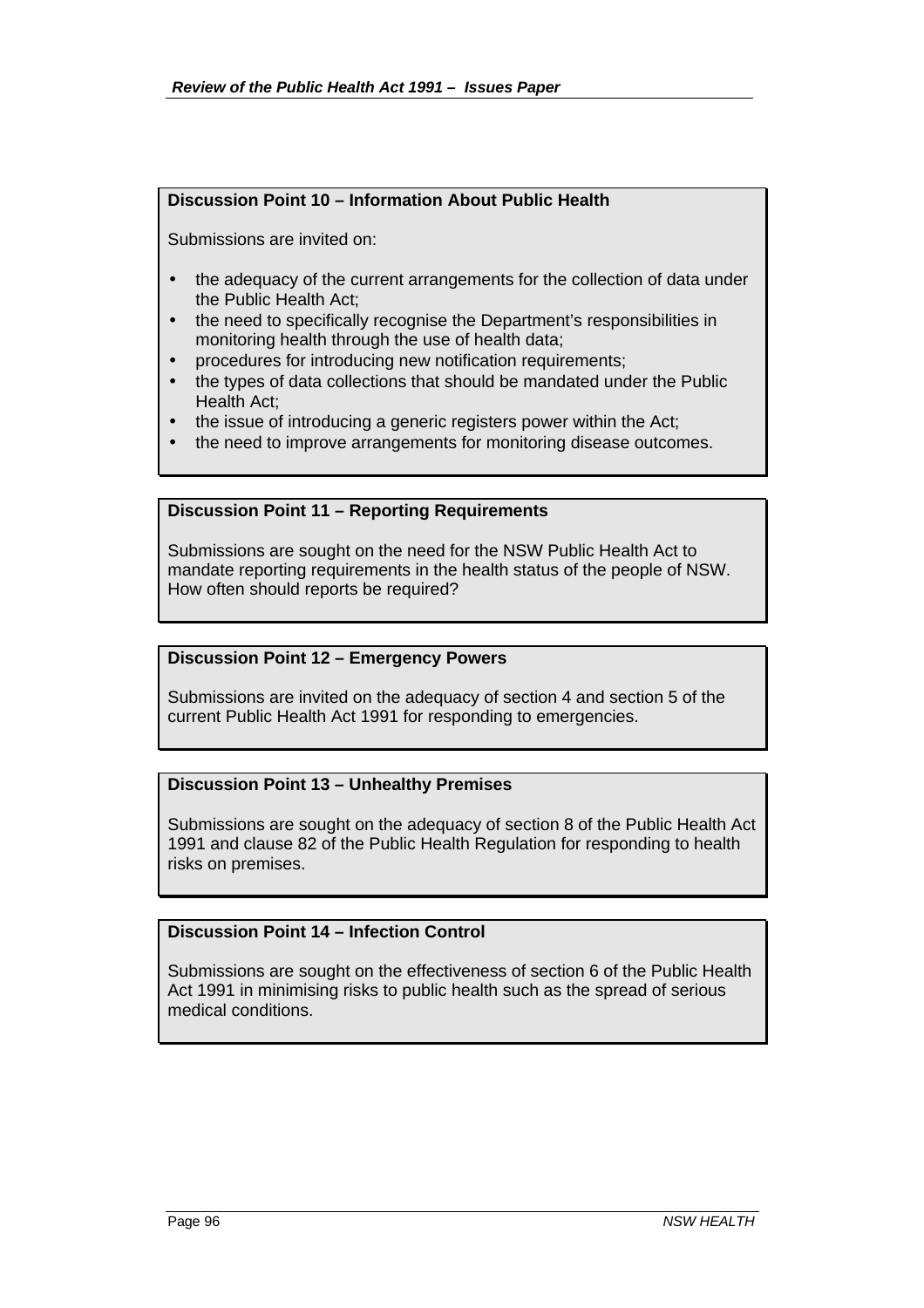**Discussion Point 10 – Information About Public Health**

Submissions are invited on:

- the adequacy of the current arrangements for the collection of data under the Public Health Act;
- the need to specifically recognise the Department's responsibilities in monitoring health through the use of health data;
- procedures for introducing new notification requirements;
- the types of data collections that should be mandated under the Public Health Act;
- the issue of introducing a generic registers power within the Act;
- the need to improve arrangements for monitoring disease outcomes.

**Discussion Point 11 – Reporting Requirements**

Submissions are sought on the need for the NSW Public Health Act to mandate reporting requirements in the health status of the people of NSW. How often should reports be required?

**Discussion Point 12 – Emergency Powers**

Submissions are invited on the adequacy of section 4 and section 5 of the current Public Health Act 1991 for responding to emergencies.

**Discussion Point 13 – Unhealthy Premises**

Submissions are sought on the adequacy of section 8 of the Public Health Act 1991 and clause 82 of the Public Health Regulation for responding to health risks on premises.

**Discussion Point 14 – Infection Control**

Submissions are sought on the effectiveness of section 6 of the Public Health Act 1991 in minimising risks to public health such as the spread of serious medical conditions.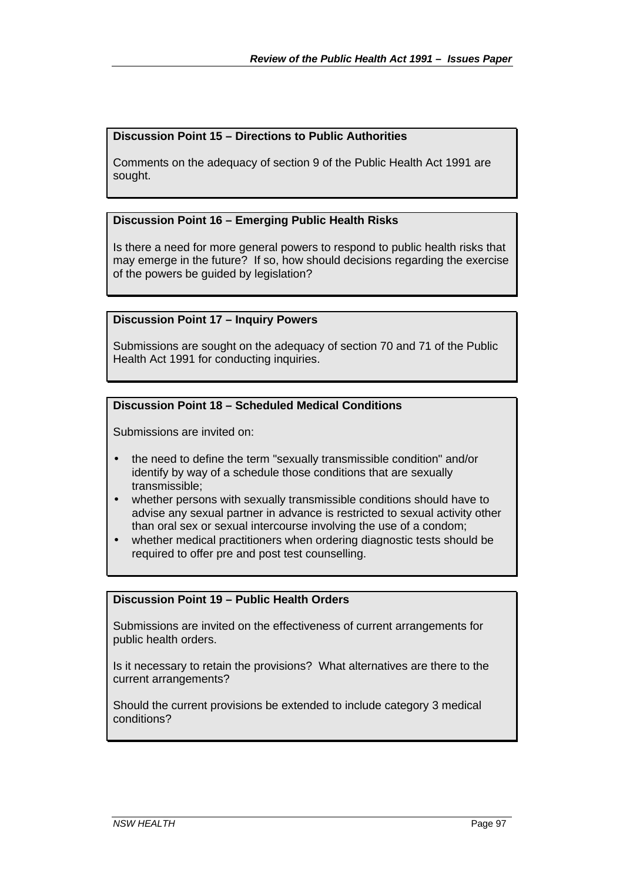**Discussion Point 15 – Directions to Public Authorities**

Comments on the adequacy of section 9 of the Public Health Act 1991 are sought.

**Discussion Point 16 – Emerging Public Health Risks**

Is there a need for more general powers to respond to public health risks that may emerge in the future? If so, how should decisions regarding the exercise of the powers be guided by legislation?

**Discussion Point 17 – Inquiry Powers**

Submissions are sought on the adequacy of section 70 and 71 of the Public Health Act 1991 for conducting inquiries.

**Discussion Point 18 – Scheduled Medical Conditions**

Submissions are invited on:

- the need to define the term "sexually transmissible condition" and/or identify by way of a schedule those conditions that are sexually transmissible;
- whether persons with sexually transmissible conditions should have to advise any sexual partner in advance is restricted to sexual activity other than oral sex or sexual intercourse involving the use of a condom;
- whether medical practitioners when ordering diagnostic tests should be required to offer pre and post test counselling.

**Discussion Point 19 – Public Health Orders**

Submissions are invited on the effectiveness of current arrangements for public health orders.

Is it necessary to retain the provisions? What alternatives are there to the current arrangements?

Should the current provisions be extended to include category 3 medical conditions?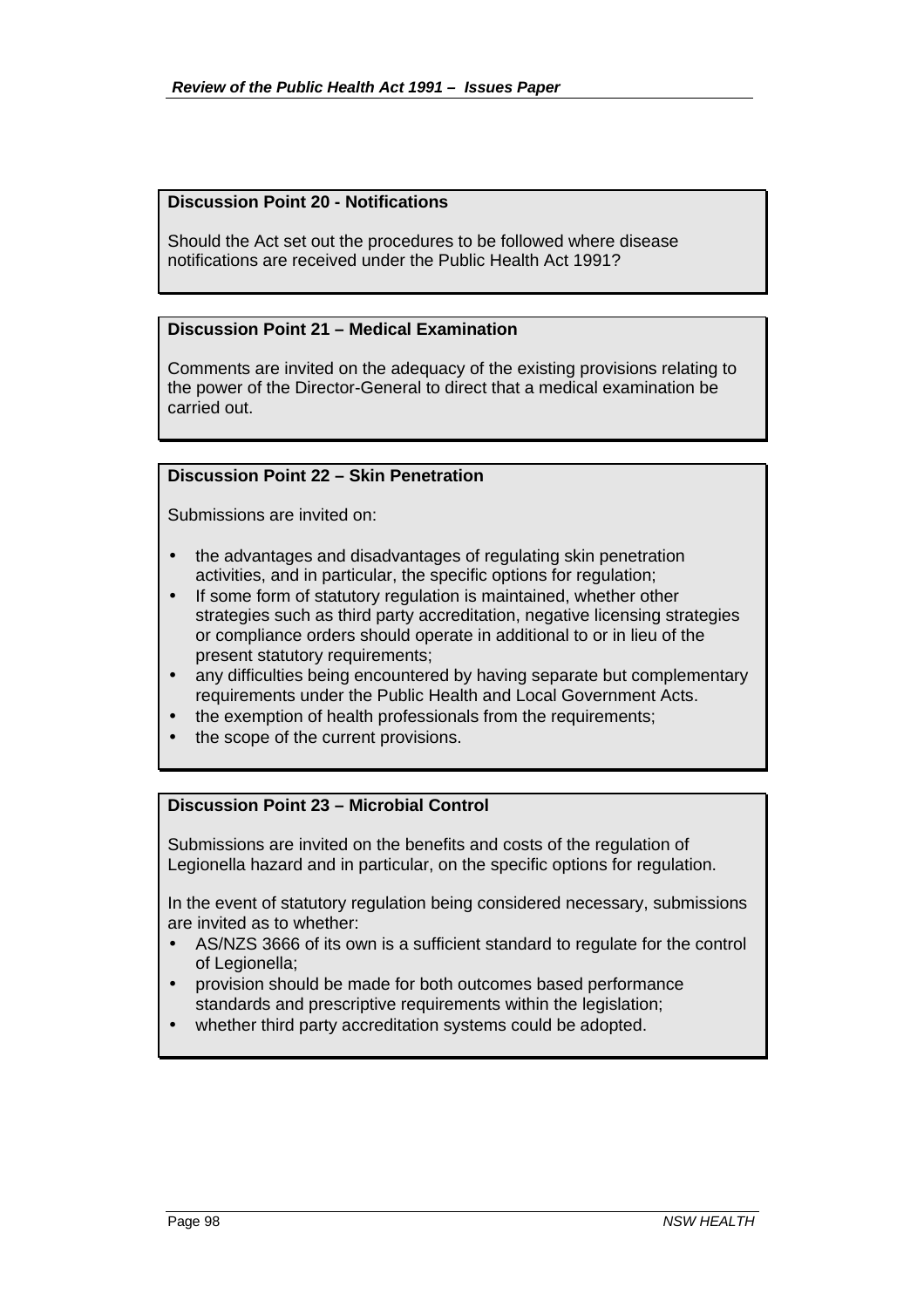**Discussion Point 20 - Notifications**

Should the Act set out the procedures to be followed where disease notifications are received under the Public Health Act 1991?

**Discussion Point 21 – Medical Examination**

Comments are invited on the adequacy of the existing provisions relating to the power of the Director-General to direct that a medical examination be carried out.

**Discussion Point 22 – Skin Penetration**

Submissions are invited on:

- the advantages and disadvantages of regulating skin penetration activities, and in particular, the specific options for regulation;
- If some form of statutory regulation is maintained, whether other strategies such as third party accreditation, negative licensing strategies or compliance orders should operate in additional to or in lieu of the present statutory requirements;
- any difficulties being encountered by having separate but complementary requirements under the Public Health and Local Government Acts.
- the exemption of health professionals from the requirements;
- the scope of the current provisions.

**Discussion Point 23 – Microbial Control**

Submissions are invited on the benefits and costs of the regulation of Legionella hazard and in particular, on the specific options for regulation.

In the event of statutory regulation being considered necessary, submissions are invited as to whether:

- AS/NZS 3666 of its own is a sufficient standard to regulate for the control of Legionella;
- provision should be made for both outcomes based performance standards and prescriptive requirements within the legislation;
- whether third party accreditation systems could be adopted.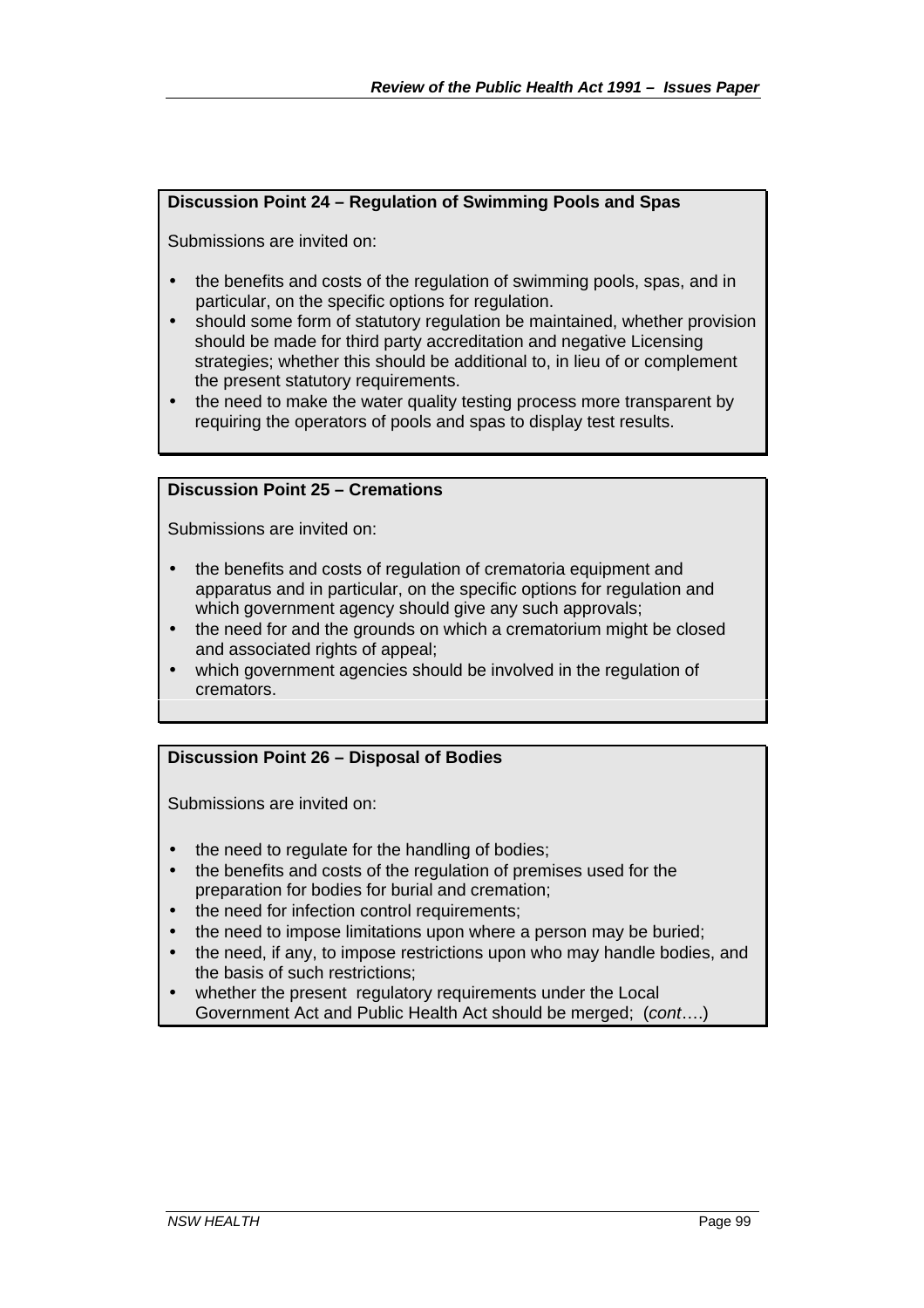**Discussion Point 24 – Regulation of Swimming Pools and Spas**

Submissions are invited on:

- the benefits and costs of the regulation of swimming pools, spas, and in particular, on the specific options for regulation.
- should some form of statutory regulation be maintained, whether provision should be made for third party accreditation and negative Licensing strategies; whether this should be additional to, in lieu of or complement the present statutory requirements.
- the need to make the water quality testing process more transparent by requiring the operators of pools and spas to display test results.

**Discussion Point 25 – Cremations**

Submissions are invited on:

- the benefits and costs of regulation of crematoria equipment and apparatus and in particular, on the specific options for regulation and which government agency should give any such approvals;
- the need for and the grounds on which a crematorium might be closed and associated rights of appeal;
- which government agencies should be involved in the regulation of cremators.

**Discussion Point 26 – Disposal of Bodies**

Submissions are invited on:

- the need to regulate for the handling of bodies;
- the benefits and costs of the regulation of premises used for the preparation for bodies for burial and cremation;
- the need for infection control requirements;
- the need to impose limitations upon where a person may be buried;
- the need, if any, to impose restrictions upon who may handle bodies, and the basis of such restrictions;
- whether the present regulatory requirements under the Local Government Act and Public Health Act should be merged; (*cont*….)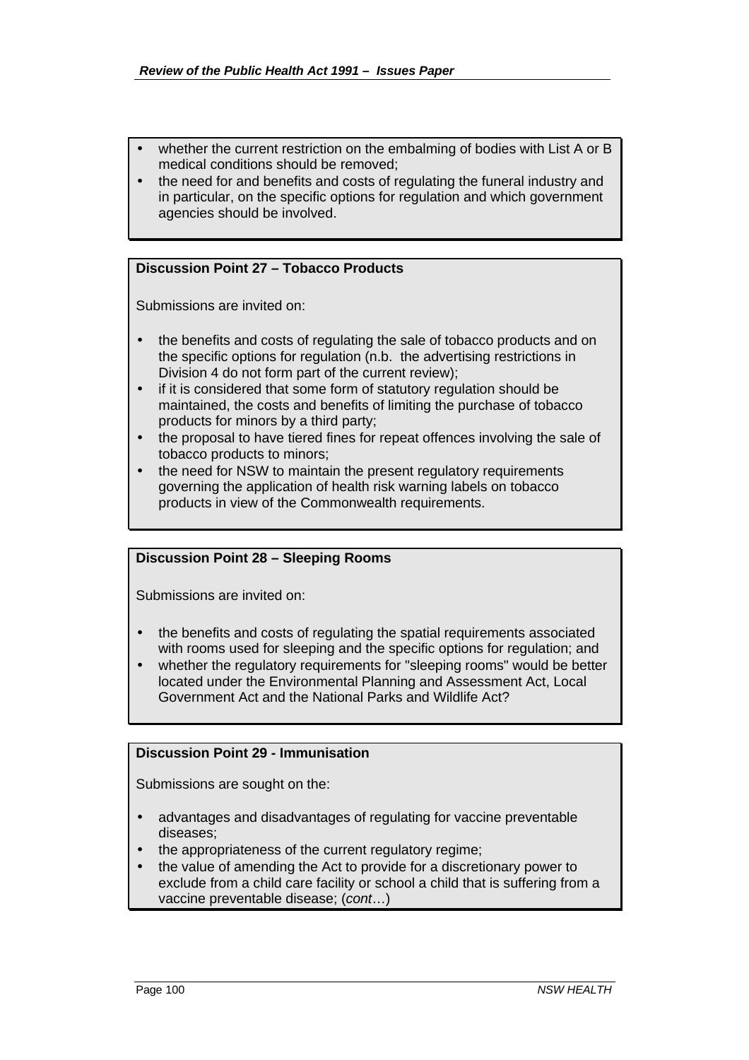- whether the current restriction on the embalming of bodies with List A or B medical conditions should be removed;
- the need for and benefits and costs of regulating the funeral industry and in particular, on the specific options for regulation and which government agencies should be involved.

**Discussion Point 27 – Tobacco Products**

Submissions are invited on:

- the benefits and costs of regulating the sale of tobacco products and on the specific options for regulation (n.b. the advertising restrictions in Division 4 do not form part of the current review);
- if it is considered that some form of statutory regulation should be maintained, the costs and benefits of limiting the purchase of tobacco products for minors by a third party;
- the proposal to have tiered fines for repeat offences involving the sale of tobacco products to minors;
- the need for NSW to maintain the present regulatory requirements governing the application of health risk warning labels on tobacco products in view of the Commonwealth requirements.

**Discussion Point 28 – Sleeping Rooms**

Submissions are invited on:

- the benefits and costs of regulating the spatial requirements associated with rooms used for sleeping and the specific options for regulation; and
- whether the regulatory requirements for "sleeping rooms" would be better located under the Environmental Planning and Assessment Act, Local Government Act and the National Parks and Wildlife Act?

**Discussion Point 29 - Immunisation**

Submissions are sought on the:

- advantages and disadvantages of regulating for vaccine preventable diseases;
- the appropriateness of the current regulatory regime;
- the value of amending the Act to provide for a discretionary power to exclude from a child care facility or school a child that is suffering from a vaccine preventable disease; (*cont*…)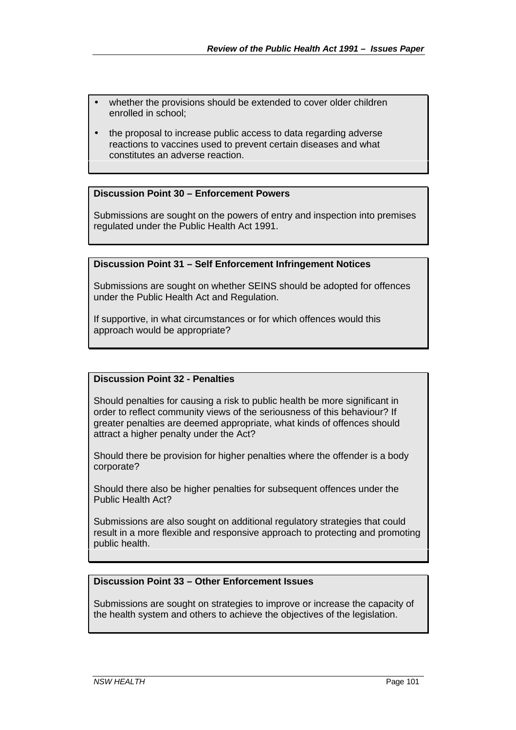- whether the provisions should be extended to cover older children enrolled in school;
- the proposal to increase public access to data regarding adverse reactions to vaccines used to prevent certain diseases and what constitutes an adverse reaction.

**Discussion Point 30 – Enforcement Powers**

Submissions are sought on the powers of entry and inspection into premises regulated under the Public Health Act 1991.

**Discussion Point 31 – Self Enforcement Infringement Notices**

Submissions are sought on whether SEINS should be adopted for offences under the Public Health Act and Regulation.

If supportive, in what circumstances or for which offences would this approach would be appropriate?

**Discussion Point 32 - Penalties**

Should penalties for causing a risk to public health be more significant in order to reflect community views of the seriousness of this behaviour? If greater penalties are deemed appropriate, what kinds of offences should attract a higher penalty under the Act?

Should there be provision for higher penalties where the offender is a body corporate?

Should there also be higher penalties for subsequent offences under the Public Health Act?

Submissions are also sought on additional regulatory strategies that could result in a more flexible and responsive approach to protecting and promoting public health.

**Discussion Point 33 – Other Enforcement Issues**

Submissions are sought on strategies to improve or increase the capacity of the health system and others to achieve the objectives of the legislation.